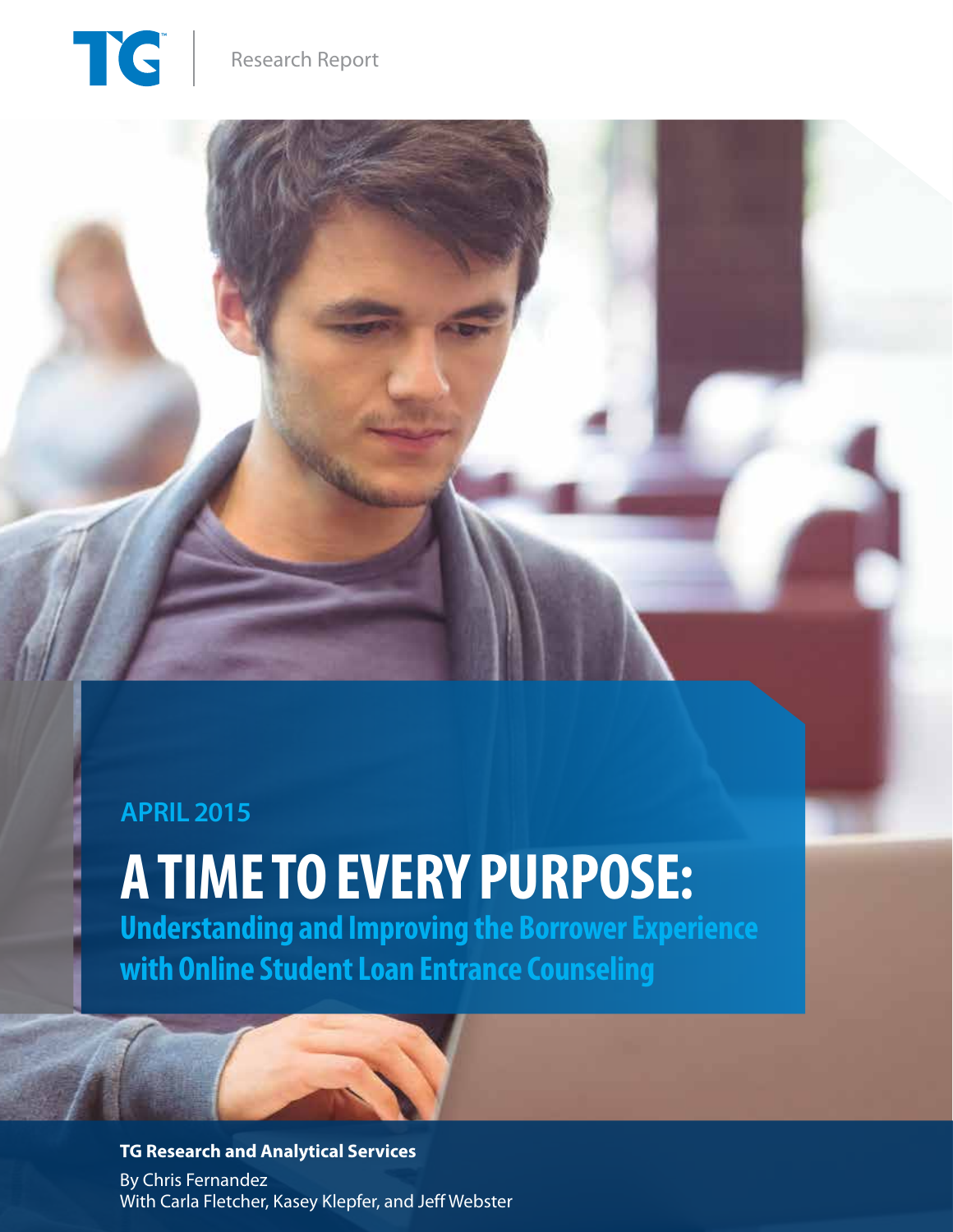TG | Research Report

APRIL 2015

# A TIME TO EVERY PURPOSE:

## Understanding and Improving the Borrower Experience with Online Student Loan Entrance Counseling

**TG Research and Analytical Services**

By Chris Fernandez
With Carla Fletcher, Kasey Klepfer, and Jeff Webster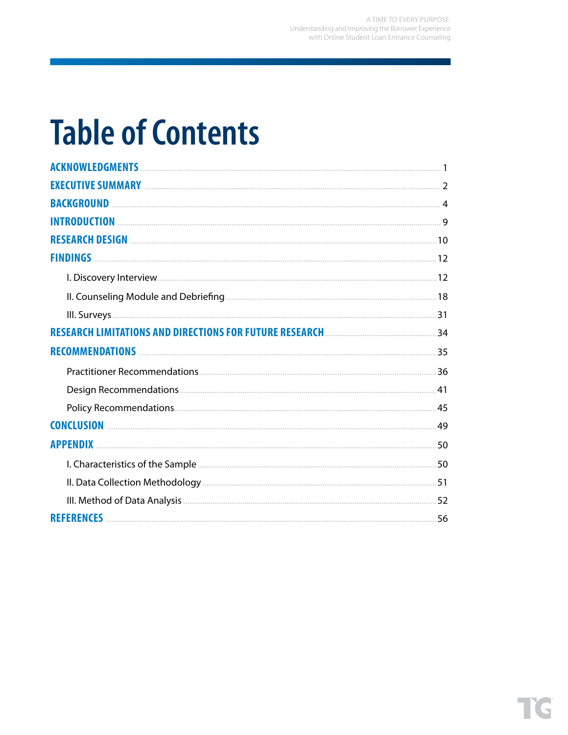# Table of Contents

- ACKNOWLEDGMENTS ... 1
- EXECUTIVE SUMMARY ... 2
- BACKGROUND ... 4
- INTRODUCTION ... 9
- RESEARCH DESIGN ... 10
- FINDINGS ... 12
  - I. Discovery Interview ... 12
  - II. Counseling Module and Debriefing ... 18
  - III. Surveys ... 31
- RESEARCH LIMITATIONS AND DIRECTIONS FOR FUTURE RESEARCH ... 34
- RECOMMENDATIONS ... 35
  - Practitioner Recommendations ... 36
  - Design Recommendations ... 41
  - Policy Recommendations ... 45
- CONCLUSION ... 49
- APPENDIX ... 50
  - I. Characteristics of the Sample ... 50
  - II. Data Collection Methodology ... 51
  - III. Method of Data Analysis ... 52
- REFERENCES ... 56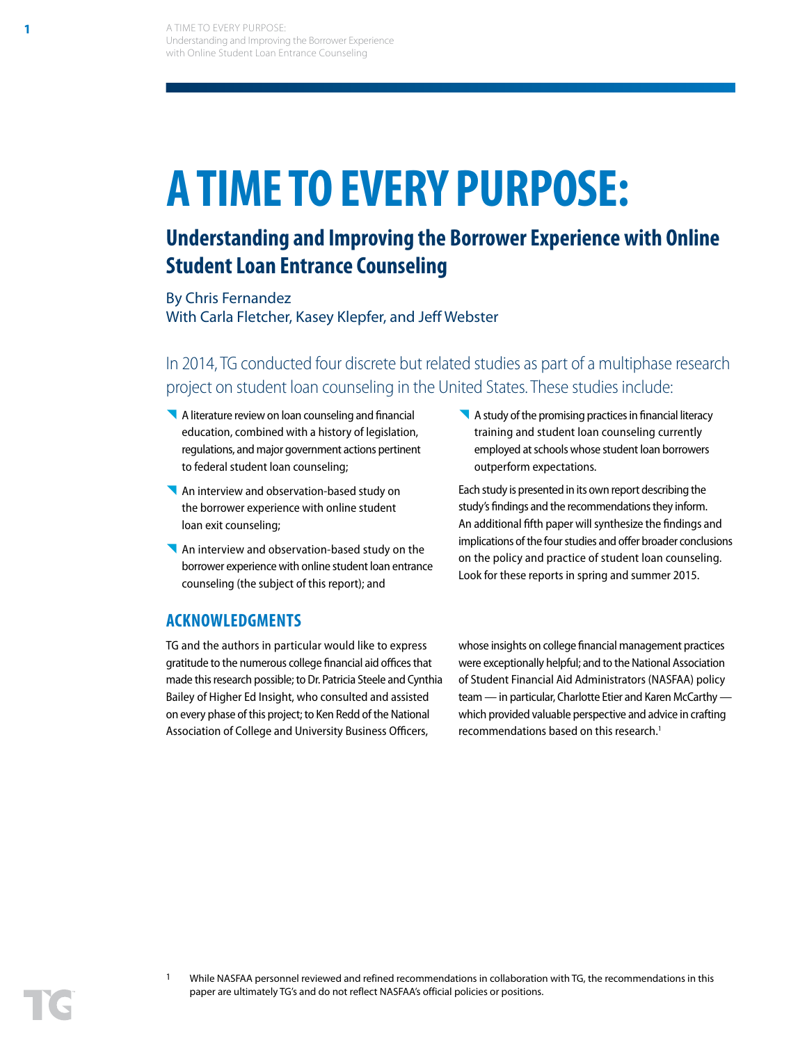# A TIME TO EVERY PURPOSE:

## Understanding and Improving the Borrower Experience with Online Student Loan Entrance Counseling

By Chris Fernandez
With Carla Fletcher, Kasey Klepfer, and Jeff Webster

In 2014, TG conducted four discrete but related studies as part of a multiphase research project on student loan counseling in the United States. These studies include:

- A literature review on loan counseling and financial education, combined with a history of legislation, regulations, and major government actions pertinent to federal student loan counseling;
- An interview and observation-based study on the borrower experience with online student loan exit counseling;
- An interview and observation-based study on the borrower experience with online student loan entrance counseling (the subject of this report); and
- A study of the promising practices in financial literacy training and student loan counseling currently employed at schools whose student loan borrowers outperform expectations.

Each study is presented in its own report describing the study's findings and the recommendations they inform. An additional fifth paper will synthesize the findings and implications of the four studies and offer broader conclusions on the policy and practice of student loan counseling. Look for these reports in spring and summer 2015.

### ACKNOWLEDGMENTS

TG and the authors in particular would like to express gratitude to the numerous college financial aid offices that made this research possible; to Dr. Patricia Steele and Cynthia Bailey of Higher Ed Insight, who consulted and assisted on every phase of this project; to Ken Redd of the National Association of College and University Business Officers, whose insights on college financial management practices were exceptionally helpful; and to the National Association of Student Financial Aid Administrators (NASFAA) policy team — in particular, Charlotte Etier and Karen McCarthy — which provided valuable perspective and advice in crafting recommendations based on this research.[1]

[1] While NASFAA personnel reviewed and refined recommendations in collaboration with TG, the recommendations in this paper are ultimately TG's and do not reflect NASFAA's official policies or positions.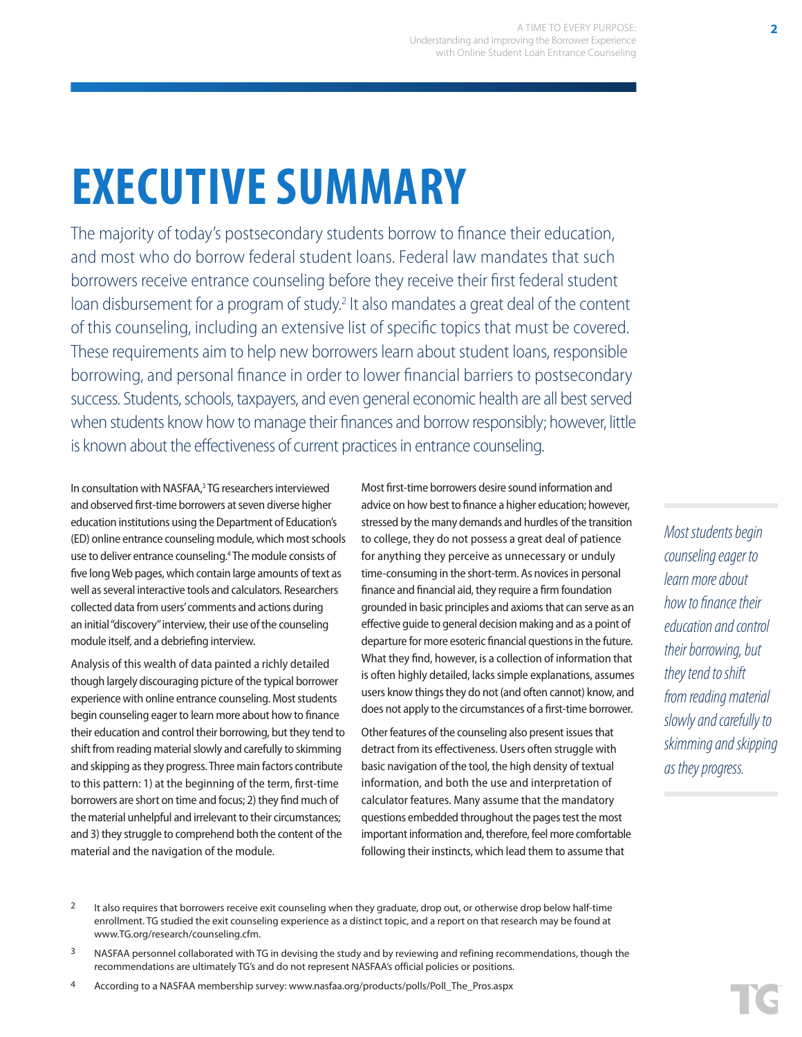# EXECUTIVE SUMMARY

The majority of today's postsecondary students borrow to finance their education, and most who do borrow federal student loans. Federal law mandates that such borrowers receive entrance counseling before they receive their first federal student loan disbursement for a program of study.[2] It also mandates a great deal of the content of this counseling, including an extensive list of specific topics that must be covered. These requirements aim to help new borrowers learn about student loans, responsible borrowing, and personal finance in order to lower financial barriers to postsecondary success. Students, schools, taxpayers, and even general economic health are all best served when students know how to manage their finances and borrow responsibly; however, little is known about the effectiveness of current practices in entrance counseling.

In consultation with NASFAA,[3] TG researchers interviewed and observed first-time borrowers at seven diverse higher education institutions using the Department of Education's (ED) online entrance counseling module, which most schools use to deliver entrance counseling.[4] The module consists of five long Web pages, which contain large amounts of text as well as several interactive tools and calculators. Researchers collected data from users' comments and actions during an initial "discovery" interview, their use of the counseling module itself, and a debriefing interview.

Analysis of this wealth of data painted a richly detailed though largely discouraging picture of the typical borrower experience with online entrance counseling. Most students begin counseling eager to learn more about how to finance their education and control their borrowing, but they tend to shift from reading material slowly and carefully to skimming and skipping as they progress. Three main factors contribute to this pattern: 1) at the beginning of the term, first-time borrowers are short on time and focus; 2) they find much of the material unhelpful and irrelevant to their circumstances; and 3) they struggle to comprehend both the content of the material and the navigation of the module.

Most first-time borrowers desire sound information and advice on how best to finance a higher education; however, stressed by the many demands and hurdles of the transition to college, they do not possess a great deal of patience for anything they perceive as unnecessary or unduly time-consuming in the short-term. As novices in personal finance and financial aid, they require a firm foundation grounded in basic principles and axioms that can serve as an effective guide to general decision making and as a point of departure for more esoteric financial questions in the future. What they find, however, is a collection of information that is often highly detailed, lacks simple explanations, assumes users know things they do not (and often cannot) know, and does not apply to the circumstances of a first-time borrower.

Other features of the counseling also present issues that detract from its effectiveness. Users often struggle with basic navigation of the tool, the high density of textual information, and both the use and interpretation of calculator features. Many assume that the mandatory questions embedded throughout the pages test the most important information and, therefore, feel more comfortable following their instincts, which lead them to assume that

*Most students begin counseling eager to learn more about how to finance their education and control their borrowing, but they tend to shift from reading material slowly and carefully to skimming and skipping as they progress.*

---

[2] It also requires that borrowers receive exit counseling when they graduate, drop out, or otherwise drop below half-time enrollment. TG studied the exit counseling experience as a distinct topic, and a report on that research may be found at www.TG.org/research/counseling.cfm.

[3] NASFAA personnel collaborated with TG in devising the study and by reviewing and refining recommendations, though the recommendations are ultimately TG's and do not represent NASFAA's official policies or positions.

[4] According to a NASFAA membership survey: www.nasfaa.org/products/polls/Poll_The_Pros.aspx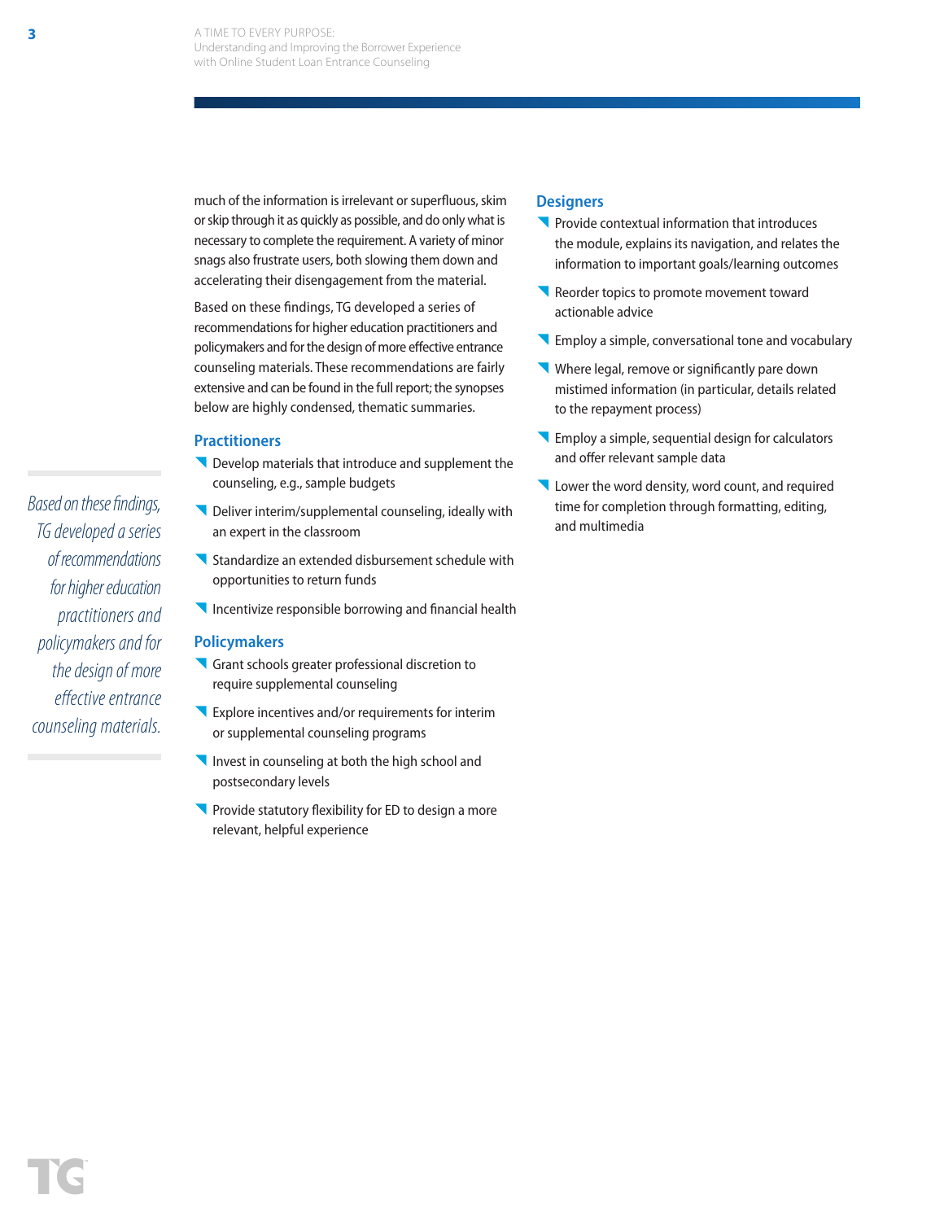much of the information is irrelevant or superfluous, skim or skip through it as quickly as possible, and do only what is necessary to complete the requirement. A variety of minor snags also frustrate users, both slowing them down and accelerating their disengagement from the material.

Based on these findings, TG developed a series of recommendations for higher education practitioners and policymakers and for the design of more effective entrance counseling materials. These recommendations are fairly extensive and can be found in the full report; the synopses below are highly condensed, thematic summaries.

*Based on these findings, TG developed a series of recommendations for higher education practitioners and policymakers and for the design of more effective entrance counseling materials.*

## Practitioners

- Develop materials that introduce and supplement the counseling, e.g., sample budgets
- Deliver interim/supplemental counseling, ideally with an expert in the classroom
- Standardize an extended disbursement schedule with opportunities to return funds
- Incentivize responsible borrowing and financial health

## Policymakers

- Grant schools greater professional discretion to require supplemental counseling
- Explore incentives and/or requirements for interim or supplemental counseling programs
- Invest in counseling at both the high school and postsecondary levels
- Provide statutory flexibility for ED to design a more relevant, helpful experience

## Designers

- Provide contextual information that introduces the module, explains its navigation, and relates the information to important goals/learning outcomes
- Reorder topics to promote movement toward actionable advice
- Employ a simple, conversational tone and vocabulary
- Where legal, remove or significantly pare down mistimed information (in particular, details related to the repayment process)
- Employ a simple, sequential design for calculators and offer relevant sample data
- Lower the word density, word count, and required time for completion through formatting, editing, and multimedia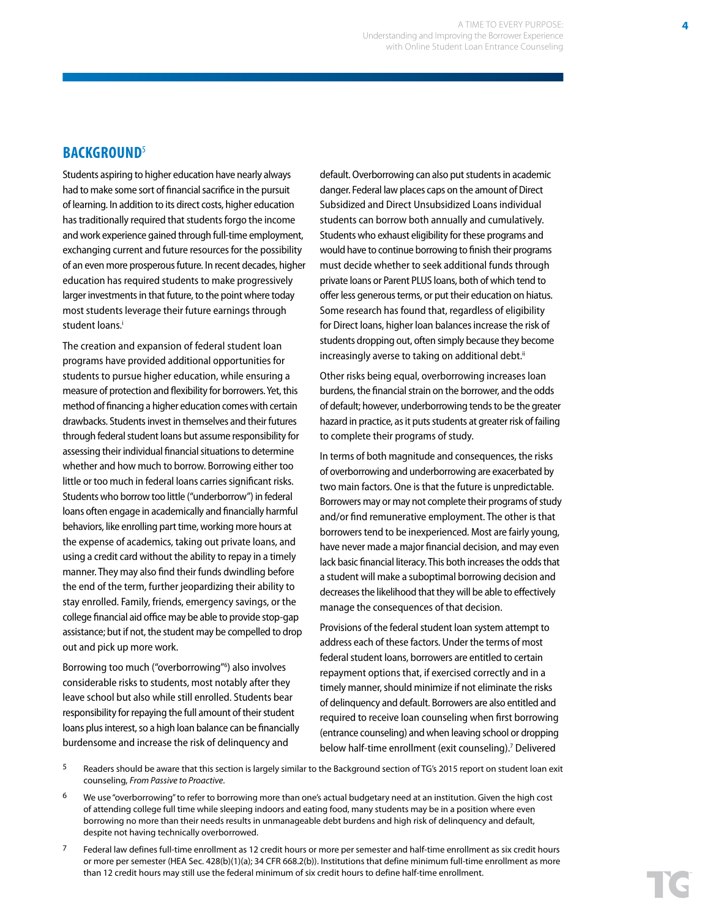## BACKGROUND[5]

Students aspiring to higher education have nearly always had to make some sort of financial sacrifice in the pursuit of learning. In addition to its direct costs, higher education has traditionally required that students forgo the income and work experience gained through full-time employment, exchanging current and future resources for the possibility of an even more prosperous future. In recent decades, higher education has required students to make progressively larger investments in that future, to the point where today most students leverage their future earnings through student loans.[i]

The creation and expansion of federal student loan programs have provided additional opportunities for students to pursue higher education, while ensuring a measure of protection and flexibility for borrowers. Yet, this method of financing a higher education comes with certain drawbacks. Students invest in themselves and their futures through federal student loans but assume responsibility for assessing their individual financial situations to determine whether and how much to borrow. Borrowing either too little or too much in federal loans carries significant risks. Students who borrow too little ("underborrow") in federal loans often engage in academically and financially harmful behaviors, like enrolling part time, working more hours at the expense of academics, taking out private loans, and using a credit card without the ability to repay in a timely manner. They may also find their funds dwindling before the end of the term, further jeopardizing their ability to stay enrolled. Family, friends, emergency savings, or the college financial aid office may be able to provide stop-gap assistance; but if not, the student may be compelled to drop out and pick up more work.

Borrowing too much ("overborrowing"[6]) also involves considerable risks to students, most notably after they leave school but also while still enrolled. Students bear responsibility for repaying the full amount of their student loans plus interest, so a high loan balance can be financially burdensome and increase the risk of delinquency and default. Overborrowing can also put students in academic danger. Federal law places caps on the amount of Direct Subsidized and Direct Unsubsidized Loans individual students can borrow both annually and cumulatively. Students who exhaust eligibility for these programs and would have to continue borrowing to finish their programs must decide whether to seek additional funds through private loans or Parent PLUS loans, both of which tend to offer less generous terms, or put their education on hiatus. Some research has found that, regardless of eligibility for Direct loans, higher loan balances increase the risk of students dropping out, often simply because they become increasingly averse to taking on additional debt.[ii]

Other risks being equal, overborrowing increases loan burdens, the financial strain on the borrower, and the odds of default; however, underborrowing tends to be the greater hazard in practice, as it puts students at greater risk of failing to complete their programs of study.

In terms of both magnitude and consequences, the risks of overborrowing and underborrowing are exacerbated by two main factors. One is that the future is unpredictable. Borrowers may or may not complete their programs of study and/or find remunerative employment. The other is that borrowers tend to be inexperienced. Most are fairly young, have never made a major financial decision, and may even lack basic financial literacy. This both increases the odds that a student will make a suboptimal borrowing decision and decreases the likelihood that they will be able to effectively manage the consequences of that decision.

Provisions of the federal student loan system attempt to address each of these factors. Under the terms of most federal student loans, borrowers are entitled to certain repayment options that, if exercised correctly and in a timely manner, should minimize if not eliminate the risks of delinquency and default. Borrowers are also entitled and required to receive loan counseling when first borrowing (entrance counseling) and when leaving school or dropping below half-time enrollment (exit counseling).[7] Delivered

[5] Readers should be aware that this section is largely similar to the Background section of TG's 2015 report on student loan exit counseling, *From Passive to Proactive*.

[6] We use "overborrowing" to refer to borrowing more than one's actual budgetary need at an institution. Given the high cost of attending college full time while sleeping indoors and eating food, many students may be in a position where even borrowing no more than their needs results in unmanageable debt burdens and high risk of delinquency and default, despite not having technically overborrowed.

[7] Federal law defines full-time enrollment as 12 credit hours or more per semester and half-time enrollment as six credit hours or more per semester (HEA Sec. 428(b)(1)(a); 34 CFR 668.2(b)). Institutions that define minimum full-time enrollment as more than 12 credit hours may still use the federal minimum of six credit hours to define half-time enrollment.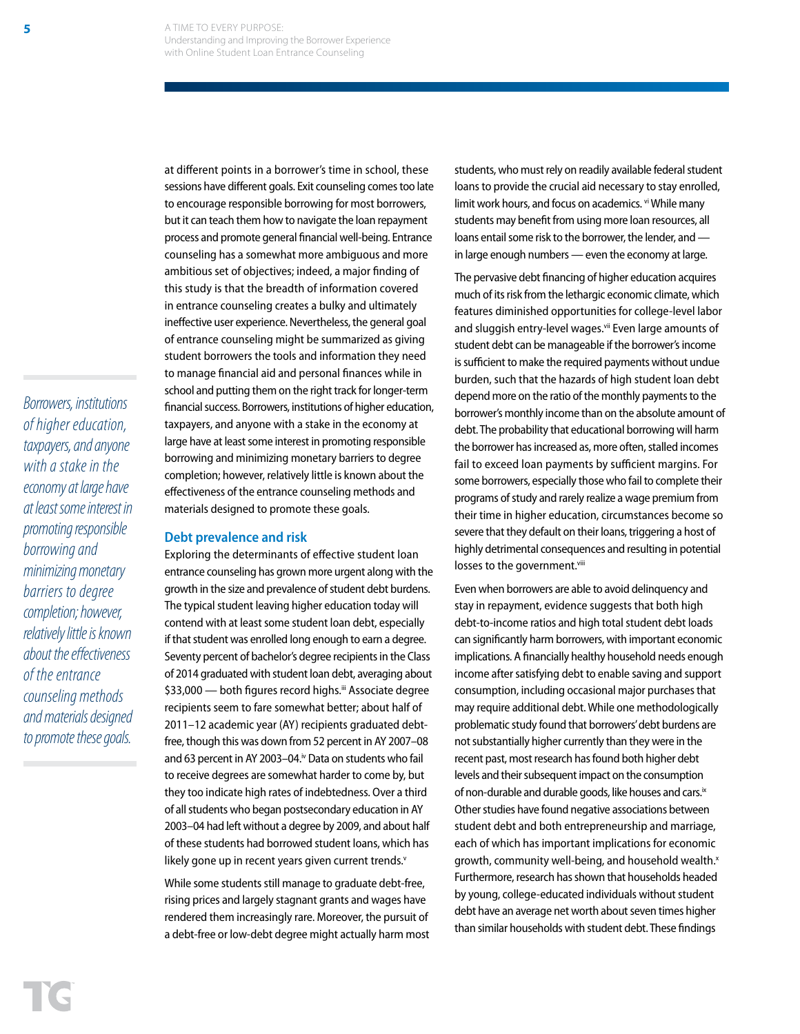at different points in a borrower's time in school, these sessions have different goals. Exit counseling comes too late to encourage responsible borrowing for most borrowers, but it can teach them how to navigate the loan repayment process and promote general financial well-being. Entrance counseling has a somewhat more ambiguous and more ambitious set of objectives; indeed, a major finding of this study is that the breadth of information covered in entrance counseling creates a bulky and ultimately ineffective user experience. Nevertheless, the general goal of entrance counseling might be summarized as giving student borrowers the tools and information they need to manage financial aid and personal finances while in school and putting them on the right track for longer-term financial success. Borrowers, institutions of higher education, taxpayers, and anyone with a stake in the economy at large have at least some interest in promoting responsible borrowing and minimizing monetary barriers to degree completion; however, relatively little is known about the effectiveness of the entrance counseling methods and materials designed to promote these goals.

*Borrowers, institutions of higher education, taxpayers, and anyone with a stake in the economy at large have at least some interest in promoting responsible borrowing and minimizing monetary barriers to degree completion; however, relatively little is known about the effectiveness of the entrance counseling methods and materials designed to promote these goals.*

## Debt prevalence and risk

Exploring the determinants of effective student loan entrance counseling has grown more urgent along with the growth in the size and prevalence of student debt burdens. The typical student leaving higher education today will contend with at least some student loan debt, especially if that student was enrolled long enough to earn a degree. Seventy percent of bachelor's degree recipients in the Class of 2014 graduated with student loan debt, averaging about $33,000 — both figures record highs.[iii] Associate degree recipients seem to fare somewhat better; about half of 2011–12 academic year (AY) recipients graduated debt-free, though this was down from 52 percent in AY 2007–08 and 63 percent in AY 2003–04.[iv] Data on students who fail to receive degrees are somewhat harder to come by, but they too indicate high rates of indebtedness. Over a third of all students who began postsecondary education in AY 2003–04 had left without a degree by 2009, and about half of these students had borrowed student loans, which has likely gone up in recent years given current trends.[v]

While some students still manage to graduate debt-free, rising prices and largely stagnant grants and wages have rendered them increasingly rare. Moreover, the pursuit of a debt-free or low-debt degree might actually harm most students, who must rely on readily available federal student loans to provide the crucial aid necessary to stay enrolled, limit work hours, and focus on academics.[vi] While many students may benefit from using more loan resources, all loans entail some risk to the borrower, the lender, and — in large enough numbers — even the economy at large.

The pervasive debt financing of higher education acquires much of its risk from the lethargic economic climate, which features diminished opportunities for college-level labor and sluggish entry-level wages.[vii] Even large amounts of student debt can be manageable if the borrower's income is sufficient to make the required payments without undue burden, such that the hazards of high student loan debt depend more on the ratio of the monthly payments to the borrower's monthly income than on the absolute amount of debt. The probability that educational borrowing will harm the borrower has increased as, more often, stalled incomes fail to exceed loan payments by sufficient margins. For some borrowers, especially those who fail to complete their programs of study and rarely realize a wage premium from their time in higher education, circumstances become so severe that they default on their loans, triggering a host of highly detrimental consequences and resulting in potential losses to the government.[viii]

Even when borrowers are able to avoid delinquency and stay in repayment, evidence suggests that both high debt-to-income ratios and high total student debt loads can significantly harm borrowers, with important economic implications. A financially healthy household needs enough income after satisfying debt to enable saving and support consumption, including occasional major purchases that may require additional debt. While one methodologically problematic study found that borrowers' debt burdens are not substantially higher currently than they were in the recent past, most research has found both higher debt levels and their subsequent impact on the consumption of non-durable and durable goods, like houses and cars.[ix] Other studies have found negative associations between student debt and both entrepreneurship and marriage, each of which has important implications for economic growth, community well-being, and household wealth.[x] Furthermore, research has shown that households headed by young, college-educated individuals without student debt have an average net worth about seven times higher than similar households with student debt. These findings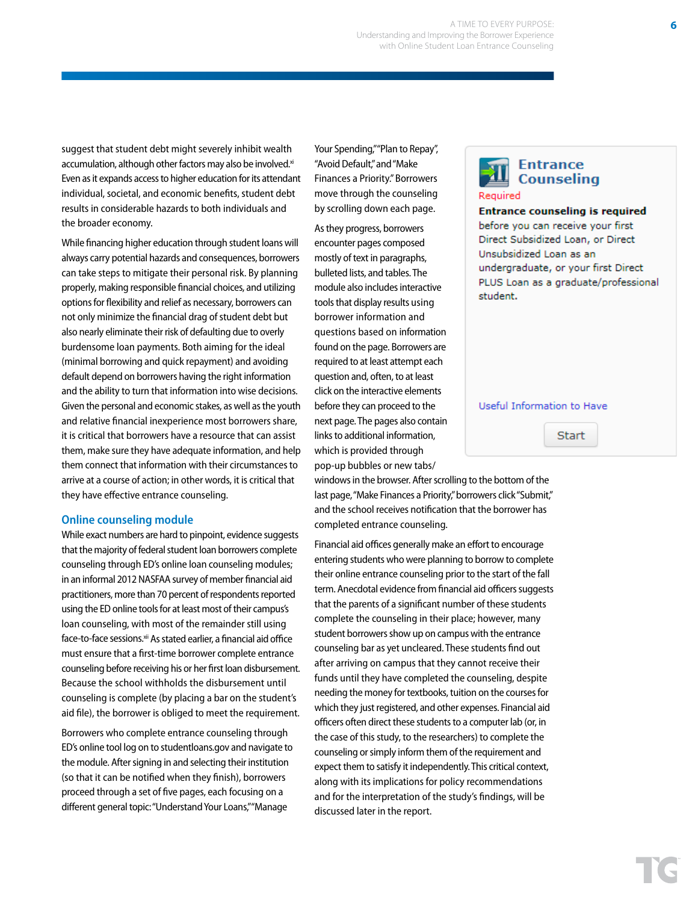suggest that student debt might severely inhibit wealth accumulation, although other factors may also be involved.[xi] Even as it expands access to higher education for its attendant individual, societal, and economic benefits, student debt results in considerable hazards to both individuals and the broader economy.

While financing higher education through student loans will always carry potential hazards and consequences, borrowers can take steps to mitigate their personal risk. By planning properly, making responsible financial choices, and utilizing options for flexibility and relief as necessary, borrowers can not only minimize the financial drag of student debt but also nearly eliminate their risk of defaulting due to overly burdensome loan payments. Both aiming for the ideal (minimal borrowing and quick repayment) and avoiding default depend on borrowers having the right information and the ability to turn that information into wise decisions. Given the personal and economic stakes, as well as the youth and relative financial inexperience most borrowers share, it is critical that borrowers have a resource that can assist them, make sure they have adequate information, and help them connect that information with their circumstances to arrive at a course of action; in other words, it is critical that they have effective entrance counseling.

## Online counseling module

While exact numbers are hard to pinpoint, evidence suggests that the majority of federal student loan borrowers complete counseling through ED's online loan counseling modules; in an informal 2012 NASFAA survey of member financial aid practitioners, more than 70 percent of respondents reported using the ED online tools for at least most of their campus's loan counseling, with most of the remainder still using face-to-face sessions.[xii] As stated earlier, a financial aid office must ensure that a first-time borrower complete entrance counseling before receiving his or her first loan disbursement. Because the school withholds the disbursement until counseling is complete (by placing a bar on the student's aid file), the borrower is obliged to meet the requirement.

Borrowers who complete entrance counseling through ED's online tool log on to studentloans.gov and navigate to the module. After signing in and selecting their institution (so that it can be notified when they finish), borrowers proceed through a set of five pages, each focusing on a different general topic: "Understand Your Loans," "Manage Your Spending," "Plan to Repay", "Avoid Default," and "Make Finances a Priority." Borrowers move through the counseling by scrolling down each page.

As they progress, borrowers encounter pages composed mostly of text in paragraphs, bulleted lists, and tables. The module also includes interactive tools that display results using borrower information and questions based on information found on the page. Borrowers are required to at least attempt each question and, often, to at least click on the interactive elements before they can proceed to the next page. The pages also contain links to additional information, which is provided through pop-up bubbles or new tabs/windows in the browser. After scrolling to the bottom of the last page, "Make Finances a Priority," borrowers click "Submit," and the school receives notification that the borrower has completed entrance counseling.

> **Entrance Counseling**
> Required
> **Entrance counseling is required** before you can receive your first Direct Subsidized Loan, or Direct Unsubsidized Loan as an undergraduate, or your first Direct PLUS Loan as a graduate/professional student.
>
> Useful Information to Have
>
> Start

Financial aid offices generally make an effort to encourage entering students who were planning to borrow to complete their online entrance counseling prior to the start of the fall term. Anecdotal evidence from financial aid officers suggests that the parents of a significant number of these students complete the counseling in their place; however, many student borrowers show up on campus with the entrance counseling bar as yet uncleared. These students find out after arriving on campus that they cannot receive their funds until they have completed the counseling, despite needing the money for textbooks, tuition on the courses for which they just registered, and other expenses. Financial aid officers often direct these students to a computer lab (or, in the case of this study, to the researchers) to complete the counseling or simply inform them of the requirement and expect them to satisfy it independently. This critical context, along with its implications for policy recommendations and for the interpretation of the study's findings, will be discussed later in the report.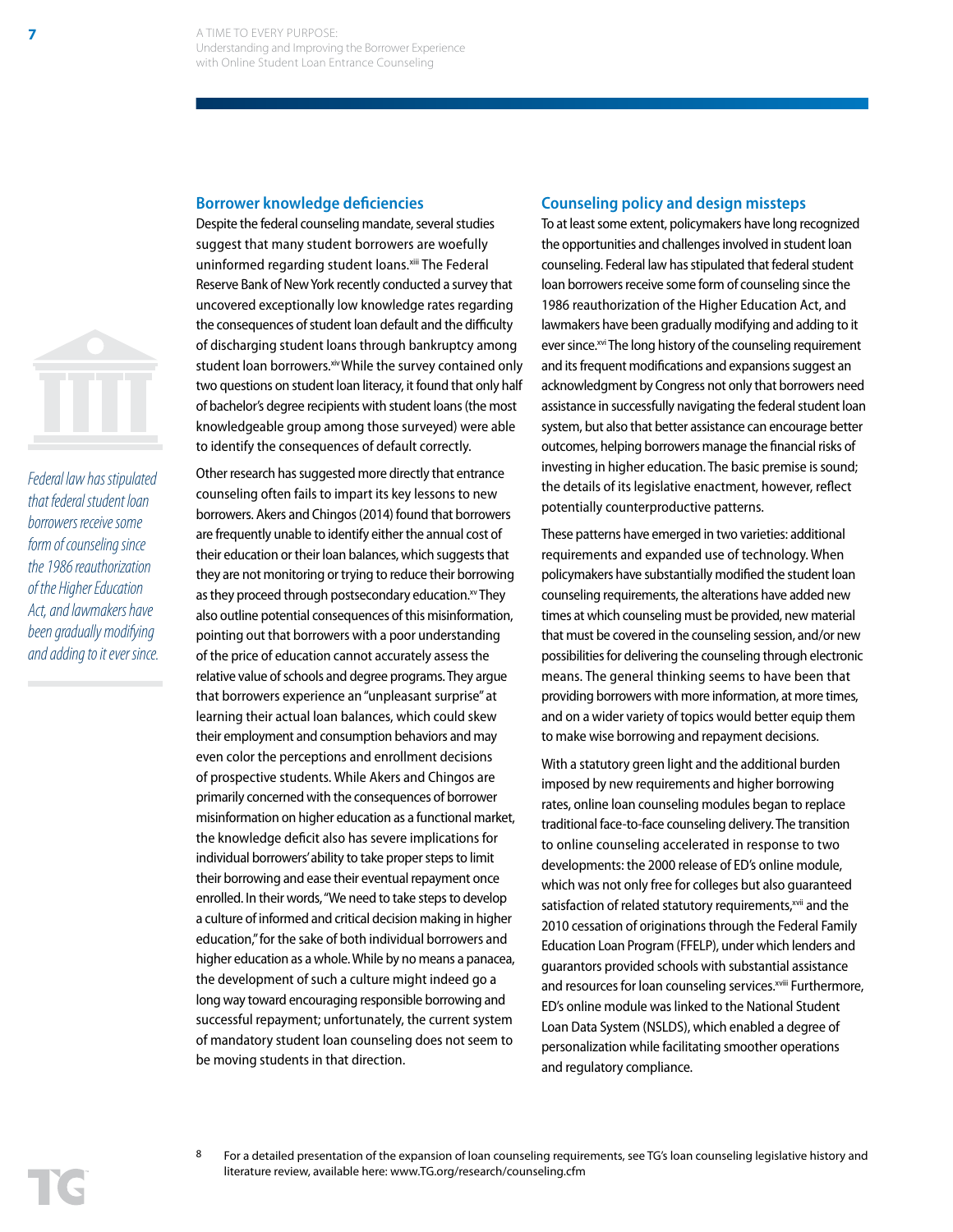*Federal law has stipulated that federal student loan borrowers receive some form of counseling since the 1986 reauthorization of the Higher Education Act, and lawmakers have been gradually modifying and adding to it ever since.*

## Borrower knowledge deficiencies

Despite the federal counseling mandate, several studies suggest that many student borrowers are woefully uninformed regarding student loans.[xiii] The Federal Reserve Bank of New York recently conducted a survey that uncovered exceptionally low knowledge rates regarding the consequences of student loan default and the difficulty of discharging student loans through bankruptcy among student loan borrowers.[xiv] While the survey contained only two questions on student loan literacy, it found that only half of bachelor's degree recipients with student loans (the most knowledgeable group among those surveyed) were able to identify the consequences of default correctly.

Other research has suggested more directly that entrance counseling often fails to impart its key lessons to new borrowers. Akers and Chingos (2014) found that borrowers are frequently unable to identify either the annual cost of their education or their loan balances, which suggests that they are not monitoring or trying to reduce their borrowing as they proceed through postsecondary education.[xv] They also outline potential consequences of this misinformation, pointing out that borrowers with a poor understanding of the price of education cannot accurately assess the relative value of schools and degree programs. They argue that borrowers experience an "unpleasant surprise" at learning their actual loan balances, which could skew their employment and consumption behaviors and may even color the perceptions and enrollment decisions of prospective students. While Akers and Chingos are primarily concerned with the consequences of borrower misinformation on higher education as a functional market, the knowledge deficit also has severe implications for individual borrowers' ability to take proper steps to limit their borrowing and ease their eventual repayment once enrolled. In their words, "We need to take steps to develop a culture of informed and critical decision making in higher education," for the sake of both individual borrowers and higher education as a whole. While by no means a panacea, the development of such a culture might indeed go a long way toward encouraging responsible borrowing and successful repayment; unfortunately, the current system of mandatory student loan counseling does not seem to be moving students in that direction.

## Counseling policy and design missteps

To at least some extent, policymakers have long recognized the opportunities and challenges involved in student loan counseling. Federal law has stipulated that federal student loan borrowers receive some form of counseling since the 1986 reauthorization of the Higher Education Act, and lawmakers have been gradually modifying and adding to it ever since.[xvi] The long history of the counseling requirement and its frequent modifications and expansions suggest an acknowledgment by Congress not only that borrowers need assistance in successfully navigating the federal student loan system, but also that better assistance can encourage better outcomes, helping borrowers manage the financial risks of investing in higher education. The basic premise is sound; the details of its legislative enactment, however, reflect potentially counterproductive patterns.

These patterns have emerged in two varieties: additional requirements and expanded use of technology. When policymakers have substantially modified the student loan counseling requirements, the alterations have added new times at which counseling must be provided, new material that must be covered in the counseling session, and/or new possibilities for delivering the counseling through electronic means. The general thinking seems to have been that providing borrowers with more information, at more times, and on a wider variety of topics would better equip them to make wise borrowing and repayment decisions.

With a statutory green light and the additional burden imposed by new requirements and higher borrowing rates, online loan counseling modules began to replace traditional face-to-face counseling delivery. The transition to online counseling accelerated in response to two developments: the 2000 release of ED's online module, which was not only free for colleges but also guaranteed satisfaction of related statutory requirements,[xvii] and the 2010 cessation of originations through the Federal Family Education Loan Program (FFELP), under which lenders and guarantors provided schools with substantial assistance and resources for loan counseling services.[xviii] Furthermore, ED's online module was linked to the National Student Loan Data System (NSLDS), which enabled a degree of personalization while facilitating smoother operations and regulatory compliance.

8 For a detailed presentation of the expansion of loan counseling requirements, see TG's loan counseling legislative history and literature review, available here: www.TG.org/research/counseling.cfm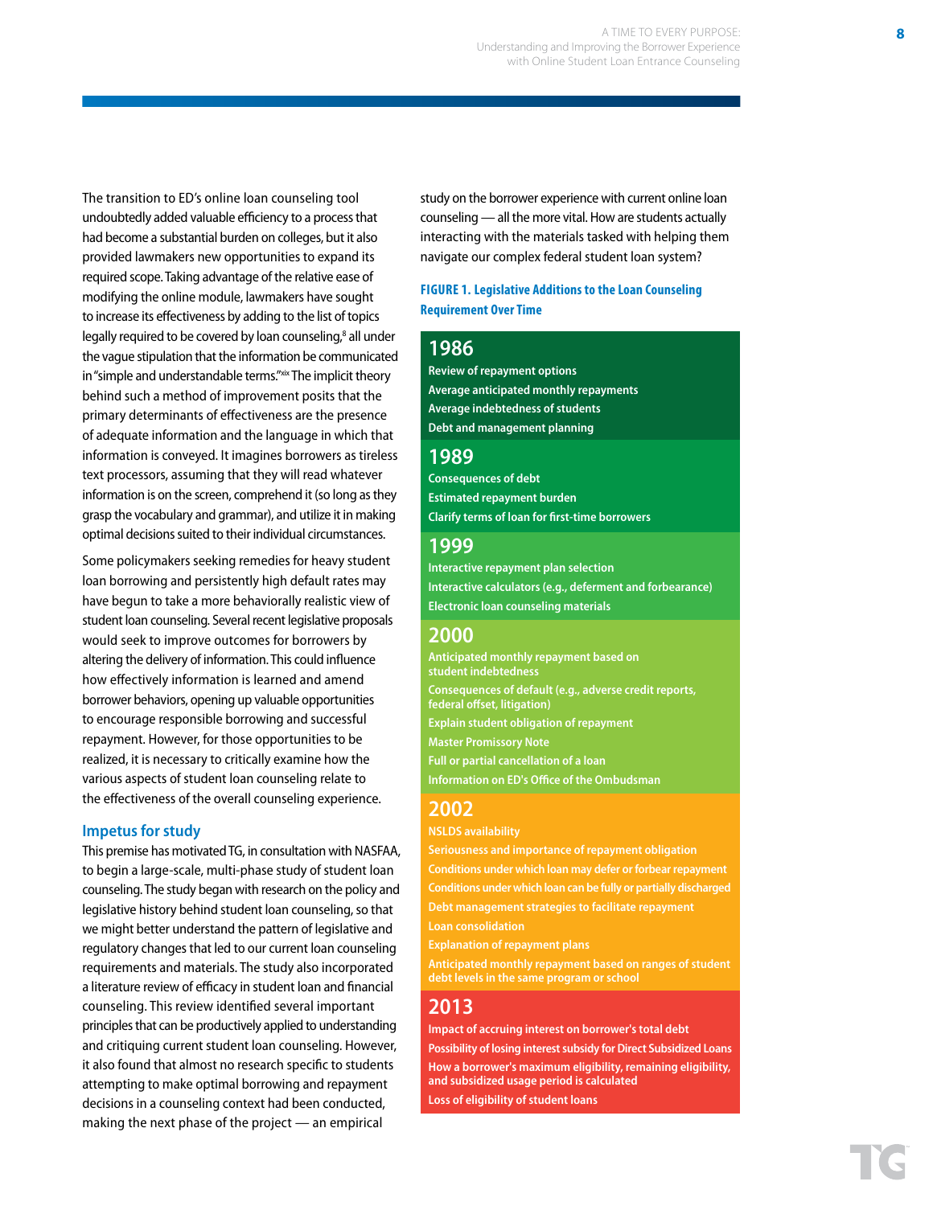The transition to ED's online loan counseling tool undoubtedly added valuable efficiency to a process that had become a substantial burden on colleges, but it also provided lawmakers new opportunities to expand its required scope. Taking advantage of the relative ease of modifying the online module, lawmakers have sought to increase its effectiveness by adding to the list of topics legally required to be covered by loan counseling,[8] all under the vague stipulation that the information be communicated in "simple and understandable terms."[xix] The implicit theory behind such a method of improvement posits that the primary determinants of effectiveness are the presence of adequate information and the language in which that information is conveyed. It imagines borrowers as tireless text processors, assuming that they will read whatever information is on the screen, comprehend it (so long as they grasp the vocabulary and grammar), and utilize it in making optimal decisions suited to their individual circumstances.

Some policymakers seeking remedies for heavy student loan borrowing and persistently high default rates may have begun to take a more behaviorally realistic view of student loan counseling. Several recent legislative proposals would seek to improve outcomes for borrowers by altering the delivery of information. This could influence how effectively information is learned and amend borrower behaviors, opening up valuable opportunities to encourage responsible borrowing and successful repayment. However, for those opportunities to be realized, it is necessary to critically examine how the various aspects of student loan counseling relate to the effectiveness of the overall counseling experience.

## Impetus for study

This premise has motivated TG, in consultation with NASFAA, to begin a large-scale, multi-phase study of student loan counseling. The study began with research on the policy and legislative history behind student loan counseling, so that we might better understand the pattern of legislative and regulatory changes that led to our current loan counseling requirements and materials. The study also incorporated a literature review of efficacy in student loan and financial counseling. This review identified several important principles that can be productively applied to understanding and critiquing current student loan counseling. However, it also found that almost no research specific to students attempting to make optimal borrowing and repayment decisions in a counseling context had been conducted, making the next phase of the project — an empirical study on the borrower experience with current online loan counseling — all the more vital. How are students actually interacting with the materials tasked with helping them navigate our complex federal student loan system?

**FIGURE 1. Legislative Additions to the Loan Counseling Requirement Over Time**

**1986**
- Review of repayment options
- Average anticipated monthly repayments
- Average indebtedness of students
- Debt and management planning

**1989**
- Consequences of debt
- Estimated repayment burden
- Clarify terms of loan for first-time borrowers

**1999**
- Interactive repayment plan selection
- Interactive calculators (e.g., deferment and forbearance)
- Electronic loan counseling materials

**2000**
- Anticipated monthly repayment based on student indebtedness
- Consequences of default (e.g., adverse credit reports, federal offset, litigation)
- Explain student obligation of repayment
- Master Promissory Note
- Full or partial cancellation of a loan
- Information on ED's Office of the Ombudsman

**2002**
- NSLDS availability
- Seriousness and importance of repayment obligation
- Conditions under which loan may defer or forbear repayment
- Conditions under which loan can be fully or partially discharged
- Debt management strategies to facilitate repayment
- Loan consolidation
- Explanation of repayment plans
- Anticipated monthly repayment based on ranges of student debt levels in the same program or school

**2013**
- Impact of accruing interest on borrower's total debt
- Possibility of losing interest subsidy for Direct Subsidized Loans
- How a borrower's maximum eligibility, remaining eligibility, and subsidized usage period is calculated
- Loss of eligibility of student loans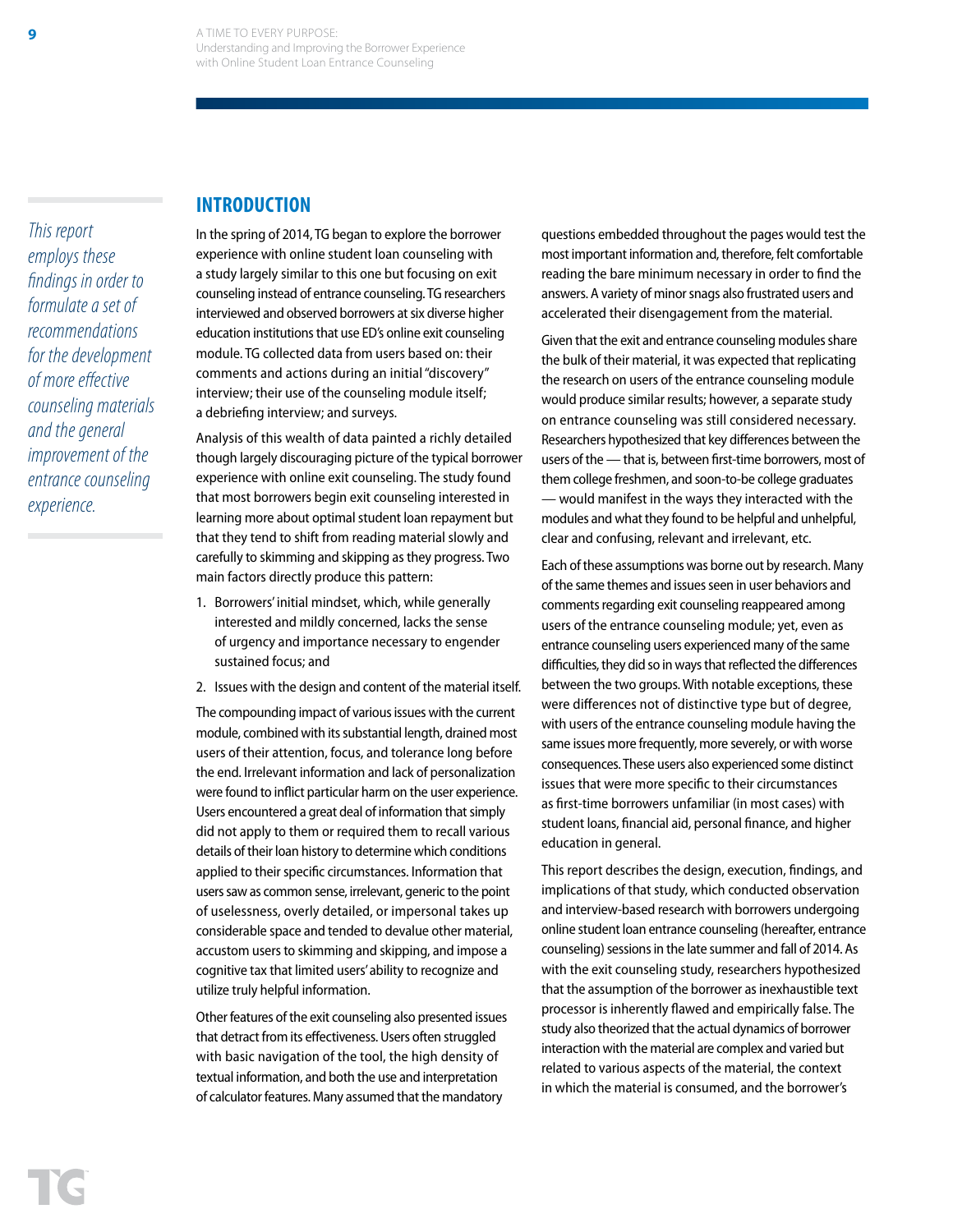*This report employs these findings in order to formulate a set of recommendations for the development of more effective counseling materials and the general improvement of the entrance counseling experience.*

## INTRODUCTION

In the spring of 2014, TG began to explore the borrower experience with online student loan counseling with a study largely similar to this one but focusing on exit counseling instead of entrance counseling. TG researchers interviewed and observed borrowers at six diverse higher education institutions that use ED's online exit counseling module. TG collected data from users based on: their comments and actions during an initial "discovery" interview; their use of the counseling module itself; a debriefing interview; and surveys.

Analysis of this wealth of data painted a richly detailed though largely discouraging picture of the typical borrower experience with online exit counseling. The study found that most borrowers begin exit counseling interested in learning more about optimal student loan repayment but that they tend to shift from reading material slowly and carefully to skimming and skipping as they progress. Two main factors directly produce this pattern:

1. Borrowers' initial mindset, which, while generally interested and mildly concerned, lacks the sense of urgency and importance necessary to engender sustained focus; and
2. Issues with the design and content of the material itself.

The compounding impact of various issues with the current module, combined with its substantial length, drained most users of their attention, focus, and tolerance long before the end. Irrelevant information and lack of personalization were found to inflict particular harm on the user experience. Users encountered a great deal of information that simply did not apply to them or required them to recall various details of their loan history to determine which conditions applied to their specific circumstances. Information that users saw as common sense, irrelevant, generic to the point of uselessness, overly detailed, or impersonal takes up considerable space and tended to devalue other material, accustom users to skimming and skipping, and impose a cognitive tax that limited users' ability to recognize and utilize truly helpful information.

Other features of the exit counseling also presented issues that detract from its effectiveness. Users often struggled with basic navigation of the tool, the high density of textual information, and both the use and interpretation of calculator features. Many assumed that the mandatory questions embedded throughout the pages would test the most important information and, therefore, felt comfortable reading the bare minimum necessary in order to find the answers. A variety of minor snags also frustrated users and accelerated their disengagement from the material.

Given that the exit and entrance counseling modules share the bulk of their material, it was expected that replicating the research on users of the entrance counseling module would produce similar results; however, a separate study on entrance counseling was still considered necessary. Researchers hypothesized that key differences between the users of the — that is, between first-time borrowers, most of them college freshmen, and soon-to-be college graduates — would manifest in the ways they interacted with the modules and what they found to be helpful and unhelpful, clear and confusing, relevant and irrelevant, etc.

Each of these assumptions was borne out by research. Many of the same themes and issues seen in user behaviors and comments regarding exit counseling reappeared among users of the entrance counseling module; yet, even as entrance counseling users experienced many of the same difficulties, they did so in ways that reflected the differences between the two groups. With notable exceptions, these were differences not of distinctive type but of degree, with users of the entrance counseling module having the same issues more frequently, more severely, or with worse consequences. These users also experienced some distinct issues that were more specific to their circumstances as first-time borrowers unfamiliar (in most cases) with student loans, financial aid, personal finance, and higher education in general.

This report describes the design, execution, findings, and implications of that study, which conducted observation and interview-based research with borrowers undergoing online student loan entrance counseling (hereafter, entrance counseling) sessions in the late summer and fall of 2014. As with the exit counseling study, researchers hypothesized that the assumption of the borrower as inexhaustible text processor is inherently flawed and empirically false. The study also theorized that the actual dynamics of borrower interaction with the material are complex and varied but related to various aspects of the material, the context in which the material is consumed, and the borrower's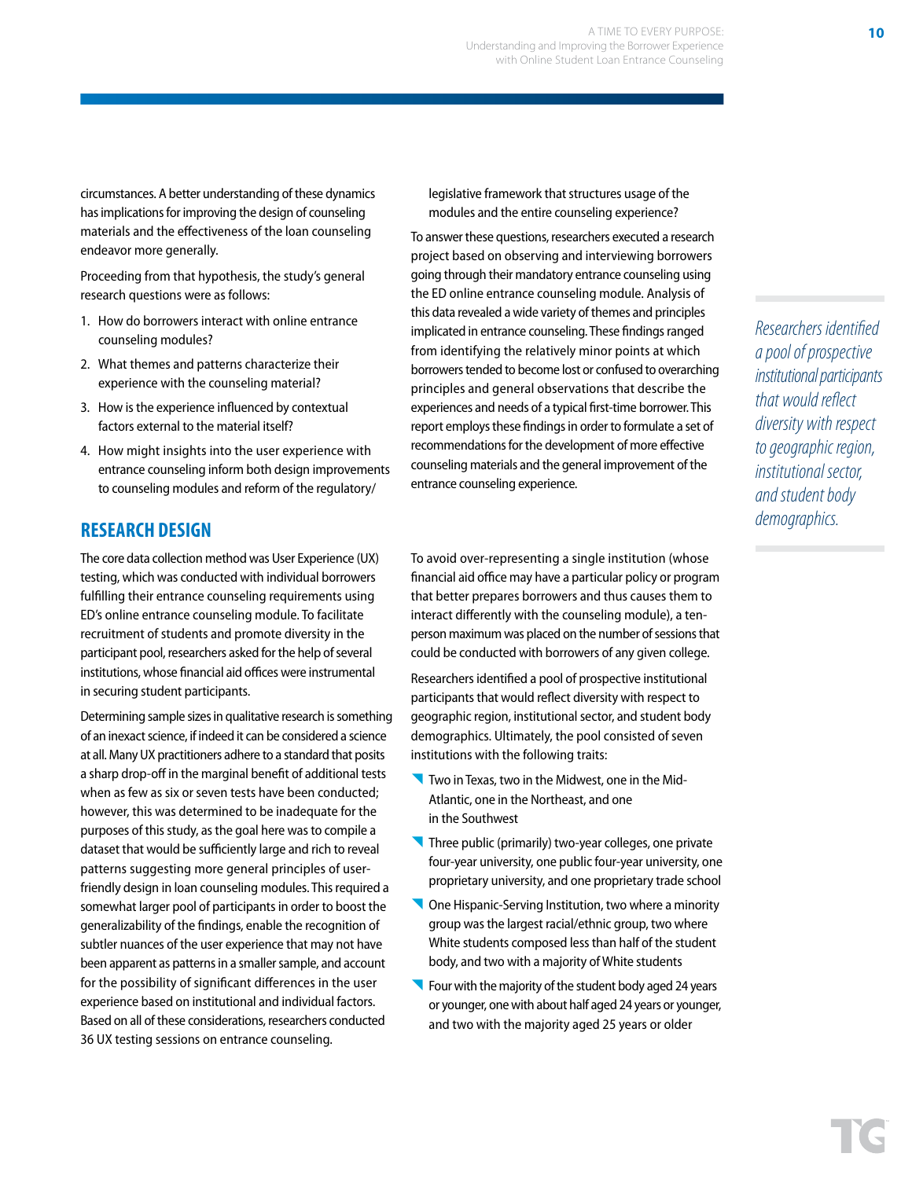circumstances. A better understanding of these dynamics has implications for improving the design of counseling materials and the effectiveness of the loan counseling endeavor more generally.

Proceeding from that hypothesis, the study's general research questions were as follows:

1. How do borrowers interact with online entrance counseling modules?
2. What themes and patterns characterize their experience with the counseling material?
3. How is the experience influenced by contextual factors external to the material itself?
4. How might insights into the user experience with entrance counseling inform both design improvements to counseling modules and reform of the regulatory/legislative framework that structures usage of the modules and the entire counseling experience?

To answer these questions, researchers executed a research project based on observing and interviewing borrowers going through their mandatory entrance counseling using the ED online entrance counseling module. Analysis of this data revealed a wide variety of themes and principles implicated in entrance counseling. These findings ranged from identifying the relatively minor points at which borrowers tended to become lost or confused to overarching principles and general observations that describe the experiences and needs of a typical first-time borrower. This report employs these findings in order to formulate a set of recommendations for the development of more effective counseling materials and the general improvement of the entrance counseling experience.

## RESEARCH DESIGN

The core data collection method was User Experience (UX) testing, which was conducted with individual borrowers fulfilling their entrance counseling requirements using ED's online entrance counseling module. To facilitate recruitment of students and promote diversity in the participant pool, researchers asked for the help of several institutions, whose financial aid offices were instrumental in securing student participants.

Determining sample sizes in qualitative research is something of an inexact science, if indeed it can be considered a science at all. Many UX practitioners adhere to a standard that posits a sharp drop-off in the marginal benefit of additional tests when as few as six or seven tests have been conducted; however, this was determined to be inadequate for the purposes of this study, as the goal here was to compile a dataset that would be sufficiently large and rich to reveal patterns suggesting more general principles of user-friendly design in loan counseling modules. This required a somewhat larger pool of participants in order to boost the generalizability of the findings, enable the recognition of subtler nuances of the user experience that may not have been apparent as patterns in a smaller sample, and account for the possibility of significant differences in the user experience based on institutional and individual factors. Based on all of these considerations, researchers conducted 36 UX testing sessions on entrance counseling.

To avoid over-representing a single institution (whose financial aid office may have a particular policy or program that better prepares borrowers and thus causes them to interact differently with the counseling module), a ten-person maximum was placed on the number of sessions that could be conducted with borrowers of any given college.

Researchers identified a pool of prospective institutional participants that would reflect diversity with respect to geographic region, institutional sector, and student body demographics. Ultimately, the pool consisted of seven institutions with the following traits:

- Two in Texas, two in the Midwest, one in the Mid-Atlantic, one in the Northeast, and one in the Southwest
- Three public (primarily) two-year colleges, one private four-year university, one public four-year university, one proprietary university, and one proprietary trade school
- One Hispanic-Serving Institution, two where a minority group was the largest racial/ethnic group, two where White students composed less than half of the student body, and two with a majority of White students
- Four with the majority of the student body aged 24 years or younger, one with about half aged 24 years or younger, and two with the majority aged 25 years or older

*Researchers identified a pool of prospective institutional participants that would reflect diversity with respect to geographic region, institutional sector, and student body demographics.*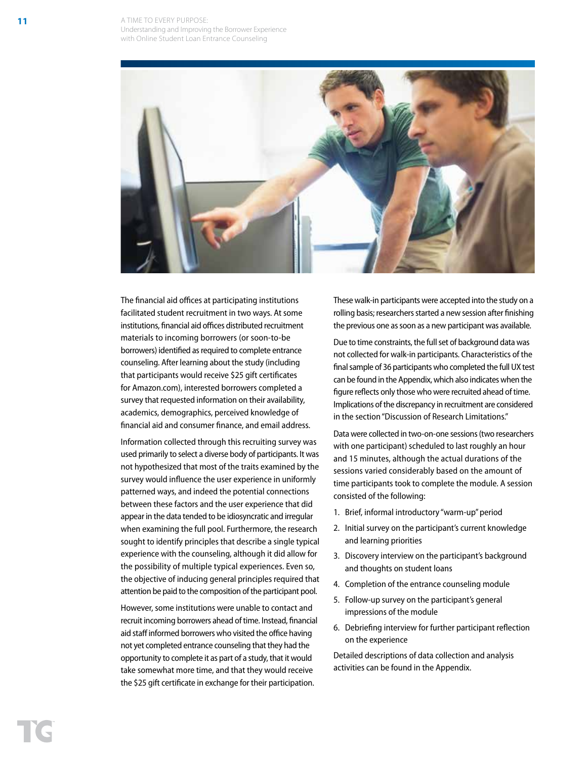The financial aid offices at participating institutions facilitated student recruitment in two ways. At some institutions, financial aid offices distributed recruitment materials to incoming borrowers (or soon-to-be borrowers) identified as required to complete entrance counseling. After learning about the study (including that participants would receive $25 gift certificates for Amazon.com), interested borrowers completed a survey that requested information on their availability, academics, demographics, perceived knowledge of financial aid and consumer finance, and email address.

Information collected through this recruiting survey was used primarily to select a diverse body of participants. It was not hypothesized that most of the traits examined by the survey would influence the user experience in uniformly patterned ways, and indeed the potential connections between these factors and the user experience that did appear in the data tended to be idiosyncratic and irregular when examining the full pool. Furthermore, the research sought to identify principles that describe a single typical experience with the counseling, although it did allow for the possibility of multiple typical experiences. Even so, the objective of inducing general principles required that attention be paid to the composition of the participant pool.

However, some institutions were unable to contact and recruit incoming borrowers ahead of time. Instead, financial aid staff informed borrowers who visited the office having not yet completed entrance counseling that they had the opportunity to complete it as part of a study, that it would take somewhat more time, and that they would receive the $25 gift certificate in exchange for their participation. These walk-in participants were accepted into the study on a rolling basis; researchers started a new session after finishing the previous one as soon as a new participant was available.

Due to time constraints, the full set of background data was not collected for walk-in participants. Characteristics of the final sample of 36 participants who completed the full UX test can be found in the Appendix, which also indicates when the figure reflects only those who were recruited ahead of time. Implications of the discrepancy in recruitment are considered in the section "Discussion of Research Limitations."

Data were collected in two-on-one sessions (two researchers with one participant) scheduled to last roughly an hour and 15 minutes, although the actual durations of the sessions varied considerably based on the amount of time participants took to complete the module. A session consisted of the following:

1. Brief, informal introductory "warm-up" period
2. Initial survey on the participant's current knowledge and learning priorities
3. Discovery interview on the participant's background and thoughts on student loans
4. Completion of the entrance counseling module
5. Follow-up survey on the participant's general impressions of the module
6. Debriefing interview for further participant reflection on the experience

Detailed descriptions of data collection and analysis activities can be found in the Appendix.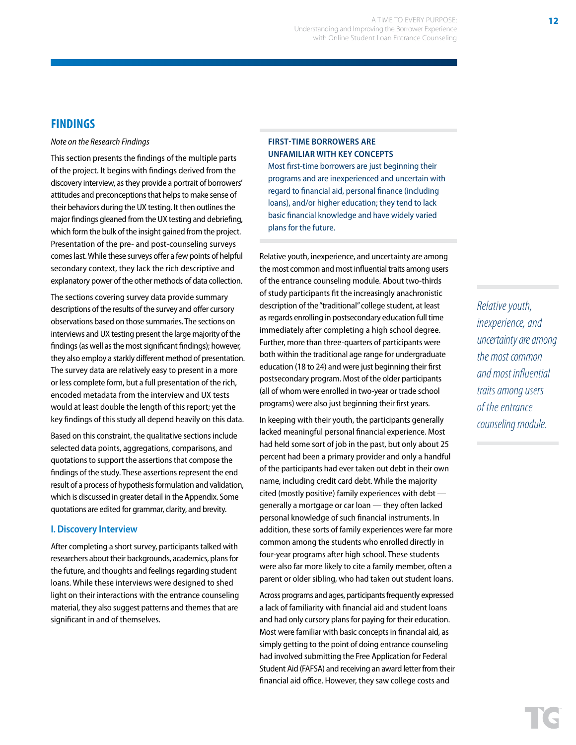## FINDINGS

*Note on the Research Findings*

This section presents the findings of the multiple parts of the project. It begins with findings derived from the discovery interview, as they provide a portrait of borrowers' attitudes and preconceptions that helps to make sense of their behaviors during the UX testing. It then outlines the major findings gleaned from the UX testing and debriefing, which form the bulk of the insight gained from the project. Presentation of the pre- and post-counseling surveys comes last. While these surveys offer a few points of helpful secondary context, they lack the rich descriptive and explanatory power of the other methods of data collection.

The sections covering survey data provide summary descriptions of the results of the survey and offer cursory observations based on those summaries. The sections on interviews and UX testing present the large majority of the findings (as well as the most significant findings); however, they also employ a starkly different method of presentation. The survey data are relatively easy to present in a more or less complete form, but a full presentation of the rich, encoded metadata from the interview and UX tests would at least double the length of this report; yet the key findings of this study all depend heavily on this data.

Based on this constraint, the qualitative sections include selected data points, aggregations, comparisons, and quotations to support the assertions that compose the findings of the study. These assertions represent the end result of a process of hypothesis formulation and validation, which is discussed in greater detail in the Appendix. Some quotations are edited for grammar, clarity, and brevity.

### I. Discovery Interview

After completing a short survey, participants talked with researchers about their backgrounds, academics, plans for the future, and thoughts and feelings regarding student loans. While these interviews were designed to shed light on their interactions with the entrance counseling material, they also suggest patterns and themes that are significant in and of themselves.

#### FIRST-TIME BORROWERS ARE UNFAMILIAR WITH KEY CONCEPTS

Most first-time borrowers are just beginning their programs and are inexperienced and uncertain with regard to financial aid, personal finance (including loans), and/or higher education; they tend to lack basic financial knowledge and have widely varied plans for the future.

Relative youth, inexperience, and uncertainty are among the most common and most influential traits among users of the entrance counseling module. About two-thirds of study participants fit the increasingly anachronistic description of the "traditional" college student, at least as regards enrolling in postsecondary education full time immediately after completing a high school degree. Further, more than three-quarters of participants were both within the traditional age range for undergraduate education (18 to 24) and were just beginning their first postsecondary program. Most of the older participants (all of whom were enrolled in two-year or trade school programs) were also just beginning their first years.

*Relative youth, inexperience, and uncertainty are among the most common and most influential traits among users of the entrance counseling module.*

In keeping with their youth, the participants generally lacked meaningful personal financial experience. Most had held some sort of job in the past, but only about 25 percent had been a primary provider and only a handful of the participants had ever taken out debt in their own name, including credit card debt. While the majority cited (mostly positive) family experiences with debt — generally a mortgage or car loan — they often lacked personal knowledge of such financial instruments. In addition, these sorts of family experiences were far more common among the students who enrolled directly in four-year programs after high school. These students were also far more likely to cite a family member, often a parent or older sibling, who had taken out student loans.

Across programs and ages, participants frequently expressed a lack of familiarity with financial aid and student loans and had only cursory plans for paying for their education. Most were familiar with basic concepts in financial aid, as simply getting to the point of doing entrance counseling had involved submitting the Free Application for Federal Student Aid (FAFSA) and receiving an award letter from their financial aid office. However, they saw college costs and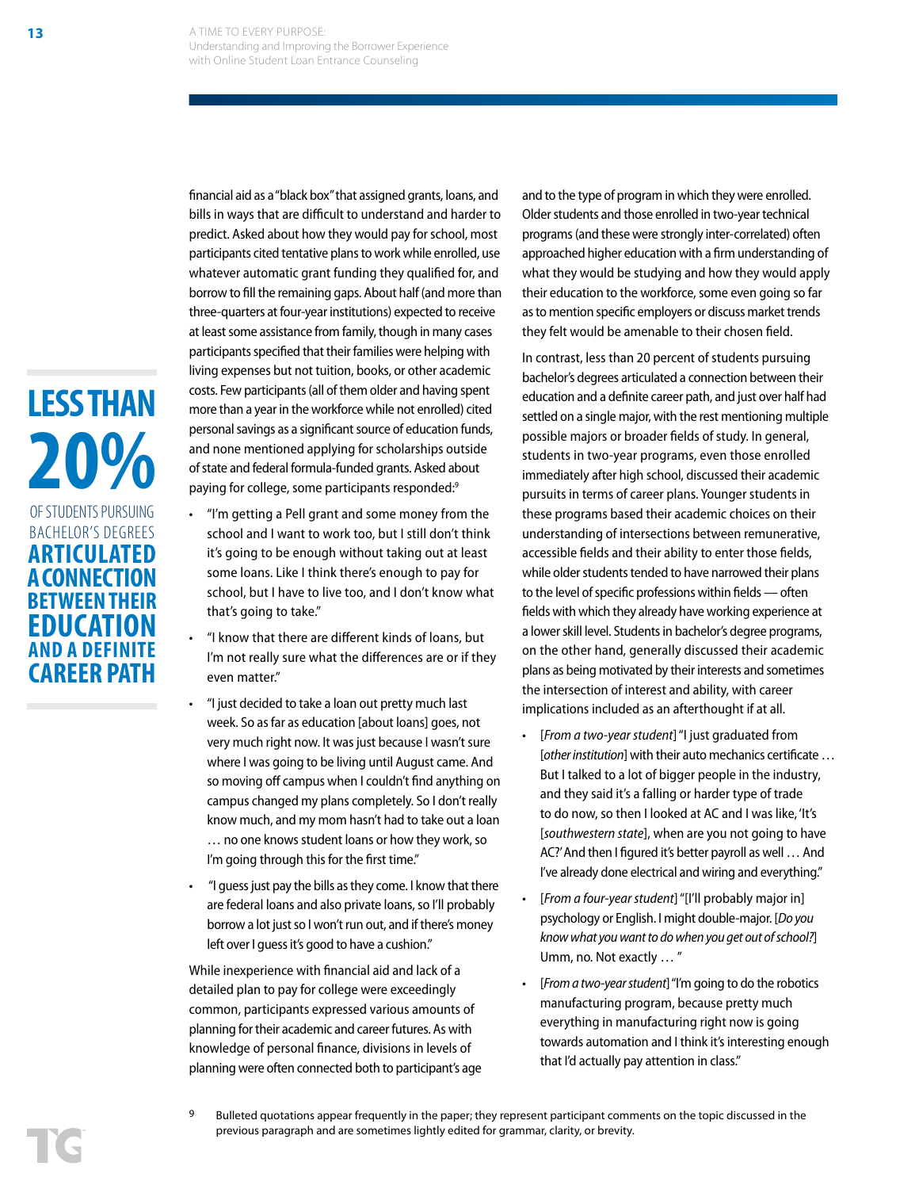financial aid as a "black box" that assigned grants, loans, and bills in ways that are difficult to understand and harder to predict. Asked about how they would pay for school, most participants cited tentative plans to work while enrolled, use whatever automatic grant funding they qualified for, and borrow to fill the remaining gaps. About half (and more than three-quarters at four-year institutions) expected to receive at least some assistance from family, though in many cases participants specified that their families were helping with living expenses but not tuition, books, or other academic costs. Few participants (all of them older and having spent more than a year in the workforce while not enrolled) cited personal savings as a significant source of education funds, and none mentioned applying for scholarships outside of state and federal formula-funded grants. Asked about paying for college, some participants responded:[9]

- "I'm getting a Pell grant and some money from the school and I want to work too, but I still don't think it's going to be enough without taking out at least some loans. Like I think there's enough to pay for school, but I have to live too, and I don't know what that's going to take."
- "I know that there are different kinds of loans, but I'm not really sure what the differences are or if they even matter."
- "I just decided to take a loan out pretty much last week. So as far as education [about loans] goes, not very much right now. It was just because I wasn't sure where I was going to be living until August came. And so moving off campus when I couldn't find anything on campus changed my plans completely. So I don't really know much, and my mom hasn't had to take out a loan … no one knows student loans or how they work, so I'm going through this for the first time."
- "I guess just pay the bills as they come. I know that there are federal loans and also private loans, so I'll probably borrow a lot just so I won't run out, and if there's money left over I guess it's good to have a cushion."

While inexperience with financial aid and lack of a detailed plan to pay for college were exceedingly common, participants expressed various amounts of planning for their academic and career futures. As with knowledge of personal finance, divisions in levels of planning were often connected both to participant's age and to the type of program in which they were enrolled. Older students and those enrolled in two-year technical programs (and these were strongly inter-correlated) often approached higher education with a firm understanding of what they would be studying and how they would apply their education to the workforce, some even going so far as to mention specific employers or discuss market trends they felt would be amenable to their chosen field.

**LESS THAN 20% OF STUDENTS PURSUING BACHELOR'S DEGREES ARTICULATED A CONNECTION BETWEEN THEIR EDUCATION AND A DEFINITE CAREER PATH**

In contrast, less than 20 percent of students pursuing bachelor's degrees articulated a connection between their education and a definite career path, and just over half had settled on a single major, with the rest mentioning multiple possible majors or broader fields of study. In general, students in two-year programs, even those enrolled immediately after high school, discussed their academic pursuits in terms of career plans. Younger students in these programs based their academic choices on their understanding of intersections between remunerative, accessible fields and their ability to enter those fields, while older students tended to have narrowed their plans to the level of specific professions within fields — often fields with which they already have working experience at a lower skill level. Students in bachelor's degree programs, on the other hand, generally discussed their academic plans as being motivated by their interests and sometimes the intersection of interest and ability, with career implications included as an afterthought if at all.

- [*From a two-year student*] "I just graduated from [*other institution*] with their auto mechanics certificate … But I talked to a lot of bigger people in the industry, and they said it's a falling or harder type of trade to do now, so then I looked at AC and I was like, 'It's [*southwestern state*], when are you not going to have AC?' And then I figured it's better payroll as well … And I've already done electrical and wiring and everything."
- [*From a four-year student*] "[I'll probably major in] psychology or English. I might double-major. [*Do you know what you want to do when you get out of school?*] Umm, no. Not exactly … "
- [*From a two-year student*] "I'm going to do the robotics manufacturing program, because pretty much everything in manufacturing right now is going towards automation and I think it's interesting enough that I'd actually pay attention in class."

9 Bulleted quotations appear frequently in the paper; they represent participant comments on the topic discussed in the previous paragraph and are sometimes lightly edited for grammar, clarity, or brevity.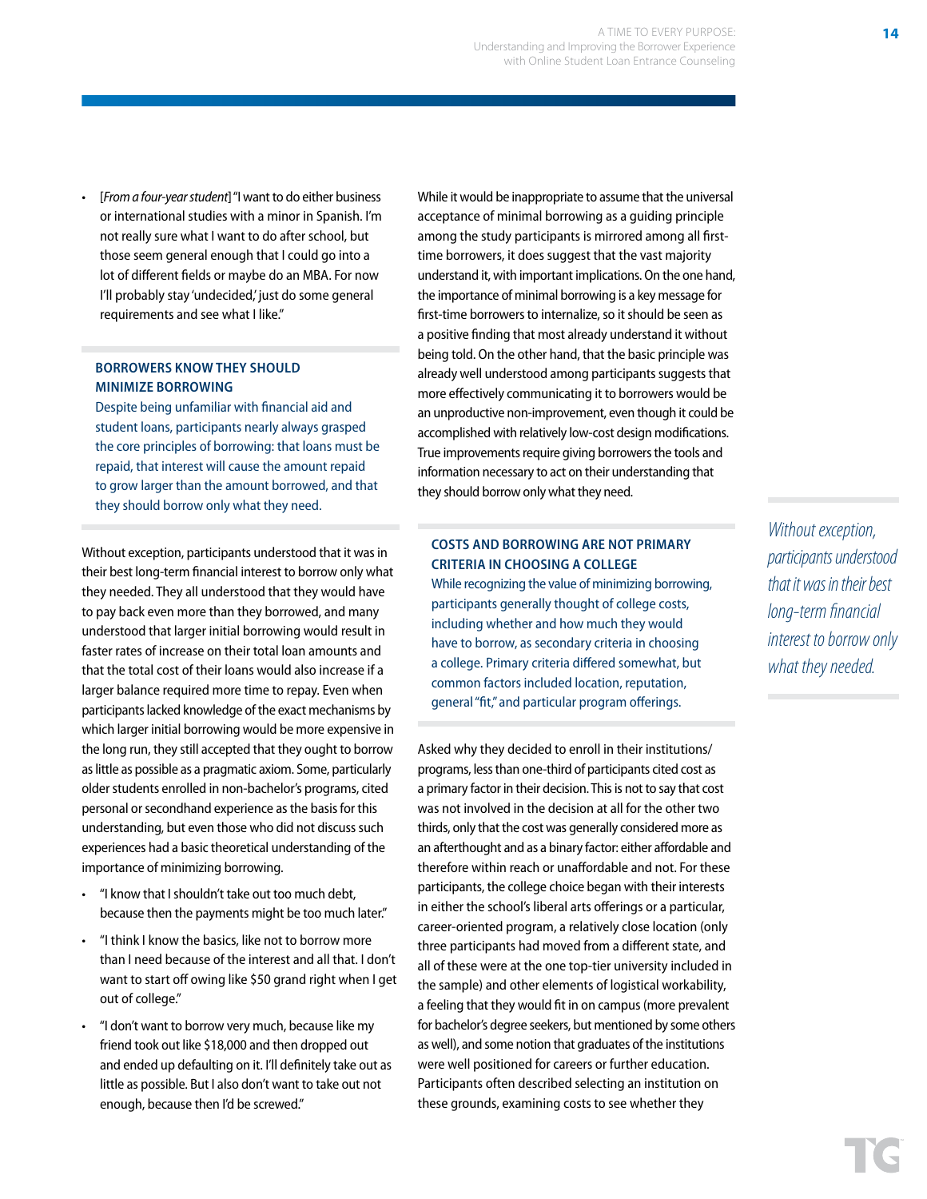- [*From a four-year student*] "I want to do either business or international studies with a minor in Spanish. I'm not really sure what I want to do after school, but those seem general enough that I could go into a lot of different fields or maybe do an MBA. For now I'll probably stay 'undecided,' just do some general requirements and see what I like."

### BORROWERS KNOW THEY SHOULD MINIMIZE BORROWING

Despite being unfamiliar with financial aid and student loans, participants nearly always grasped the core principles of borrowing: that loans must be repaid, that interest will cause the amount repaid to grow larger than the amount borrowed, and that they should borrow only what they need.

Without exception, participants understood that it was in their best long-term financial interest to borrow only what they needed. They all understood that they would have to pay back even more than they borrowed, and many understood that larger initial borrowing would result in faster rates of increase on their total loan amounts and that the total cost of their loans would also increase if a larger balance required more time to repay. Even when participants lacked knowledge of the exact mechanisms by which larger initial borrowing would be more expensive in the long run, they still accepted that they ought to borrow as little as possible as a pragmatic axiom. Some, particularly older students enrolled in non-bachelor's programs, cited personal or secondhand experience as the basis for this understanding, but even those who did not discuss such experiences had a basic theoretical understanding of the importance of minimizing borrowing.

- "I know that I shouldn't take out too much debt, because then the payments might be too much later."
- "I think I know the basics, like not to borrow more than I need because of the interest and all that. I don't want to start off owing like $50 grand right when I get out of college."
- "I don't want to borrow very much, because like my friend took out like $18,000 and then dropped out and ended up defaulting on it. I'll definitely take out as little as possible. But I also don't want to take out not enough, because then I'd be screwed."

While it would be inappropriate to assume that the universal acceptance of minimal borrowing as a guiding principle among the study participants is mirrored among all first-time borrowers, it does suggest that the vast majority understand it, with important implications. On the one hand, the importance of minimal borrowing is a key message for first-time borrowers to internalize, so it should be seen as a positive finding that most already understand it without being told. On the other hand, that the basic principle was already well understood among participants suggests that more effectively communicating it to borrowers would be an unproductive non-improvement, even though it could be accomplished with relatively low-cost design modifications. True improvements require giving borrowers the tools and information necessary to act on their understanding that they should borrow only what they need.

*Without exception, participants understood that it was in their best long-term financial interest to borrow only what they needed.*

### COSTS AND BORROWING ARE NOT PRIMARY CRITERIA IN CHOOSING A COLLEGE

While recognizing the value of minimizing borrowing, participants generally thought of college costs, including whether and how much they would have to borrow, as secondary criteria in choosing a college. Primary criteria differed somewhat, but common factors included location, reputation, general "fit," and particular program offerings.

Asked why they decided to enroll in their institutions/programs, less than one-third of participants cited cost as a primary factor in their decision. This is not to say that cost was not involved in the decision at all for the other two thirds, only that the cost was generally considered more as an afterthought and as a binary factor: either affordable and therefore within reach or unaffordable and not. For these participants, the college choice began with their interests in either the school's liberal arts offerings or a particular, career-oriented program, a relatively close location (only three participants had moved from a different state, and all of these were at the one top-tier university included in the sample) and other elements of logistical workability, a feeling that they would fit in on campus (more prevalent for bachelor's degree seekers, but mentioned by some others as well), and some notion that graduates of the institutions were well positioned for careers or further education. Participants often described selecting an institution on these grounds, examining costs to see whether they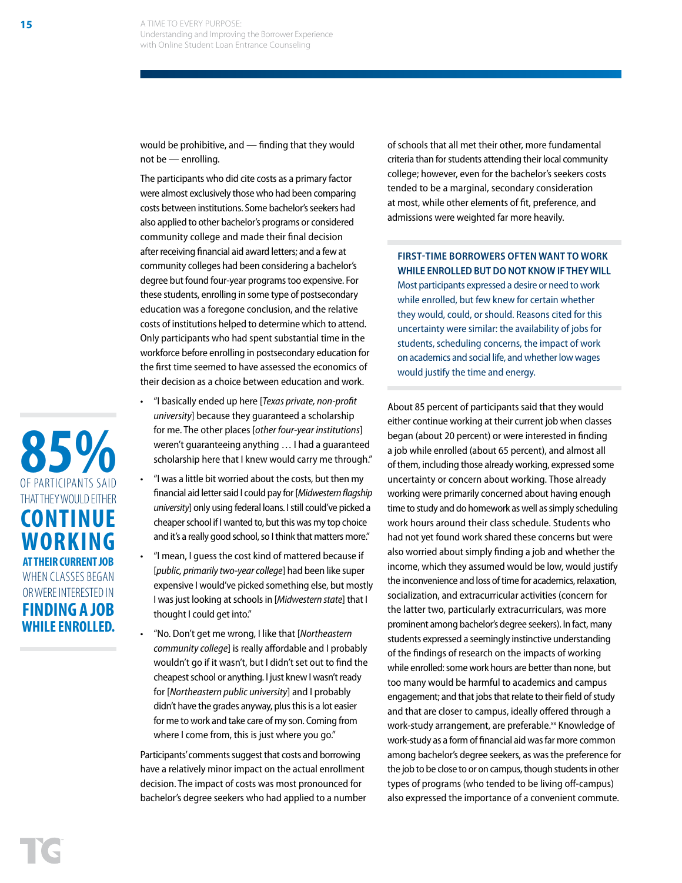would be prohibitive, and — finding that they would not be — enrolling.

The participants who did cite costs as a primary factor were almost exclusively those who had been comparing costs between institutions. Some bachelor's seekers had also applied to other bachelor's programs or considered community college and made their final decision after receiving financial aid award letters; and a few at community colleges had been considering a bachelor's degree but found four-year programs too expensive. For these students, enrolling in some type of postsecondary education was a foregone conclusion, and the relative costs of institutions helped to determine which to attend. Only participants who had spent substantial time in the workforce before enrolling in postsecondary education for the first time seemed to have assessed the economics of their decision as a choice between education and work.

- "I basically ended up here [*Texas private, non-profit university*] because they guaranteed a scholarship for me. The other places [*other four-year institutions*] weren't guaranteeing anything … I had a guaranteed scholarship here that I knew would carry me through."
- "I was a little bit worried about the costs, but then my financial aid letter said I could pay for [*Midwestern flagship university*] only using federal loans. I still could've picked a cheaper school if I wanted to, but this was my top choice and it's a really good school, so I think that matters more."
- "I mean, I guess the cost kind of mattered because if [*public, primarily two-year college*] had been like super expensive I would've picked something else, but mostly I was just looking at schools in [*Midwestern state*] that I thought I could get into."
- "No. Don't get me wrong, I like that [*Northeastern community college*] is really affordable and I probably wouldn't go if it wasn't, but I didn't set out to find the cheapest school or anything. I just knew I wasn't ready for [*Northeastern public university*] and I probably didn't have the grades anyway, plus this is a lot easier for me to work and take care of my son. Coming from where I come from, this is just where you go."

Participants' comments suggest that costs and borrowing have a relatively minor impact on the actual enrollment decision. The impact of costs was most pronounced for bachelor's degree seekers who had applied to a number of schools that all met their other, more fundamental criteria than for students attending their local community college; however, even for the bachelor's seekers costs tended to be a marginal, secondary consideration at most, while other elements of fit, preference, and admissions were weighted far more heavily.

**85% OF PARTICIPANTS SAID THAT THEY WOULD EITHER CONTINUE WORKING AT THEIR CURRENT JOB WHEN CLASSES BEGAN OR WERE INTERESTED IN FINDING A JOB WHILE ENROLLED.**

### FIRST-TIME BORROWERS OFTEN WANT TO WORK WHILE ENROLLED BUT DO NOT KNOW IF THEY WILL

Most participants expressed a desire or need to work while enrolled, but few knew for certain whether they would, could, or should. Reasons cited for this uncertainty were similar: the availability of jobs for students, scheduling concerns, the impact of work on academics and social life, and whether low wages would justify the time and energy.

About 85 percent of participants said that they would either continue working at their current job when classes began (about 20 percent) or were interested in finding a job while enrolled (about 65 percent), and almost all of them, including those already working, expressed some uncertainty or concern about working. Those already working were primarily concerned about having enough time to study and do homework as well as simply scheduling work hours around their class schedule. Students who had not yet found work shared these concerns but were also worried about simply finding a job and whether the income, which they assumed would be low, would justify the inconvenience and loss of time for academics, relaxation, socialization, and extracurricular activities (concern for the latter two, particularly extracurriculars, was more prominent among bachelor's degree seekers). In fact, many students expressed a seemingly instinctive understanding of the findings of research on the impacts of working while enrolled: some work hours are better than none, but too many would be harmful to academics and campus engagement; and that jobs that relate to their field of study and that are closer to campus, ideally offered through a work-study arrangement, are preferable.[xx] Knowledge of work-study as a form of financial aid was far more common among bachelor's degree seekers, as was the preference for the job to be close to or on campus, though students in other types of programs (who tended to be living off-campus) also expressed the importance of a convenient commute.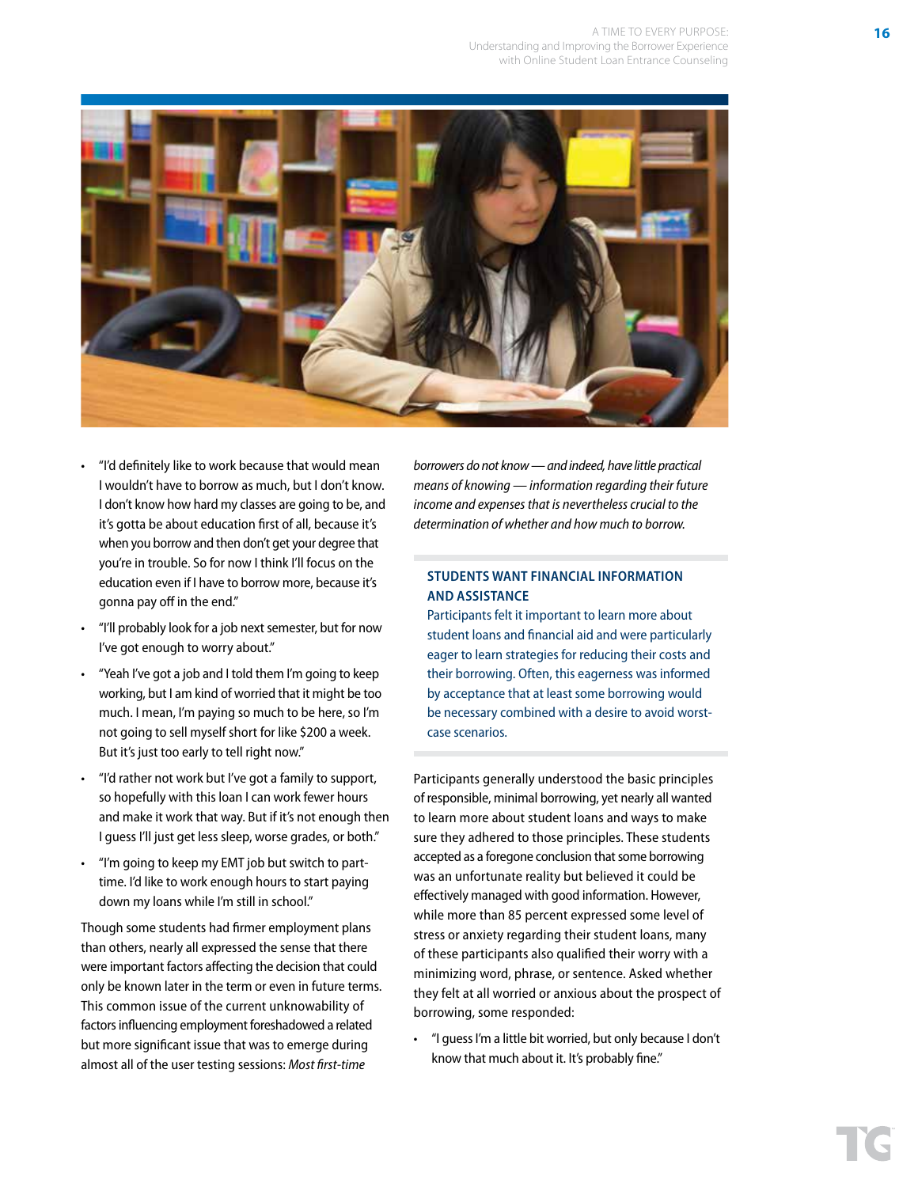- "I'd definitely like to work because that would mean I wouldn't have to borrow as much, but I don't know. I don't know how hard my classes are going to be, and it's gotta be about education first of all, because it's when you borrow and then don't get your degree that you're in trouble. So for now I think I'll focus on the education even if I have to borrow more, because it's gonna pay off in the end."
- "I'll probably look for a job next semester, but for now I've got enough to worry about."
- "Yeah I've got a job and I told them I'm going to keep working, but I am kind of worried that it might be too much. I mean, I'm paying so much to be here, so I'm not going to sell myself short for like $200 a week. But it's just too early to tell right now."
- "I'd rather not work but I've got a family to support, so hopefully with this loan I can work fewer hours and make it work that way. But if it's not enough then I guess I'll just get less sleep, worse grades, or both."
- "I'm going to keep my EMT job but switch to part-time. I'd like to work enough hours to start paying down my loans while I'm still in school."

Though some students had firmer employment plans than others, nearly all expressed the sense that there were important factors affecting the decision that could only be known later in the term or even in future terms. This common issue of the current unknowability of factors influencing employment foreshadowed a related but more significant issue that was to emerge during almost all of the user testing sessions: *Most first-time borrowers do not know — and indeed, have little practical means of knowing — information regarding their future income and expenses that is nevertheless crucial to the determination of whether and how much to borrow.*

**STUDENTS WANT FINANCIAL INFORMATION AND ASSISTANCE**

Participants felt it important to learn more about student loans and financial aid and were particularly eager to learn strategies for reducing their costs and their borrowing. Often, this eagerness was informed by acceptance that at least some borrowing would be necessary combined with a desire to avoid worst-case scenarios.

Participants generally understood the basic principles of responsible, minimal borrowing, yet nearly all wanted to learn more about student loans and ways to make sure they adhered to those principles. These students accepted as a foregone conclusion that some borrowing was an unfortunate reality but believed it could be effectively managed with good information. However, while more than 85 percent expressed some level of stress or anxiety regarding their student loans, many of these participants also qualified their worry with a minimizing word, phrase, or sentence. Asked whether they felt at all worried or anxious about the prospect of borrowing, some responded:

- "I guess I'm a little bit worried, but only because I don't know that much about it. It's probably fine."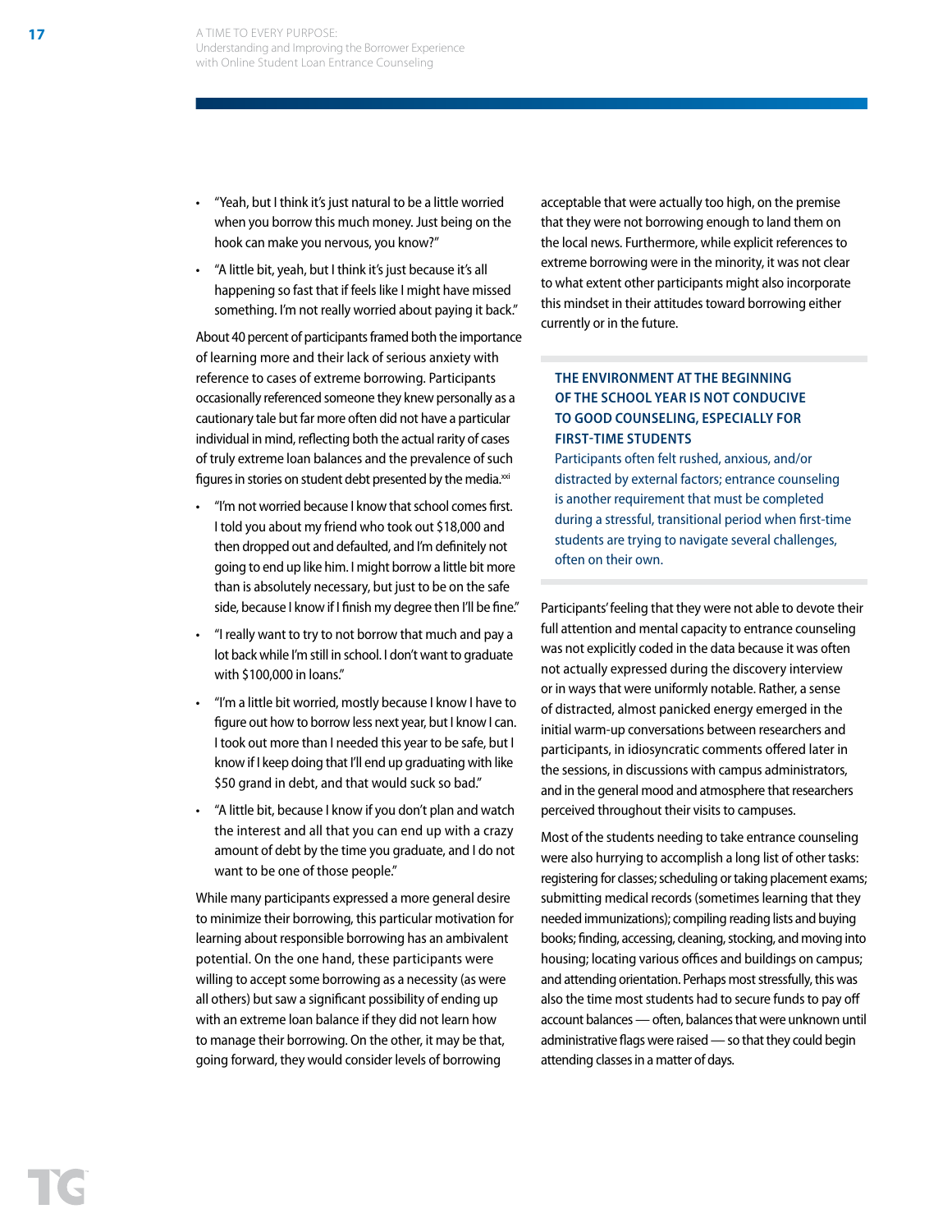- "Yeah, but I think it's just natural to be a little worried when you borrow this much money. Just being on the hook can make you nervous, you know?"
- "A little bit, yeah, but I think it's just because it's all happening so fast that if feels like I might have missed something. I'm not really worried about paying it back."

About 40 percent of participants framed both the importance of learning more and their lack of serious anxiety with reference to cases of extreme borrowing. Participants occasionally referenced someone they knew personally as a cautionary tale but far more often did not have a particular individual in mind, reflecting both the actual rarity of cases of truly extreme loan balances and the prevalence of such figures in stories on student debt presented by the media.[xxi]

- "I'm not worried because I know that school comes first. I told you about my friend who took out $18,000 and then dropped out and defaulted, and I'm definitely not going to end up like him. I might borrow a little bit more than is absolutely necessary, but just to be on the safe side, because I know if I finish my degree then I'll be fine."
- "I really want to try to not borrow that much and pay a lot back while I'm still in school. I don't want to graduate with $100,000 in loans."
- "I'm a little bit worried, mostly because I know I have to figure out how to borrow less next year, but I know I can. I took out more than I needed this year to be safe, but I know if I keep doing that I'll end up graduating with like $50 grand in debt, and that would suck so bad."
- "A little bit, because I know if you don't plan and watch the interest and all that you can end up with a crazy amount of debt by the time you graduate, and I do not want to be one of those people."

While many participants expressed a more general desire to minimize their borrowing, this particular motivation for learning about responsible borrowing has an ambivalent potential. On the one hand, these participants were willing to accept some borrowing as a necessity (as were all others) but saw a significant possibility of ending up with an extreme loan balance if they did not learn how to manage their borrowing. On the other, it may be that, going forward, they would consider levels of borrowing acceptable that were actually too high, on the premise that they were not borrowing enough to land them on the local news. Furthermore, while explicit references to extreme borrowing were in the minority, it was not clear to what extent other participants might also incorporate this mindset in their attitudes toward borrowing either currently or in the future.

## THE ENVIRONMENT AT THE BEGINNING OF THE SCHOOL YEAR IS NOT CONDUCIVE TO GOOD COUNSELING, ESPECIALLY FOR FIRST-TIME STUDENTS

Participants often felt rushed, anxious, and/or distracted by external factors; entrance counseling is another requirement that must be completed during a stressful, transitional period when first-time students are trying to navigate several challenges, often on their own.

Participants' feeling that they were not able to devote their full attention and mental capacity to entrance counseling was not explicitly coded in the data because it was often not actually expressed during the discovery interview or in ways that were uniformly notable. Rather, a sense of distracted, almost panicked energy emerged in the initial warm-up conversations between researchers and participants, in idiosyncratic comments offered later in the sessions, in discussions with campus administrators, and in the general mood and atmosphere that researchers perceived throughout their visits to campuses.

Most of the students needing to take entrance counseling were also hurrying to accomplish a long list of other tasks: registering for classes; scheduling or taking placement exams; submitting medical records (sometimes learning that they needed immunizations); compiling reading lists and buying books; finding, accessing, cleaning, stocking, and moving into housing; locating various offices and buildings on campus; and attending orientation. Perhaps most stressfully, this was also the time most students had to secure funds to pay off account balances — often, balances that were unknown until administrative flags were raised — so that they could begin attending classes in a matter of days.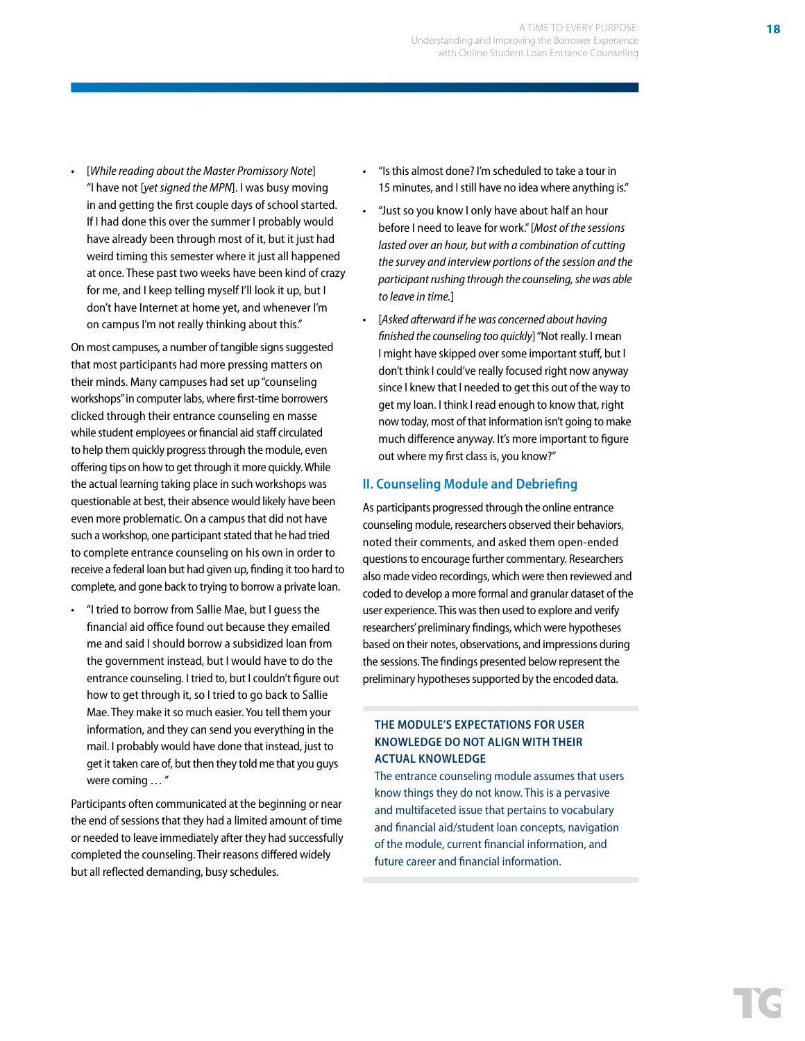- [*While reading about the Master Promissory Note*] "I have not [*yet signed the MPN*]. I was busy moving in and getting the first couple days of school started. If I had done this over the summer I probably would have already been through most of it, but it just had weird timing this semester where it just all happened at once. These past two weeks have been kind of crazy for me, and I keep telling myself I'll look it up, but I don't have Internet at home yet, and whenever I'm on campus I'm not really thinking about this."

On most campuses, a number of tangible signs suggested that most participants had more pressing matters on their minds. Many campuses had set up "counseling workshops" in computer labs, where first-time borrowers clicked through their entrance counseling en masse while student employees or financial aid staff circulated to help them quickly progress through the module, even offering tips on how to get through it more quickly. While the actual learning taking place in such workshops was questionable at best, their absence would likely have been even more problematic. On a campus that did not have such a workshop, one participant stated that he had tried to complete entrance counseling on his own in order to receive a federal loan but had given up, finding it too hard to complete, and gone back to trying to borrow a private loan.

- "I tried to borrow from Sallie Mae, but I guess the financial aid office found out because they emailed me and said I should borrow a subsidized loan from the government instead, but I would have to do the entrance counseling. I tried to, but I couldn't figure out how to get through it, so I tried to go back to Sallie Mae. They make it so much easier. You tell them your information, and they can send you everything in the mail. I probably would have done that instead, just to get it taken care of, but then they told me that you guys were coming … "

Participants often communicated at the beginning or near the end of sessions that they had a limited amount of time or needed to leave immediately after they had successfully completed the counseling. Their reasons differed widely but all reflected demanding, busy schedules.

- "Is this almost done? I'm scheduled to take a tour in 15 minutes, and I still have no idea where anything is."
- "Just so you know I only have about half an hour before I need to leave for work." [*Most of the sessions lasted over an hour, but with a combination of cutting the survey and interview portions of the session and the participant rushing through the counseling, she was able to leave in time.*]
- [*Asked afterward if he was concerned about having finished the counseling too quickly*] "Not really. I mean I might have skipped over some important stuff, but I don't think I could've really focused right now anyway since I knew that I needed to get this out of the way to get my loan. I think I read enough to know that, right now today, most of that information isn't going to make much difference anyway. It's more important to figure out where my first class is, you know?"

## II. Counseling Module and Debriefing

As participants progressed through the online entrance counseling module, researchers observed their behaviors, noted their comments, and asked them open-ended questions to encourage further commentary. Researchers also made video recordings, which were then reviewed and coded to develop a more formal and granular dataset of the user experience. This was then used to explore and verify researchers' preliminary findings, which were hypotheses based on their notes, observations, and impressions during the sessions. The findings presented below represent the preliminary hypotheses supported by the encoded data.

**THE MODULE'S EXPECTATIONS FOR USER KNOWLEDGE DO NOT ALIGN WITH THEIR ACTUAL KNOWLEDGE**

The entrance counseling module assumes that users know things they do not know. This is a pervasive and multifaceted issue that pertains to vocabulary and financial aid/student loan concepts, navigation of the module, current financial information, and future career and financial information.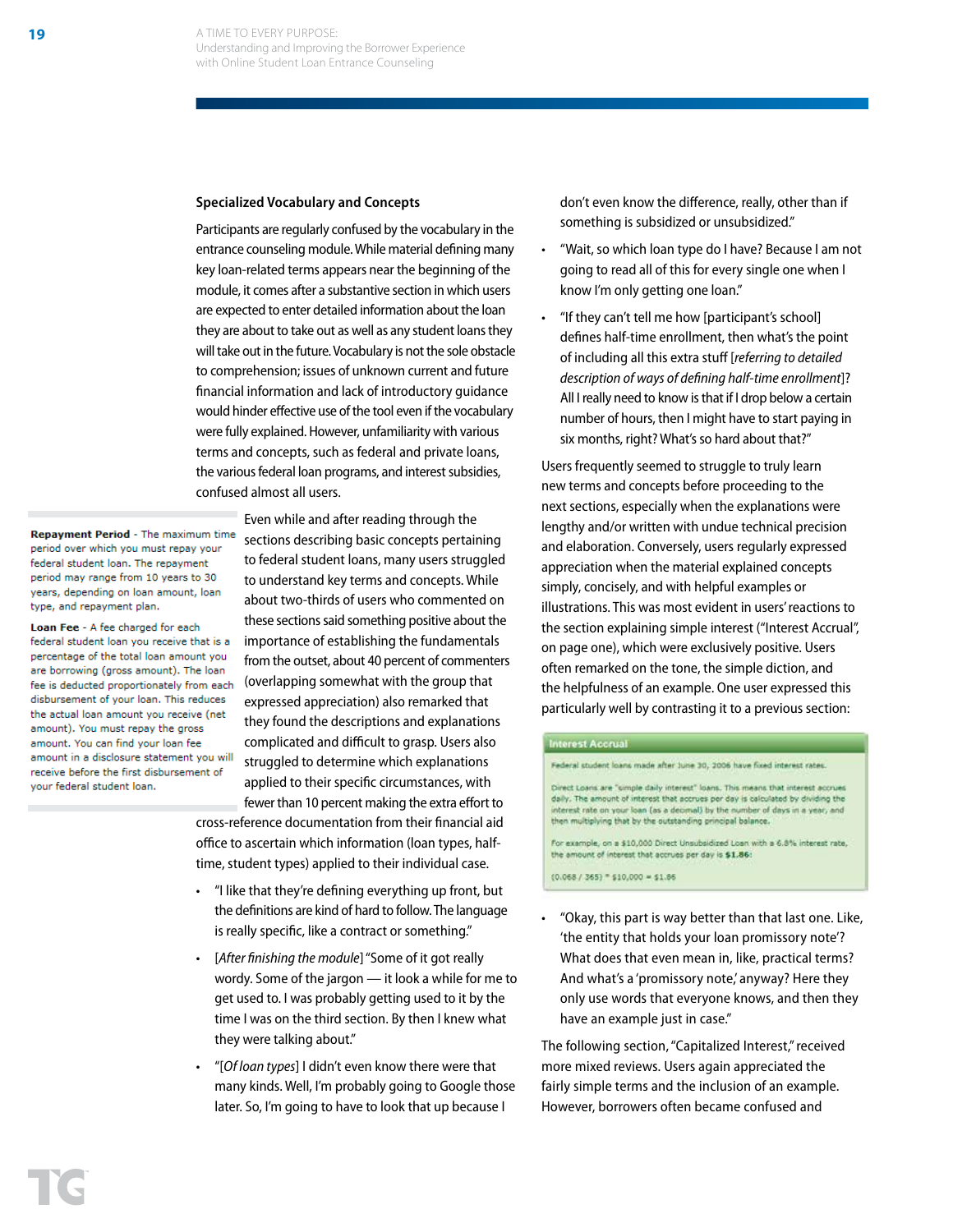### Specialized Vocabulary and Concepts

Participants are regularly confused by the vocabulary in the entrance counseling module. While material defining many key loan-related terms appears near the beginning of the module, it comes after a substantive section in which users are expected to enter detailed information about the loan they are about to take out as well as any student loans they will take out in the future. Vocabulary is not the sole obstacle to comprehension; issues of unknown current and future financial information and lack of introductory guidance would hinder effective use of the tool even if the vocabulary were fully explained. However, unfamiliarity with various terms and concepts, such as federal and private loans, the various federal loan programs, and interest subsidies, confused almost all users.

> **Repayment Period** - The maximum time period over which you must repay your federal student loan. The repayment period may range from 10 years to 30 years, depending on loan amount, loan type, and repayment plan.
>
> **Loan Fee** - A fee charged for each federal student loan you receive that is a percentage of the total loan amount you are borrowing (gross amount). The loan fee is deducted proportionately from each disbursement of your loan. This reduces the actual loan amount you receive (net amount). You must repay the gross amount. You can find your loan fee amount in a disclosure statement you will receive before the first disbursement of your federal student loan.

Even while and after reading through the sections describing basic concepts pertaining to federal student loans, many users struggled to understand key terms and concepts. While about two-thirds of users who commented on these sections said something positive about the importance of establishing the fundamentals from the outset, about 40 percent of commenters (overlapping somewhat with the group that expressed appreciation) also remarked that they found the descriptions and explanations complicated and difficult to grasp. Users also struggled to determine which explanations applied to their specific circumstances, with fewer than 10 percent making the extra effort to cross-reference documentation from their financial aid office to ascertain which information (loan types, half-time, student types) applied to their individual case.

- "I like that they're defining everything up front, but the definitions are kind of hard to follow. The language is really specific, like a contract or something."
- [*After finishing the module*] "Some of it got really wordy. Some of the jargon — it took a while for me to get used to. I was probably getting used to it by the time I was on the third section. By then I knew what they were talking about."
- "[*Of loan types*] I didn't even know there were that many kinds. Well, I'm probably going to Google those later. So, I'm going to have to look that up because I don't even know the difference, really, other than if something is subsidized or unsubsidized."
- "Wait, so which loan type do I have? Because I am not going to read all of this for every single one when I know I'm only getting one loan."
- "If they can't tell me how [participant's school] defines half-time enrollment, then what's the point of including all this extra stuff [*referring to detailed description of ways of defining half-time enrollment*]? All I really need to know is that if I drop below a certain number of hours, then I might have to start paying in six months, right? What's so hard about that?"

Users frequently seemed to struggle to truly learn new terms and concepts before proceeding to the next sections, especially when the explanations were lengthy and/or written with undue technical precision and elaboration. Conversely, users regularly expressed appreciation when the material explained concepts simply, concisely, and with helpful examples or illustrations. This was most evident in users' reactions to the section explaining simple interest ("Interest Accrual", on page one), which were exclusively positive. Users often remarked on the tone, the simple diction, and the helpfulness of an example. One user expressed this particularly well by contrasting it to a previous section:

> **Interest Accrual**
>
> Federal student loans made after June 30, 2006 have fixed interest rates.
>
> Direct Loans are "simple daily interest" loans. This means that interest accrues daily. The amount of interest that accrues per day is calculated by dividing the interest rate on your loan (as a decimal) by the number of days in a year, and then multiplying that by the outstanding principal balance.
>
> For example, on a $10,000 Direct Unsubsidized Loan with a 6.8% interest rate, the amount of interest that accrues per day is **$1.86**:
>
> (0.068 / 365) * $10,000 = $1.86

- "Okay, this part is way better than that last one. Like, 'the entity that holds your loan promissory note'? What does that even mean in, like, practical terms? And what's a 'promissory note,' anyway? Here they only use words that everyone knows, and then they have an example just in case."

The following section, "Capitalized Interest," received more mixed reviews. Users again appreciated the fairly simple terms and the inclusion of an example. However, borrowers often became confused and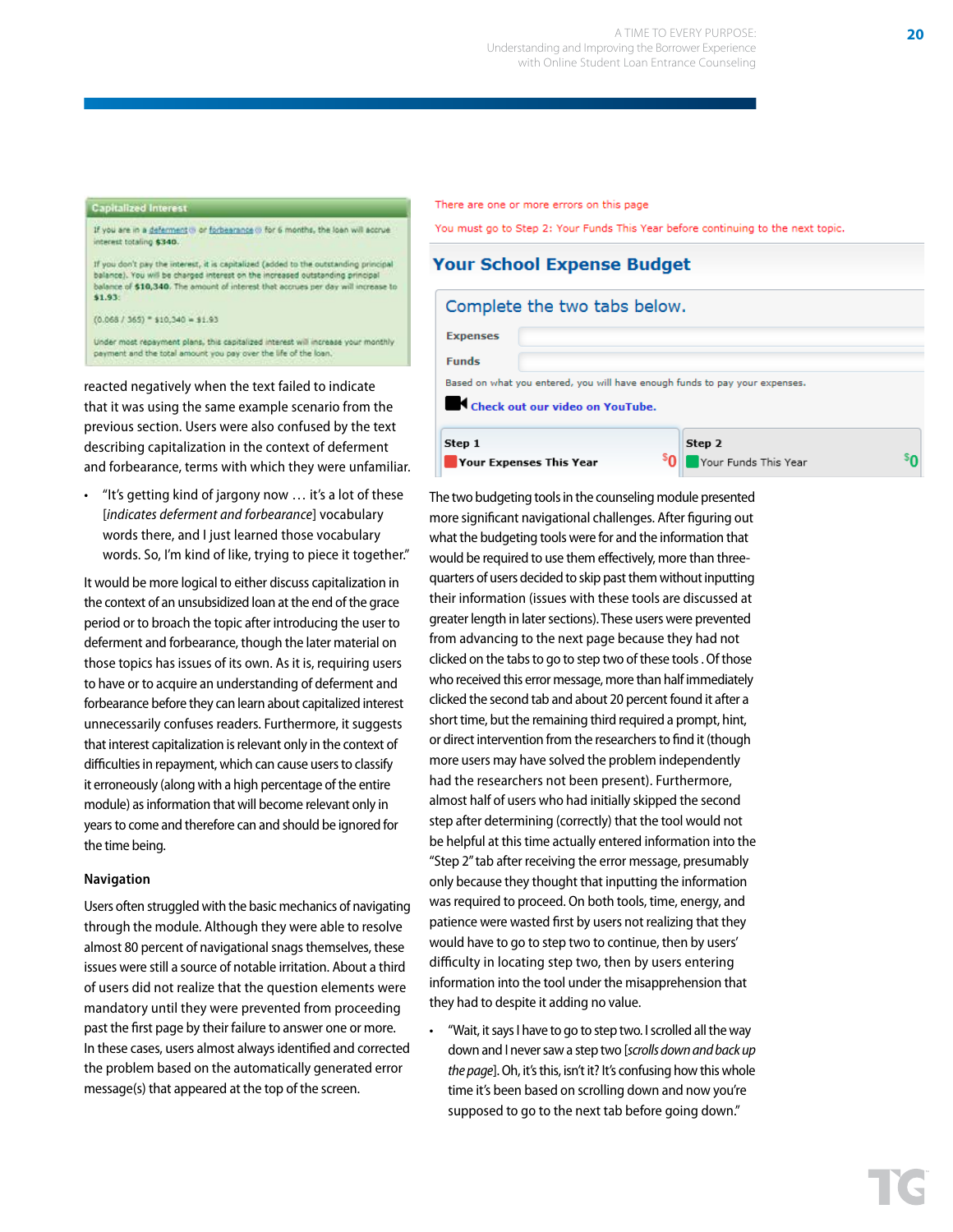**Capitalized Interest**

If you are in a deferment or forbearance for 6 months, the loan will accrue interest totaling **$340**.

If you don't pay the interest, it is capitalized (added to the outstanding principal balance). You will be charged interest on the increased outstanding principal balance of **$10,340**. The amount of interest that accrues per day will increase to **$1.93**:

(0.068 / 365) * $10,340 = $1.93

Under most repayment plans, this capitalized interest will increase your monthly payment and the total amount you pay over the life of the loan.

reacted negatively when the text failed to indicate that it was using the same example scenario from the previous section. Users were also confused by the text describing capitalization in the context of deferment and forbearance, terms with which they were unfamiliar.

- "It's getting kind of jargony now … it's a lot of these [*indicates deferment and forbearance*] vocabulary words there, and I just learned those vocabulary words. So, I'm kind of like, trying to piece it together."

It would be more logical to either discuss capitalization in the context of an unsubsidized loan at the end of the grace period or to broach the topic after introducing the user to deferment and forbearance, though the later material on those topics has issues of its own. As it is, requiring users to have or to acquire an understanding of deferment and forbearance before they can learn about capitalized interest unnecessarily confuses readers. Furthermore, it suggests that interest capitalization is relevant only in the context of difficulties in repayment, which can cause users to classify it erroneously (along with a high percentage of the entire module) as information that will become relevant only in years to come and therefore can and should be ignored for the time being.

### Navigation

Users often struggled with the basic mechanics of navigating through the module. Although they were able to resolve almost 80 percent of navigational snags themselves, these issues were still a source of notable irritation. About a third of users did not realize that the question elements were mandatory until they were prevented from proceeding past the first page by their failure to answer one or more. In these cases, users almost always identified and corrected the problem based on the automatically generated error message(s) that appeared at the top of the screen.

There are one or more errors on this page

You must go to Step 2: Your Funds This Year before continuing to the next topic.

**Your School Expense Budget**

Complete the two tabs below.

Expenses

Funds

Based on what you entered, you will have enough funds to pay your expenses.

Check out our video on YouTube.

| Step 1 Your Expenses This Year | $0 | Step 2 Your Funds This Year | $0 |
|---|---|---|---|

The two budgeting tools in the counseling module presented more significant navigational challenges. After figuring out what the budgeting tools were for and the information that would be required to use them effectively, more than three-quarters of users decided to skip past them without inputting their information (issues with these tools are discussed at greater length in later sections). These users were prevented from advancing to the next page because they had not clicked on the tabs to go to step two of these tools . Of those who received this error message, more than half immediately clicked the second tab and about 20 percent found it after a short time, but the remaining third required a prompt, hint, or direct intervention from the researchers to find it (though more users may have solved the problem independently had the researchers not been present). Furthermore, almost half of users who had initially skipped the second step after determining (correctly) that the tool would not be helpful at this time actually entered information into the "Step 2" tab after receiving the error message, presumably only because they thought that inputting the information was required to proceed. On both tools, time, energy, and patience were wasted first by users not realizing that they would have to go to step two to continue, then by users' difficulty in locating step two, then by users entering information into the tool under the misapprehension that they had to despite it adding no value.

- "Wait, it says I have to go to step two. I scrolled all the way down and I never saw a step two [*scrolls down and back up the page*]. Oh, it's this, isn't it? It's confusing how this whole time it's been based on scrolling down and now you're supposed to go to the next tab before going down."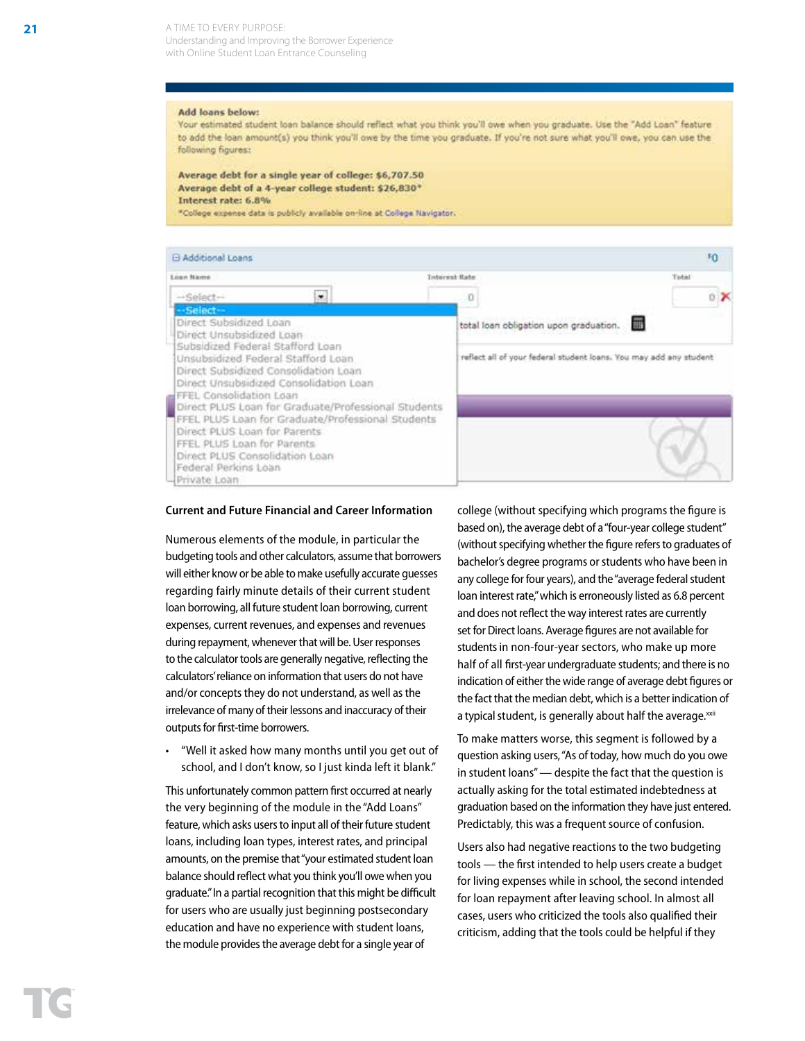**Add loans below:**
Your estimated student loan balance should reflect what you think you'll owe when you graduate. Use the "Add Loan" feature to add the loan amount(s) you think you'll owe by the time you graduate. If you're not sure what you'll owe, you can use the following figures:

**Average debt for a single year of college: $6,707.50**
**Average debt of a 4-year college student: $26,830***
**Interest rate: 6.8%**
*College expense data is publicly available on-line at College Navigator.

⊟ Additional Loans $0

| Loan Name | Interest Rate | Total |
|---|---|---|
| --Select-- | 0 | 0 |

--Select--
Direct Subsidized Loan
Direct Unsubsidized Loan
Subsidized Federal Stafford Loan
Unsubsidized Federal Stafford Loan
Direct Subsidized Consolidation Loan
Direct Unsubsidized Consolidation Loan
FFEL Consolidation Loan
Direct PLUS Loan for Graduate/Professional Students
FFEL PLUS Loan for Graduate/Professional Students
Direct PLUS Loan for Parents
FFEL PLUS Loan for Parents
Direct PLUS Consolidation Loan
Federal Perkins Loan
Private Loan

total loan obligation upon graduation.

reflect all of your federal student loans. You may add any student

### Current and Future Financial and Career Information

Numerous elements of the module, in particular the budgeting tools and other calculators, assume that borrowers will either know or be able to make usefully accurate guesses regarding fairly minute details of their current student loan borrowing, all future student loan borrowing, current expenses, current revenues, and expenses and revenues during repayment, whenever that will be. User responses to the calculator tools are generally negative, reflecting the calculators' reliance on information that users do not have and/or concepts they do not understand, as well as the irrelevance of many of their lessons and inaccuracy of their outputs for first-time borrowers.

- "Well it asked how many months until you get out of school, and I don't know, so I just kinda left it blank."

This unfortunately common pattern first occurred at nearly the very beginning of the module in the "Add Loans" feature, which asks users to input all of their future student loans, including loan types, interest rates, and principal amounts, on the premise that "your estimated student loan balance should reflect what you think you'll owe when you graduate." In a partial recognition that this might be difficult for users who are usually just beginning postsecondary education and have no experience with student loans, the module provides the average debt for a single year of college (without specifying which programs the figure is based on), the average debt of a "four-year college student" (without specifying whether the figure refers to graduates of bachelor's degree programs or students who have been in any college for four years), and the "average federal student loan interest rate," which is erroneously listed as 6.8 percent and does not reflect the way interest rates are currently set for Direct loans. Average figures are not available for students in non-four-year sectors, who make up more half of all first-year undergraduate students; and there is no indication of either the wide range of average debt figures or the fact that the median debt, which is a better indication of a typical student, is generally about half the average.[xxii]

To make matters worse, this segment is followed by a question asking users, "As of today, how much do you owe in student loans" — despite the fact that the question is actually asking for the total estimated indebtedness at graduation based on the information they have just entered. Predictably, this was a frequent source of confusion.

Users also had negative reactions to the two budgeting tools — the first intended to help users create a budget for living expenses while in school, the second intended for loan repayment after leaving school. In almost all cases, users who criticized the tools also qualified their criticism, adding that the tools could be helpful if they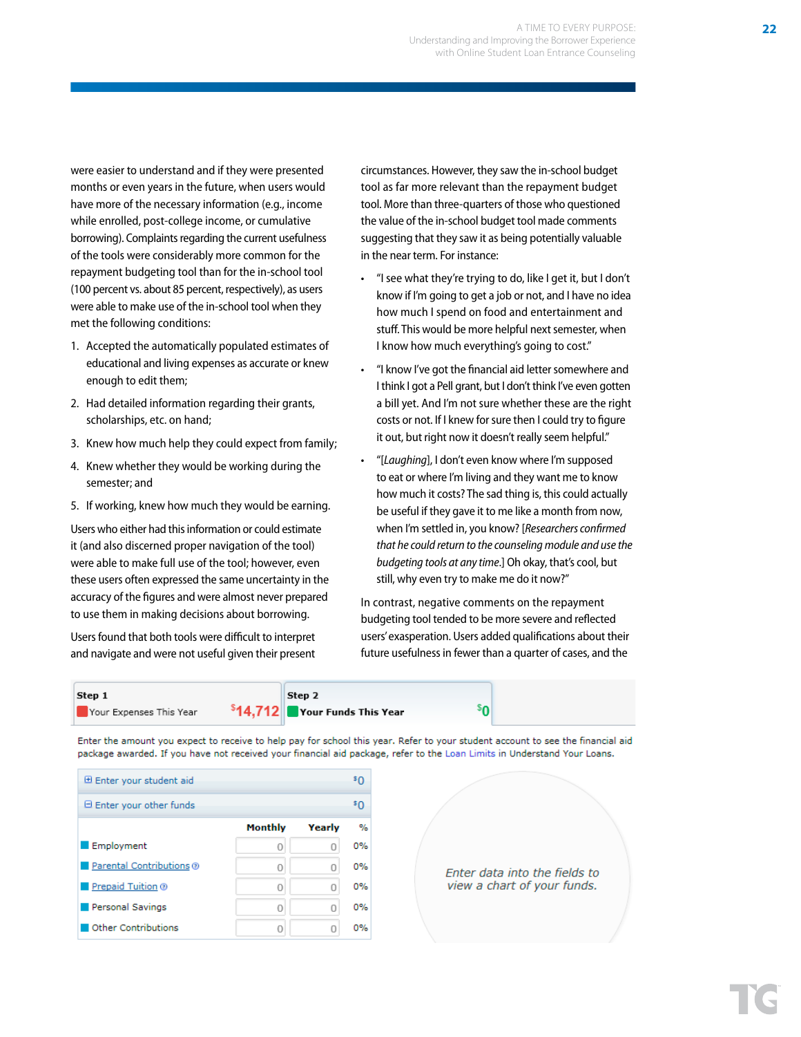were easier to understand and if they were presented months or even years in the future, when users would have more of the necessary information (e.g., income while enrolled, post-college income, or cumulative borrowing). Complaints regarding the current usefulness of the tools were considerably more common for the repayment budgeting tool than for the in-school tool (100 percent vs. about 85 percent, respectively), as users were able to make use of the in-school tool when they met the following conditions:

1. Accepted the automatically populated estimates of educational and living expenses as accurate or knew enough to edit them;
2. Had detailed information regarding their grants, scholarships, etc. on hand;
3. Knew how much help they could expect from family;
4. Knew whether they would be working during the semester; and
5. If working, knew how much they would be earning.

Users who either had this information or could estimate it (and also discerned proper navigation of the tool) were able to make full use of the tool; however, even these users often expressed the same uncertainty in the accuracy of the figures and were almost never prepared to use them in making decisions about borrowing.

Users found that both tools were difficult to interpret and navigate and were not useful given their present circumstances. However, they saw the in-school budget tool as far more relevant than the repayment budget tool. More than three-quarters of those who questioned the value of the in-school budget tool made comments suggesting that they saw it as being potentially valuable in the near term. For instance:

- "I see what they're trying to do, like I get it, but I don't know if I'm going to get a job or not, and I have no idea how much I spend on food and entertainment and stuff. This would be more helpful next semester, when I know how much everything's going to cost."
- "I know I've got the financial aid letter somewhere and I think I got a Pell grant, but I don't think I've even gotten a bill yet. And I'm not sure whether these are the right costs or not. If I knew for sure then I could try to figure it out, but right now it doesn't really seem helpful."
- "[*Laughing*], I don't even know where I'm supposed to eat or where I'm living and they want me to know how much it costs? The sad thing is, this could actually be useful if they gave it to me like a month from now, when I'm settled in, you know? [*Researchers confirmed that he could return to the counseling module and use the budgeting tools at any time.*] Oh okay, that's cool, but still, why even try to make me do it now?"

In contrast, negative comments on the repayment budgeting tool tended to be more severe and reflected users' exasperation. Users added qualifications about their future usefulness in fewer than a quarter of cases, and the

| Step 1 | | Step 2 | |
|---|---|---|---|
| Your Expenses This Year | $14,712 | Your Funds This Year | $0 |

Enter the amount you expect to receive to help pay for school this year. Refer to your student account to see the financial aid package awarded. If you have not received your financial aid package, refer to the Loan Limits in Understand Your Loans.

| ⊞ Enter your student aid | | | $0 |
|---|---|---|---|
| ⊟ Enter your other funds | | | $0 |
| | **Monthly** | **Yearly** | **%** |
| Employment | 0 | 0 | 0% |
| Parental Contributions | 0 | 0 | 0% |
| Prepaid Tuition | 0 | 0 | 0% |
| Personal Savings | 0 | 0 | 0% |
| Other Contributions | 0 | 0 | 0% |

*Enter data into the fields to view a chart of your funds.*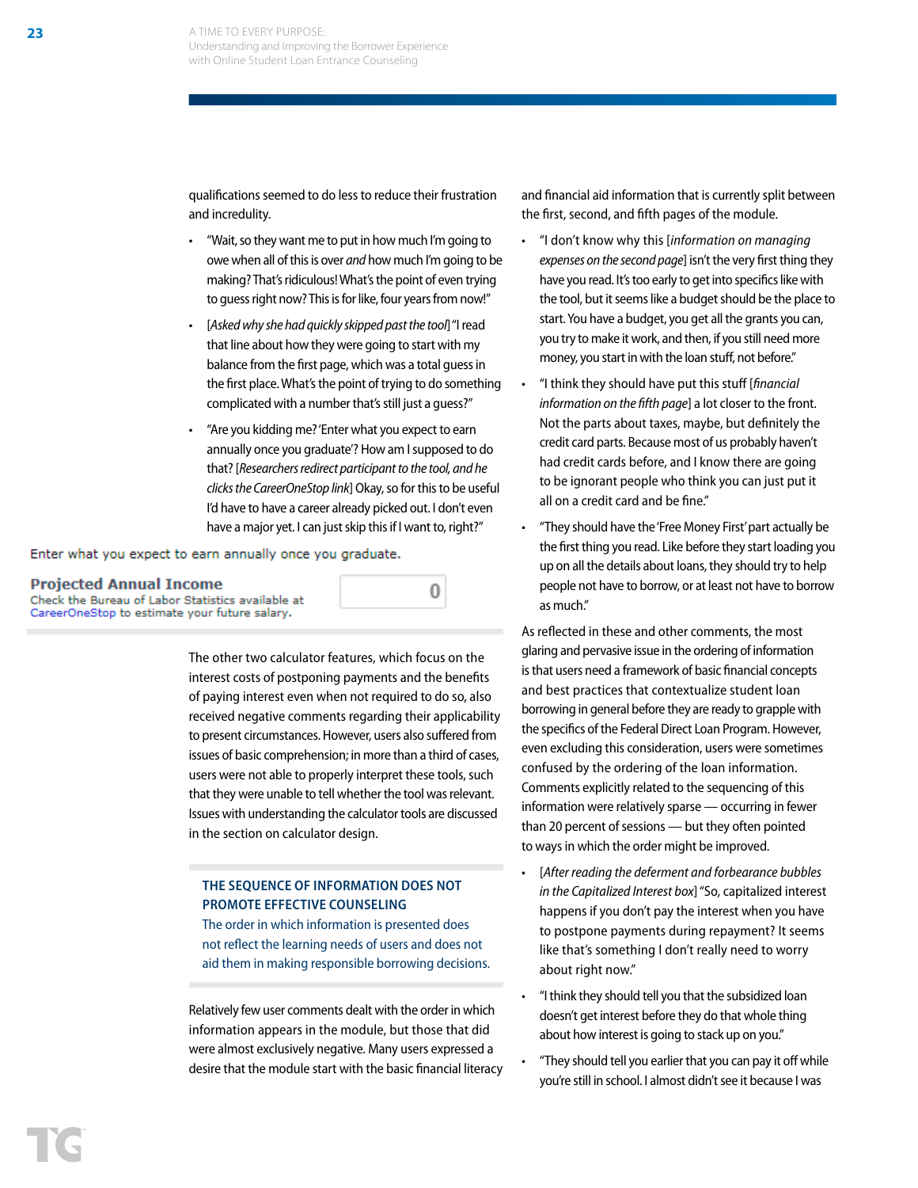qualifications seemed to do less to reduce their frustration and incredulity.

- "Wait, so they want me to put in how much I'm going to owe when all of this is over *and* how much I'm going to be making? That's ridiculous! What's the point of even trying to guess right now? This is for like, four years from now!"
- [*Asked why she had quickly skipped past the tool*] "I read that line about how they were going to start with my balance from the first page, which was a total guess in the first place. What's the point of trying to do something complicated with a number that's still just a guess?"
- "Are you kidding me? 'Enter what you expect to earn annually once you graduate'? How am I supposed to do that? [*Researchers redirect participant to the tool, and he clicks the CareerOneStop link*] Okay, so for this to be useful I'd have to have a career already picked out. I don't even have a major yet. I can just skip this if I want to, right?"

Enter what you expect to earn annually once you graduate.

**Projected Annual Income**
Check the Bureau of Labor Statistics available at CareerOneStop to estimate your future salary. 0

The other two calculator features, which focus on the interest costs of postponing payments and the benefits of paying interest even when not required to do so, also received negative comments regarding their applicability to present circumstances. However, users also suffered from issues of basic comprehension; in more than a third of cases, users were not able to properly interpret these tools, such that they were unable to tell whether the tool was relevant. Issues with understanding the calculator tools are discussed in the section on calculator design.

### THE SEQUENCE OF INFORMATION DOES NOT PROMOTE EFFECTIVE COUNSELING

The order in which information is presented does not reflect the learning needs of users and does not aid them in making responsible borrowing decisions.

Relatively few user comments dealt with the order in which information appears in the module, but those that did were almost exclusively negative. Many users expressed a desire that the module start with the basic financial literacy and financial aid information that is currently split between the first, second, and fifth pages of the module.

- "I don't know why this [*information on managing expenses on the second page*] isn't the very first thing they have you read. It's too early to get into specifics like with the tool, but it seems like a budget should be the place to start. You have a budget, you get all the grants you can, you try to make it work, and then, if you still need more money, you start in with the loan stuff, not before."
- "I think they should have put this stuff [*financial information on the fifth page*] a lot closer to the front. Not the parts about taxes, maybe, but definitely the credit card parts. Because most of us probably haven't had credit cards before, and I know there are going to be ignorant people who think you can just put it all on a credit card and be fine."
- "They should have the 'Free Money First' part actually be the first thing you read. Like before they start loading you up on all the details about loans, they should try to help people not have to borrow, or at least not have to borrow as much."

As reflected in these and other comments, the most glaring and pervasive issue in the ordering of information is that users need a framework of basic financial concepts and best practices that contextualize student loan borrowing in general before they are ready to grapple with the specifics of the Federal Direct Loan Program. However, even excluding this consideration, users were sometimes confused by the ordering of the loan information. Comments explicitly related to the sequencing of this information were relatively sparse — occurring in fewer than 20 percent of sessions — but they often pointed to ways in which the order might be improved.

- [*After reading the deferment and forbearance bubbles in the Capitalized Interest box*] "So, capitalized interest happens if you don't pay the interest when you have to postpone payments during repayment? It seems like that's something I don't really need to worry about right now."
- "I think they should tell you that the subsidized loan doesn't get interest before they do that whole thing about how interest is going to stack up on you."
- "They should tell you earlier that you can pay it off while you're still in school. I almost didn't see it because I was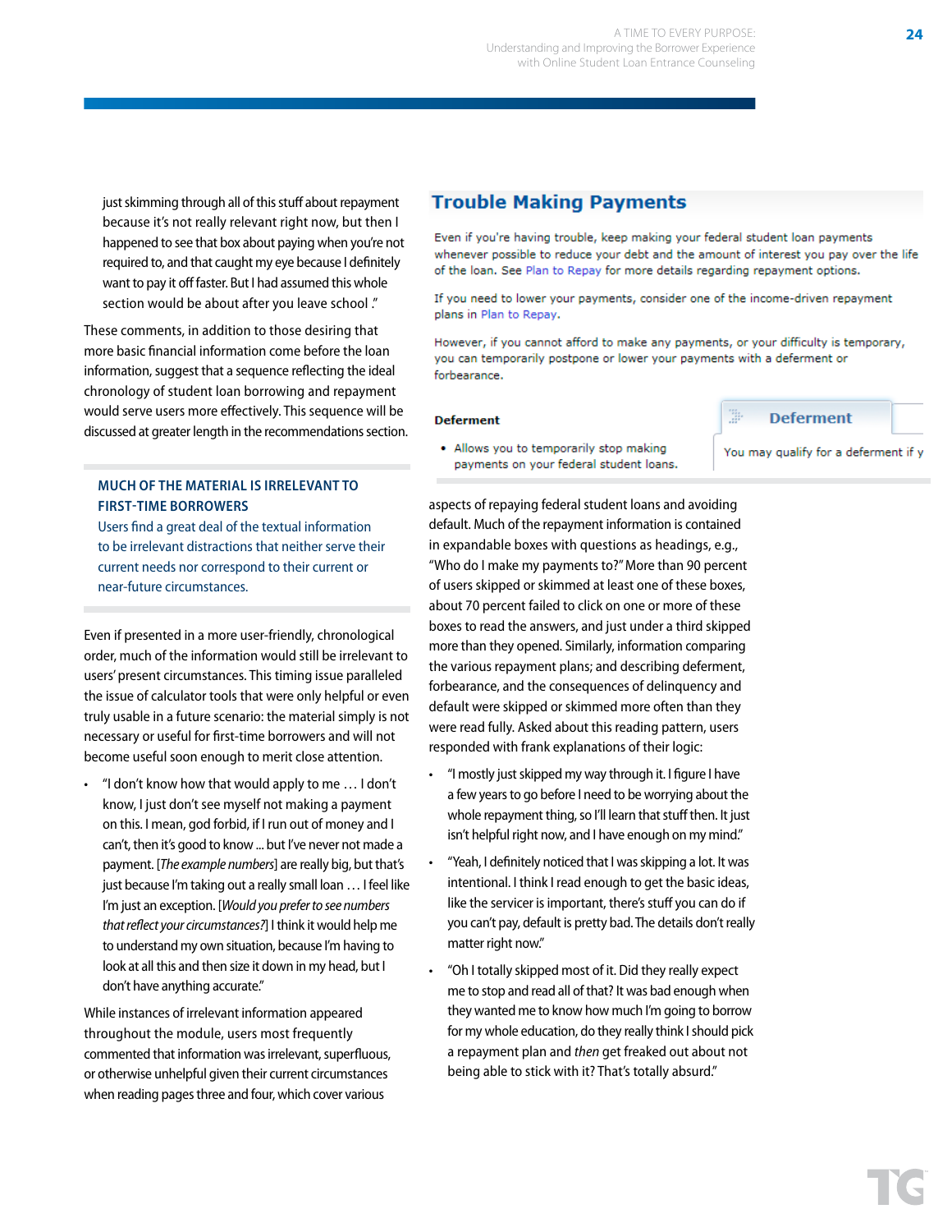just skimming through all of this stuff about repayment because it's not really relevant right now, but then I happened to see that box about paying when you're not required to, and that caught my eye because I definitely want to pay it off faster. But I had assumed this whole section would be about after you leave school ."

These comments, in addition to those desiring that more basic financial information come before the loan information, suggest that a sequence reflecting the ideal chronology of student loan borrowing and repayment would serve users more effectively. This sequence will be discussed at greater length in the recommendations section.

### MUCH OF THE MATERIAL IS IRRELEVANT TO FIRST-TIME BORROWERS

Users find a great deal of the textual information to be irrelevant distractions that neither serve their current needs nor correspond to their current or near-future circumstances.

Even if presented in a more user-friendly, chronological order, much of the information would still be irrelevant to users' present circumstances. This timing issue paralleled the issue of calculator tools that were only helpful or even truly usable in a future scenario: the material simply is not necessary or useful for first-time borrowers and will not become useful soon enough to merit close attention.

- "I don't know how that would apply to me … I don't know, I just don't see myself not making a payment on this. I mean, god forbid, if I run out of money and I can't, then it's good to know ... but I've never not made a payment. [*The example numbers*] are really big, but that's just because I'm taking out a really small loan … I feel like I'm just an exception. [*Would you prefer to see numbers that reflect your circumstances?*] I think it would help me to understand my own situation, because I'm having to look at all this and then size it down in my head, but I don't have anything accurate."

While instances of irrelevant information appeared throughout the module, users most frequently commented that information was irrelevant, superfluous, or otherwise unhelpful given their current circumstances when reading pages three and four, which cover various

> **Trouble Making Payments**
>
> Even if you're having trouble, keep making your federal student loan payments whenever possible to reduce your debt and the amount of interest you pay over the life of the loan. See Plan to Repay for more details regarding repayment options.
>
> If you need to lower your payments, consider one of the income-driven repayment plans in Plan to Repay.
>
> However, if you cannot afford to make any payments, or your difficulty is temporary, you can temporarily postpone or lower your payments with a deferment or forbearance.
>
> **Deferment**
>
> - Allows you to temporarily stop making payments on your federal student loans.
>
> Deferment
>
> You may qualify for a deferment if y

aspects of repaying federal student loans and avoiding default. Much of the repayment information is contained in expandable boxes with questions as headings, e.g., "Who do I make my payments to?" More than 90 percent of users skipped or skimmed at least one of these boxes, about 70 percent failed to click on one or more of these boxes to read the answers, and just under a third skipped more than they opened. Similarly, information comparing the various repayment plans; and describing deferment, forbearance, and the consequences of delinquency and default were skipped or skimmed more often than they were read fully. Asked about this reading pattern, users responded with frank explanations of their logic:

- "I mostly just skipped my way through it. I figure I have a few years to go before I need to be worrying about the whole repayment thing, so I'll learn that stuff then. It just isn't helpful right now, and I have enough on my mind."
- "Yeah, I definitely noticed that I was skipping a lot. It was intentional. I think I read enough to get the basic ideas, like the servicer is important, there's stuff you can do if you can't pay, default is pretty bad. The details don't really matter right now."
- "Oh I totally skipped most of it. Did they really expect me to stop and read all of that? It was bad enough when they wanted me to know how much I'm going to borrow for my whole education, do they really think I should pick a repayment plan and *then* get freaked out about not being able to stick with it? That's totally absurd."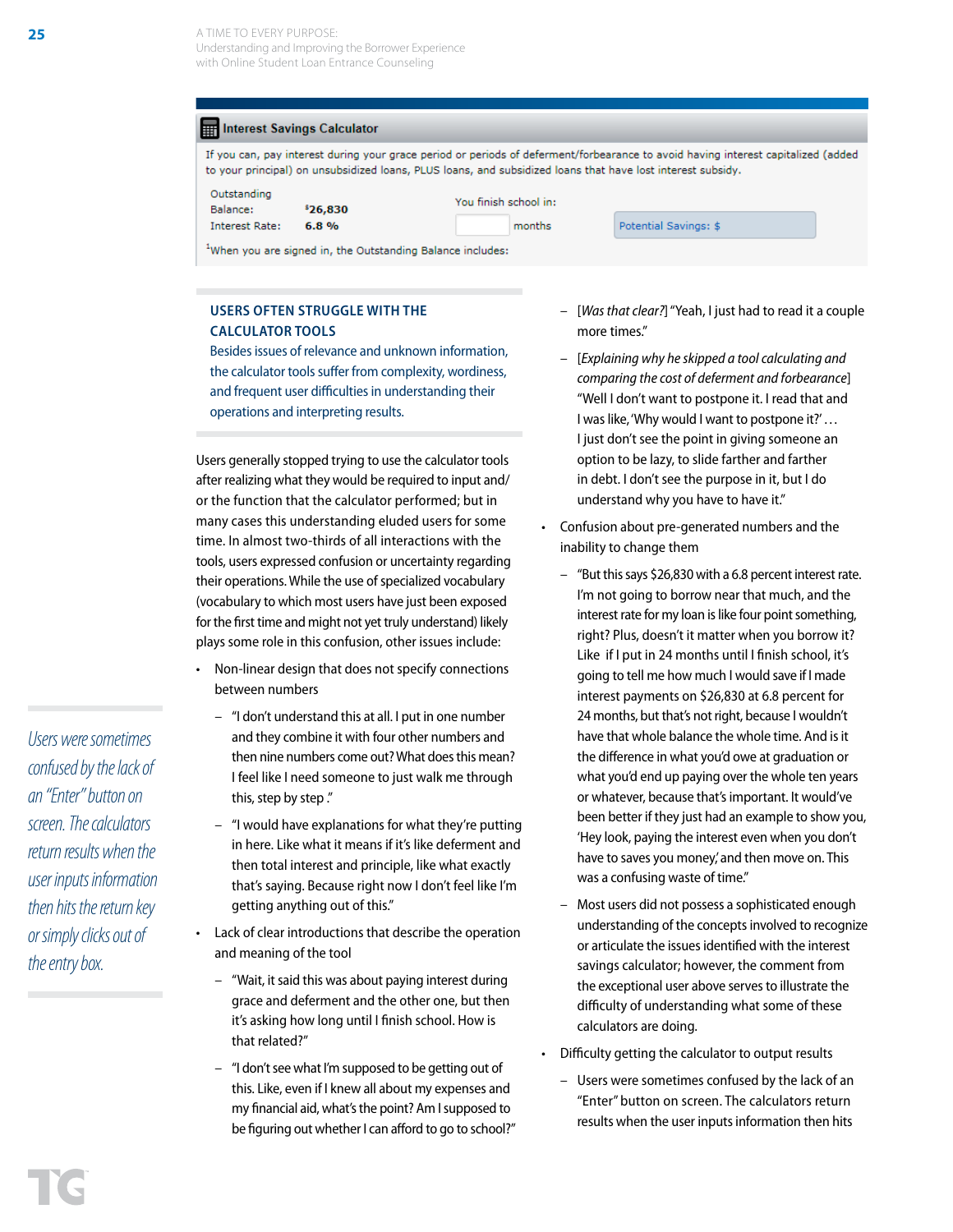**Interest Savings Calculator**

If you can, pay interest during your grace period or periods of deferment/forbearance to avoid having interest capitalized (added to your principal) on unsubsidized loans, PLUS loans, and subsidized loans that have lost interest subsidy.

Outstanding Balance: [1]26,830
Interest Rate: 6.8 %

You finish school in: ____ months

Potential Savings: $

[1]When you are signed in, the Outstanding Balance includes:

## USERS OFTEN STRUGGLE WITH THE CALCULATOR TOOLS

Besides issues of relevance and unknown information, the calculator tools suffer from complexity, wordiness, and frequent user difficulties in understanding their operations and interpreting results.

Users generally stopped trying to use the calculator tools after realizing what they would be required to input and/or the function that the calculator performed; but in many cases this understanding eluded users for some time. In almost two-thirds of all interactions with the tools, users expressed confusion or uncertainty regarding their operations. While the use of specialized vocabulary (vocabulary to which most users have just been exposed for the first time and might not yet truly understand) likely plays some role in this confusion, other issues include:

- Non-linear design that does not specify connections between numbers
  - "I don't understand this at all. I put in one number and they combine it with four other numbers and then nine numbers come out? What does this mean? I feel like I need someone to just walk me through this, step by step."
  - "I would have explanations for what they're putting in here. Like what it means if it's like deferment and then total interest and principle, like what exactly that's saying. Because right now I don't feel like I'm getting anything out of this."
- Lack of clear introductions that describe the operation and meaning of the tool
  - "Wait, it said this was about paying interest during grace and deferment and the other one, but then it's asking how long until I finish school. How is that related?"
  - "I don't see what I'm supposed to be getting out of this. Like, even if I knew all about my expenses and my financial aid, what's the point? Am I supposed to be figuring out whether I can afford to go to school?"
  - [*Was that clear?*] "Yeah, I just had to read it a couple more times."
  - [*Explaining why he skipped a tool calculating and comparing the cost of deferment and forbearance*] "Well I don't want to postpone it. I read that and I was like, 'Why would I want to postpone it?' … I just don't see the point in giving someone an option to be lazy, to slide farther and farther in debt. I don't see the purpose in it, but I do understand why you have to have it."
- Confusion about pre-generated numbers and the inability to change them
  - "But this says $26,830 with a 6.8 percent interest rate. I'm not going to borrow near that much, and the interest rate for my loan is like four point something, right? Plus, doesn't it matter when you borrow it? Like if I put in 24 months until I finish school, it's going to tell me how much I would save if I made interest payments on $26,830 at 6.8 percent for 24 months, but that's not right, because I wouldn't have that whole balance the whole time. And is it the difference in what you'd owe at graduation or what you'd end up paying over the whole ten years or whatever, because that's important. It would've been better if they just had an example to show you, 'Hey look, paying the interest even when you don't have to saves you money,' and then move on. This was a confusing waste of time."
  - Most users did not possess a sophisticated enough understanding of the concepts involved to recognize or articulate the issues identified with the interest savings calculator; however, the comment from the exceptional user above serves to illustrate the difficulty of understanding what some of these calculators are doing.
- Difficulty getting the calculator to output results
  - Users were sometimes confused by the lack of an "Enter" button on screen. The calculators return results when the user inputs information then hits

*Users were sometimes confused by the lack of an "Enter" button on screen. The calculators return results when the user inputs information then hits the return key or simply clicks out of the entry box.*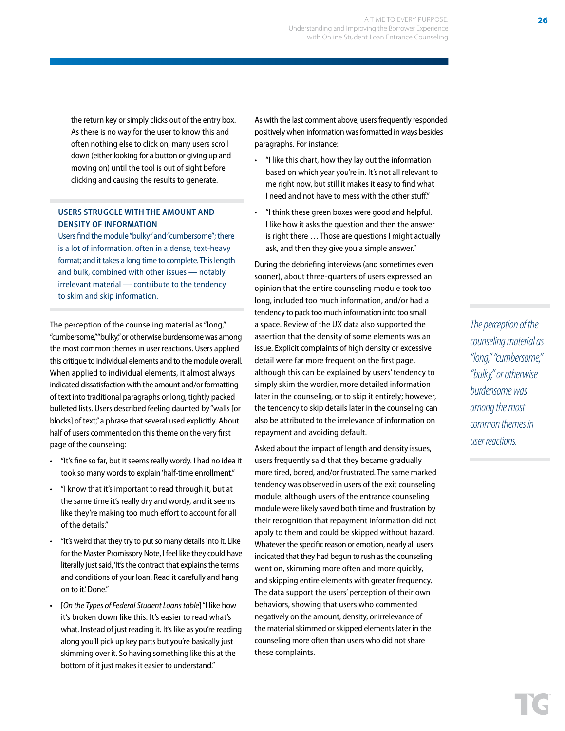the return key or simply clicks out of the entry box. As there is no way for the user to know this and often nothing else to click on, many users scroll down (either looking for a button or giving up and moving on) until the tool is out of sight before clicking and causing the results to generate.

### USERS STRUGGLE WITH THE AMOUNT AND DENSITY OF INFORMATION

Users find the module "bulky" and "cumbersome"; there is a lot of information, often in a dense, text-heavy format; and it takes a long time to complete. This length and bulk, combined with other issues — notably irrelevant material — contribute to the tendency to skim and skip information.

The perception of the counseling material as "long," "cumbersome," "bulky," or otherwise burdensome was among the most common themes in user reactions. Users applied this critique to individual elements and to the module overall. When applied to individual elements, it almost always indicated dissatisfaction with the amount and/or formatting of text into traditional paragraphs or long, tightly packed bulleted lists. Users described feeling daunted by "walls [or blocks] of text," a phrase that several used explicitly. About half of users commented on this theme on the very first page of the counseling:

- "It's fine so far, but it seems really wordy. I had no idea it took so many words to explain 'half-time enrollment.'"
- "I know that it's important to read through it, but at the same time it's really dry and wordy, and it seems like they're making too much effort to account for all of the details."
- "It's weird that they try to put so many details into it. Like for the Master Promissory Note, I feel like they could have literally just said, 'It's the contract that explains the terms and conditions of your loan. Read it carefully and hang on to it.' Done."
- [*On the Types of Federal Student Loans table*] "I like how it's broken down like this. It's easier to read what's what. Instead of just reading it. It's like as you're reading along you'll pick up key parts but you're basically just skimming over it. So having something like this at the bottom of it just makes it easier to understand."

As with the last comment above, users frequently responded positively when information was formatted in ways besides paragraphs. For instance:

- "I like this chart, how they lay out the information based on which year you're in. It's not all relevant to me right now, but still it makes it easy to find what I need and not have to mess with the other stuff."
- "I think these green boxes were good and helpful. I like how it asks the question and then the answer is right there … Those are questions I might actually ask, and then they give you a simple answer."

During the debriefing interviews (and sometimes even sooner), about three-quarters of users expressed an opinion that the entire counseling module took too long, included too much information, and/or had a tendency to pack too much information into too small a space. Review of the UX data also supported the assertion that the density of some elements was an issue. Explicit complaints of high density or excessive detail were far more frequent on the first page, although this can be explained by users' tendency to simply skim the wordier, more detailed information later in the counseling, or to skip it entirely; however, the tendency to skip details later in the counseling can also be attributed to the irrelevance of information on repayment and avoiding default.

Asked about the impact of length and density issues, users frequently said that they became gradually more tired, bored, and/or frustrated. The same marked tendency was observed in users of the exit counseling module, although users of the entrance counseling module were likely saved both time and frustration by their recognition that repayment information did not apply to them and could be skipped without hazard. Whatever the specific reason or emotion, nearly all users indicated that they had begun to rush as the counseling went on, skimming more often and more quickly, and skipping entire elements with greater frequency. The data support the users' perception of their own behaviors, showing that users who commented negatively on the amount, density, or irrelevance of the material skimmed or skipped elements later in the counseling more often than users who did not share these complaints.

*The perception of the counseling material as "long," "cumbersome," "bulky," or otherwise burdensome was among the most common themes in user reactions.*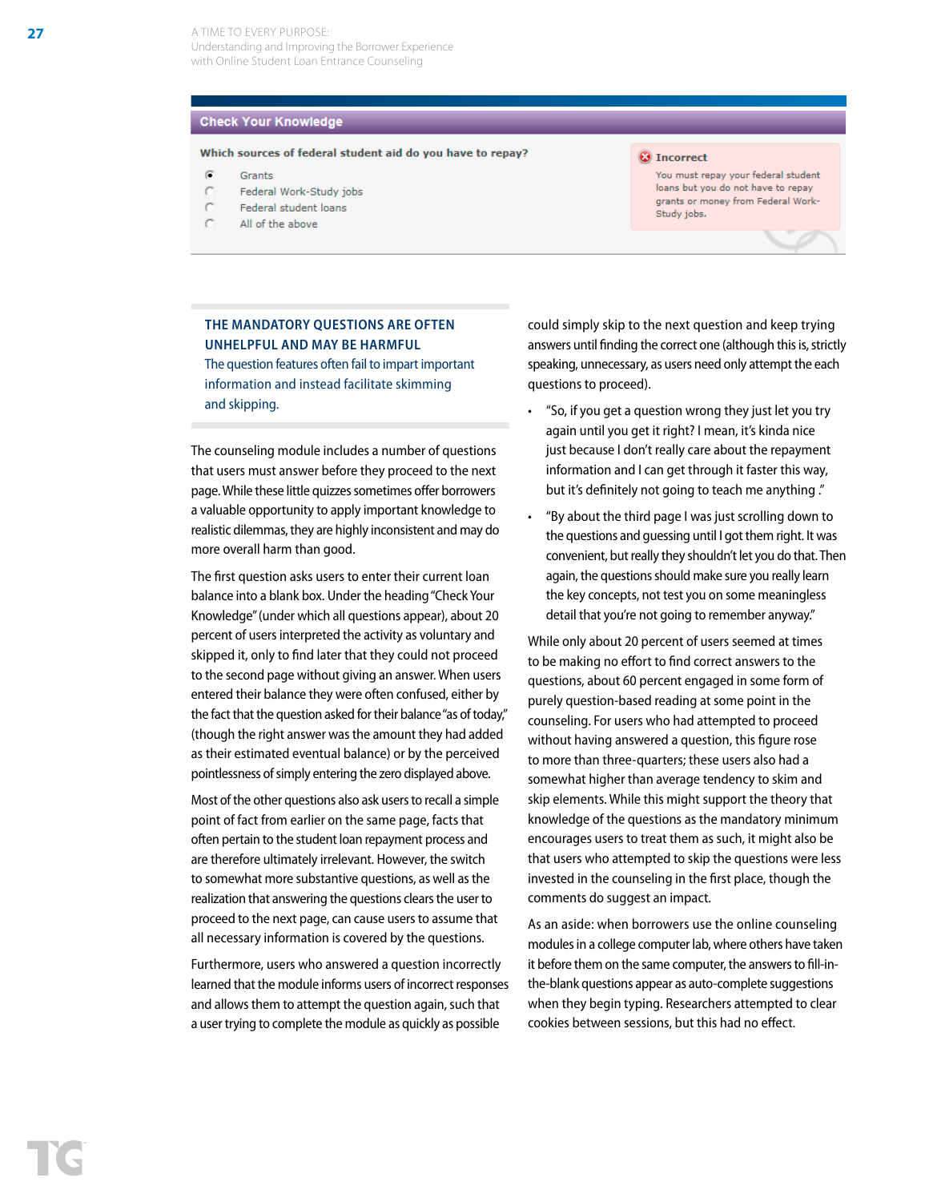**Check Your Knowledge**

Which sources of federal student aid do you have to repay?

- Grants
- Federal Work-Study jobs
- Federal student loans
- All of the above

**Incorrect**

You must repay your federal student loans but you do not have to repay grants or money from Federal Work-Study jobs.

## THE MANDATORY QUESTIONS ARE OFTEN UNHELPFUL AND MAY BE HARMFUL

The question features often fail to impart important information and instead facilitate skimming and skipping.

The counseling module includes a number of questions that users must answer before they proceed to the next page. While these little quizzes sometimes offer borrowers a valuable opportunity to apply important knowledge to realistic dilemmas, they are highly inconsistent and may do more overall harm than good.

The first question asks users to enter their current loan balance into a blank box. Under the heading "Check Your Knowledge" (under which all questions appear), about 20 percent of users interpreted the activity as voluntary and skipped it, only to find later that they could not proceed to the second page without giving an answer. When users entered their balance they were often confused, either by the fact that the question asked for their balance "as of today," (though the right answer was the amount they had added as their estimated eventual balance) or by the perceived pointlessness of simply entering the zero displayed above.

Most of the other questions also ask users to recall a simple point of fact from earlier on the same page, facts that often pertain to the student loan repayment process and are therefore ultimately irrelevant. However, the switch to somewhat more substantive questions, as well as the realization that answering the questions clears the user to proceed to the next page, can cause users to assume that all necessary information is covered by the questions.

Furthermore, users who answered a question incorrectly learned that the module informs users of incorrect responses and allows them to attempt the question again, such that a user trying to complete the module as quickly as possible could simply skip to the next question and keep trying answers until finding the correct one (although this is, strictly speaking, unnecessary, as users need only attempt the each questions to proceed).

- "So, if you get a question wrong they just let you try again until you get it right? I mean, it's kinda nice just because I don't really care about the repayment information and I can get through it faster this way, but it's definitely not going to teach me anything ."
- "By about the third page I was just scrolling down to the questions and guessing until I got them right. It was convenient, but really they shouldn't let you do that. Then again, the questions should make sure you really learn the key concepts, not test you on some meaningless detail that you're not going to remember anyway."

While only about 20 percent of users seemed at times to be making no effort to find correct answers to the questions, about 60 percent engaged in some form of purely question-based reading at some point in the counseling. For users who had attempted to proceed without having answered a question, this figure rose to more than three-quarters; these users also had a somewhat higher than average tendency to skim and skip elements. While this might support the theory that knowledge of the questions as the mandatory minimum encourages users to treat them as such, it might also be that users who attempted to skip the questions were less invested in the counseling in the first place, though the comments do suggest an impact.

As an aside: when borrowers use the online counseling modules in a college computer lab, where others have taken it before them on the same computer, the answers to fill-in-the-blank questions appear as auto-complete suggestions when they begin typing. Researchers attempted to clear cookies between sessions, but this had no effect.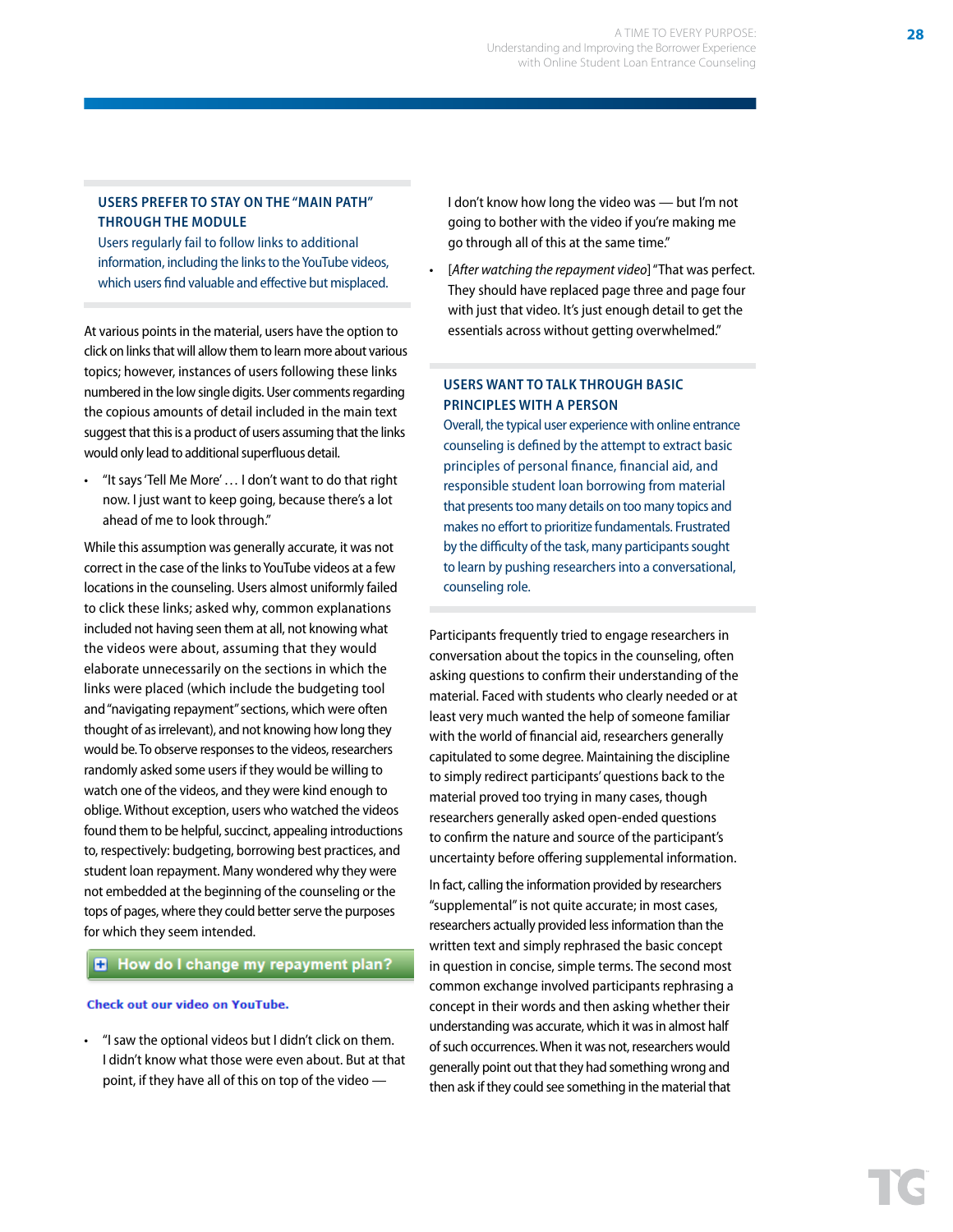## USERS PREFER TO STAY ON THE "MAIN PATH" THROUGH THE MODULE

Users regularly fail to follow links to additional information, including the links to the YouTube videos, which users find valuable and effective but misplaced.

At various points in the material, users have the option to click on links that will allow them to learn more about various topics; however, instances of users following these links numbered in the low single digits. User comments regarding the copious amounts of detail included in the main text suggest that this is a product of users assuming that the links would only lead to additional superfluous detail.

- "It says 'Tell Me More' … I don't want to do that right now. I just want to keep going, because there's a lot ahead of me to look through."

While this assumption was generally accurate, it was not correct in the case of the links to YouTube videos at a few locations in the counseling. Users almost uniformly failed to click these links; asked why, common explanations included not having seen them at all, not knowing what the videos were about, assuming that they would elaborate unnecessarily on the sections in which the links were placed (which include the budgeting tool and "navigating repayment" sections, which were often thought of as irrelevant), and not knowing how long they would be. To observe responses to the videos, researchers randomly asked some users if they would be willing to watch one of the videos, and they were kind enough to oblige. Without exception, users who watched the videos found them to be helpful, succinct, appealing introductions to, respectively: budgeting, borrowing best practices, and student loan repayment. Many wondered why they were not embedded at the beginning of the counseling or the tops of pages, where they could better serve the purposes for which they seem intended.

**How do I change my repayment plan?**

**Check out our video on YouTube.**

- "I saw the optional videos but I didn't click on them. I didn't know what those were even about. But at that point, if they have all of this on top of the video — I don't know how long the video was — but I'm not going to bother with the video if you're making me go through all of this at the same time."
- [*After watching the repayment video*] "That was perfect. They should have replaced page three and page four with just that video. It's just enough detail to get the essentials across without getting overwhelmed."

## USERS WANT TO TALK THROUGH BASIC PRINCIPLES WITH A PERSON

Overall, the typical user experience with online entrance counseling is defined by the attempt to extract basic principles of personal finance, financial aid, and responsible student loan borrowing from material that presents too many details on too many topics and makes no effort to prioritize fundamentals. Frustrated by the difficulty of the task, many participants sought to learn by pushing researchers into a conversational, counseling role.

Participants frequently tried to engage researchers in conversation about the topics in the counseling, often asking questions to confirm their understanding of the material. Faced with students who clearly needed or at least very much wanted the help of someone familiar with the world of financial aid, researchers generally capitulated to some degree. Maintaining the discipline to simply redirect participants' questions back to the material proved too trying in many cases, though researchers generally asked open-ended questions to confirm the nature and source of the participant's uncertainty before offering supplemental information.

In fact, calling the information provided by researchers "supplemental" is not quite accurate; in most cases, researchers actually provided less information than the written text and simply rephrased the basic concept in question in concise, simple terms. The second most common exchange involved participants rephrasing a concept in their words and then asking whether their understanding was accurate, which it was in almost half of such occurrences. When it was not, researchers would generally point out that they had something wrong and then ask if they could see something in the material that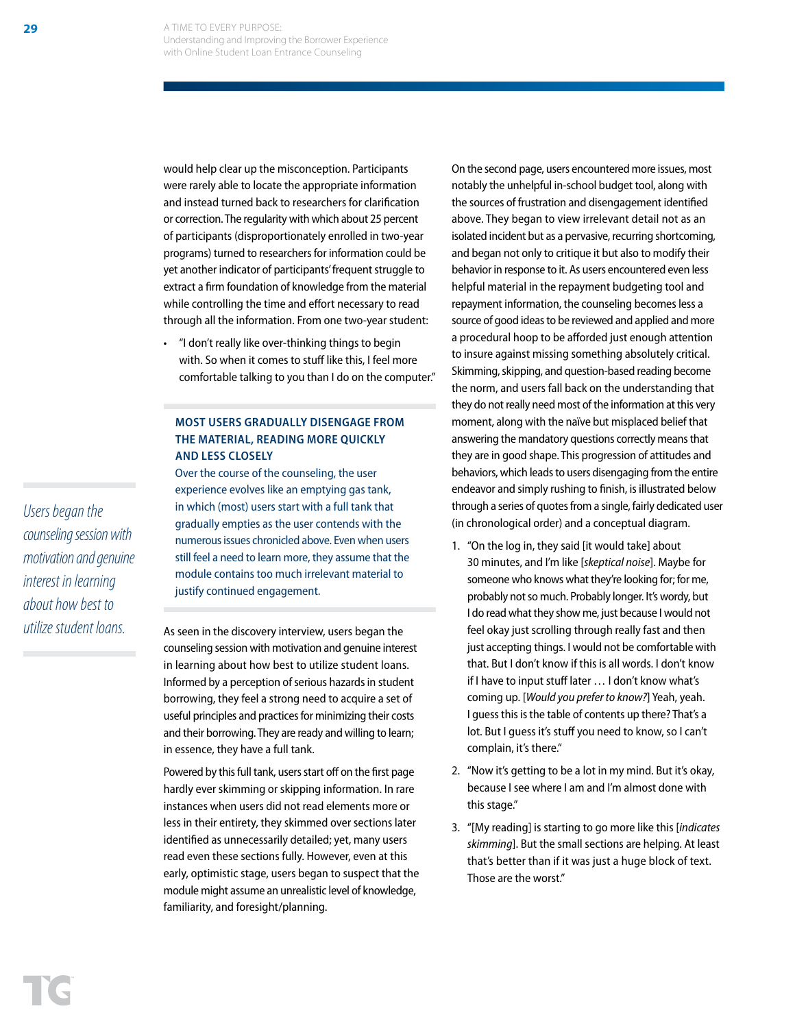would help clear up the misconception. Participants were rarely able to locate the appropriate information and instead turned back to researchers for clarification or correction. The regularity with which about 25 percent of participants (disproportionately enrolled in two-year programs) turned to researchers for information could be yet another indicator of participants' frequent struggle to extract a firm foundation of knowledge from the material while controlling the time and effort necessary to read through all the information. From one two-year student:

- "I don't really like over-thinking things to begin with. So when it comes to stuff like this, I feel more comfortable talking to you than I do on the computer."

### MOST USERS GRADUALLY DISENGAGE FROM THE MATERIAL, READING MORE QUICKLY AND LESS CLOSELY

Over the course of the counseling, the user experience evolves like an emptying gas tank, in which (most) users start with a full tank that gradually empties as the user contends with the numerous issues chronicled above. Even when users still feel a need to learn more, they assume that the module contains too much irrelevant material to justify continued engagement.

*Users began the counseling session with motivation and genuine interest in learning about how best to utilize student loans.*

As seen in the discovery interview, users began the counseling session with motivation and genuine interest in learning about how best to utilize student loans. Informed by a perception of serious hazards in student borrowing, they feel a strong need to acquire a set of useful principles and practices for minimizing their costs and their borrowing. They are ready and willing to learn; in essence, they have a full tank.

Powered by this full tank, users start off on the first page hardly ever skimming or skipping information. In rare instances when users did not read elements more or less in their entirety, they skimmed over sections later identified as unnecessarily detailed; yet, many users read even these sections fully. However, even at this early, optimistic stage, users began to suspect that the module might assume an unrealistic level of knowledge, familiarity, and foresight/planning.

On the second page, users encountered more issues, most notably the unhelpful in-school budget tool, along with the sources of frustration and disengagement identified above. They began to view irrelevant detail not as an isolated incident but as a pervasive, recurring shortcoming, and began not only to critique it but also to modify their behavior in response to it. As users encountered even less helpful material in the repayment budgeting tool and repayment information, the counseling becomes less a source of good ideas to be reviewed and applied and more a procedural hoop to be afforded just enough attention to insure against missing something absolutely critical. Skimming, skipping, and question-based reading become the norm, and users fall back on the understanding that they do not really need most of the information at this very moment, along with the naïve but misplaced belief that answering the mandatory questions correctly means that they are in good shape. This progression of attitudes and behaviors, which leads to users disengaging from the entire endeavor and simply rushing to finish, is illustrated below through a series of quotes from a single, fairly dedicated user (in chronological order) and a conceptual diagram.

1. "On the log in, they said [it would take] about 30 minutes, and I'm like [*skeptical noise*]. Maybe for someone who knows what they're looking for; for me, probably not so much. Probably longer. It's wordy, but I do read what they show me, just because I would not feel okay just scrolling through really fast and then just accepting things. I would not be comfortable with that. But I don't know if this is all words. I don't know if I have to input stuff later … I don't know what's coming up. [*Would you prefer to know?*] Yeah, yeah. I guess this is the table of contents up there? That's a lot. But I guess it's stuff you need to know, so I can't complain, it's there."
2. "Now it's getting to be a lot in my mind. But it's okay, because I see where I am and I'm almost done with this stage."
3. "[My reading] is starting to go more like this [*indicates skimming*]. But the small sections are helping. At least that's better than if it was just a huge block of text. Those are the worst."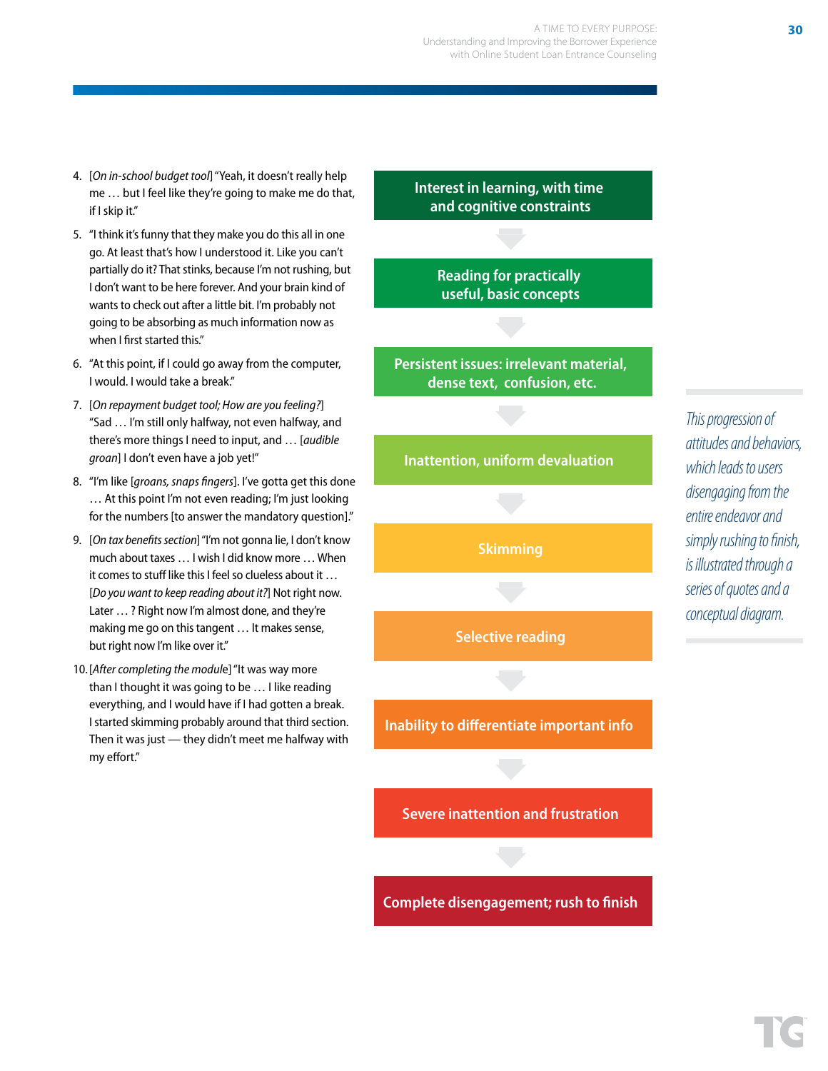4. [*On in-school budget tool*] "Yeah, it doesn't really help me … but I feel like they're going to make me do that, if I skip it."
5. "I think it's funny that they make you do this all in one go. At least that's how I understood it. Like you can't partially do it? That stinks, because I'm not rushing, but I don't want to be here forever. And your brain kind of wants to check out after a little bit. I'm probably not going to be absorbing as much information now as when I first started this."
6. "At this point, if I could go away from the computer, I would. I would take a break."
7. [*On repayment budget tool; How are you feeling?*] "Sad … I'm still only halfway, not even halfway, and there's more things I need to input, and … [*audible groan*] I don't even have a job yet!"
8. "I'm like [*groans, snaps fingers*]. I've gotta get this done … At this point I'm not even reading; I'm just looking for the numbers [to answer the mandatory question]."
9. [*On tax benefits section*] "I'm not gonna lie, I don't know much about taxes … I wish I did know more … When it comes to stuff like this I feel so clueless about it … [*Do you want to keep reading about it?*] Not right now. Later … ? Right now I'm almost done, and they're making me go on this tangent … It makes sense, but right now I'm like over it."
10. [*After completing the module*] "It was way more than I thought it was going to be … I like reading everything, and I would have if I had gotten a break. I started skimming probably around that third section. Then it was just — they didn't meet me halfway with my effort."

**Interest in learning, with time and cognitive constraints**

↓

**Reading for practically useful, basic concepts**

↓

**Persistent issues: irrelevant material, dense text, confusion, etc.**

↓

**Inattention, uniform devaluation**

↓

**Skimming**

↓

**Selective reading**

↓

**Inability to differentiate important info**

↓

**Severe inattention and frustration**

↓

**Complete disengagement; rush to finish**

*This progression of attitudes and behaviors, which leads to users disengaging from the entire endeavor and simply rushing to finish, is illustrated through a series of quotes and a conceptual diagram.*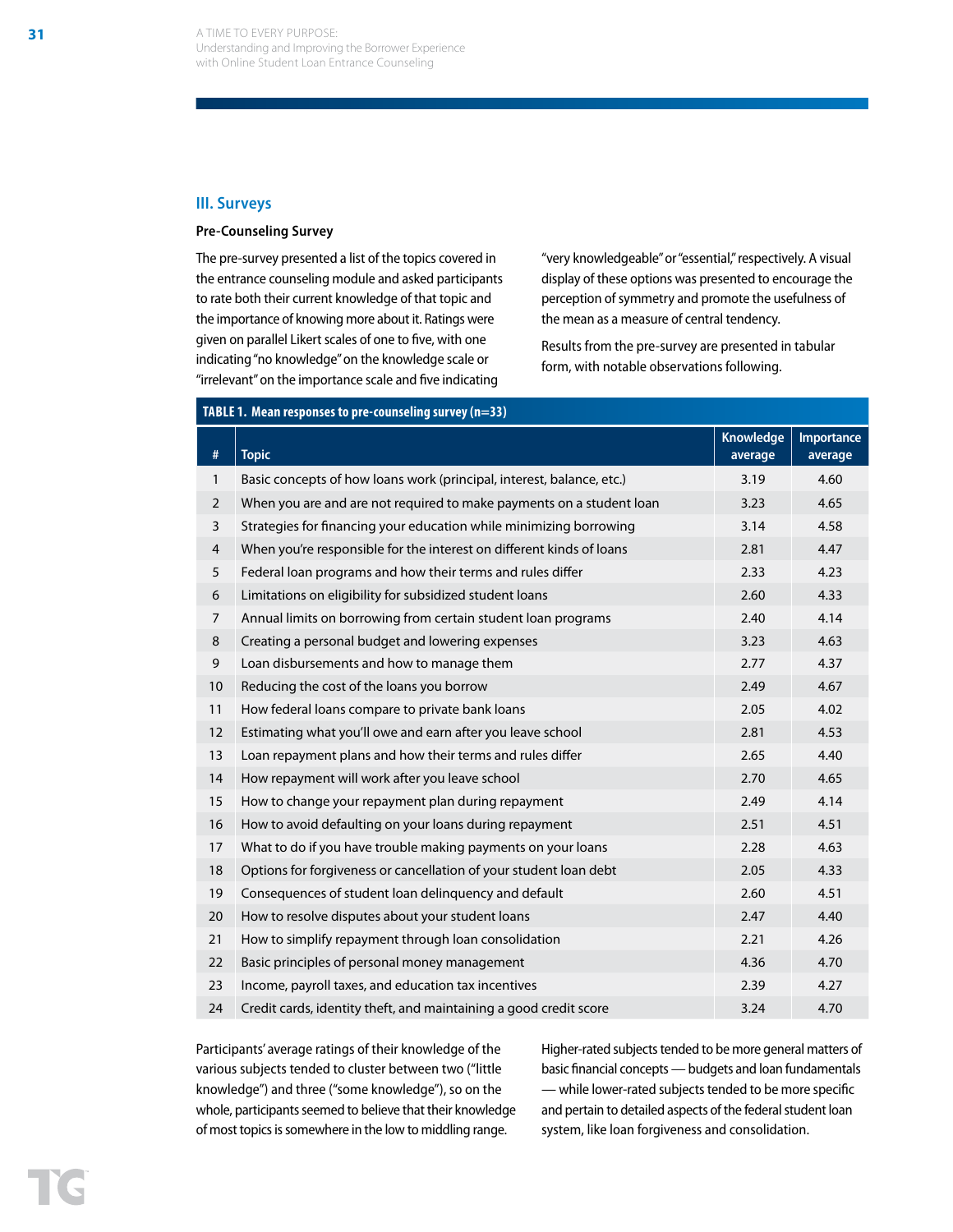## III. Surveys

### Pre-Counseling Survey

The pre-survey presented a list of the topics covered in the entrance counseling module and asked participants to rate both their current knowledge of that topic and the importance of knowing more about it. Ratings were given on parallel Likert scales of one to five, with one indicating "no knowledge" on the knowledge scale or "irrelevant" on the importance scale and five indicating "very knowledgeable" or "essential," respectively. A visual display of these options was presented to encourage the perception of symmetry and promote the usefulness of the mean as a measure of central tendency.

Results from the pre-survey are presented in tabular form, with notable observations following.

**TABLE 1. Mean responses to pre-counseling survey (n=33)**

| # | Topic | Knowledge average | Importance average |
|---|---|---|---|
| 1 | Basic concepts of how loans work (principal, interest, balance, etc.) | 3.19 | 4.60 |
| 2 | When you are and are not required to make payments on a student loan | 3.23 | 4.65 |
| 3 | Strategies for financing your education while minimizing borrowing | 3.14 | 4.58 |
| 4 | When you're responsible for the interest on different kinds of loans | 2.81 | 4.47 |
| 5 | Federal loan programs and how their terms and rules differ | 2.33 | 4.23 |
| 6 | Limitations on eligibility for subsidized student loans | 2.60 | 4.33 |
| 7 | Annual limits on borrowing from certain student loan programs | 2.40 | 4.14 |
| 8 | Creating a personal budget and lowering expenses | 3.23 | 4.63 |
| 9 | Loan disbursements and how to manage them | 2.77 | 4.37 |
| 10 | Reducing the cost of the loans you borrow | 2.49 | 4.67 |
| 11 | How federal loans compare to private bank loans | 2.05 | 4.02 |
| 12 | Estimating what you'll owe and earn after you leave school | 2.81 | 4.53 |
| 13 | Loan repayment plans and how their terms and rules differ | 2.65 | 4.40 |
| 14 | How repayment will work after you leave school | 2.70 | 4.65 |
| 15 | How to change your repayment plan during repayment | 2.49 | 4.14 |
| 16 | How to avoid defaulting on your loans during repayment | 2.51 | 4.51 |
| 17 | What to do if you have trouble making payments on your loans | 2.28 | 4.63 |
| 18 | Options for forgiveness or cancellation of your student loan debt | 2.05 | 4.33 |
| 19 | Consequences of student loan delinquency and default | 2.60 | 4.51 |
| 20 | How to resolve disputes about your student loans | 2.47 | 4.40 |
| 21 | How to simplify repayment through loan consolidation | 2.21 | 4.26 |
| 22 | Basic principles of personal money management | 4.36 | 4.70 |
| 23 | Income, payroll taxes, and education tax incentives | 2.39 | 4.27 |
| 24 | Credit cards, identity theft, and maintaining a good credit score | 3.24 | 4.70 |

Participants' average ratings of their knowledge of the various subjects tended to cluster between two ("little knowledge") and three ("some knowledge"), so on the whole, participants seemed to believe that their knowledge of most topics is somewhere in the low to middling range. Higher-rated subjects tended to be more general matters of basic financial concepts — budgets and loan fundamentals — while lower-rated subjects tended to be more specific and pertain to detailed aspects of the federal student loan system, like loan forgiveness and consolidation.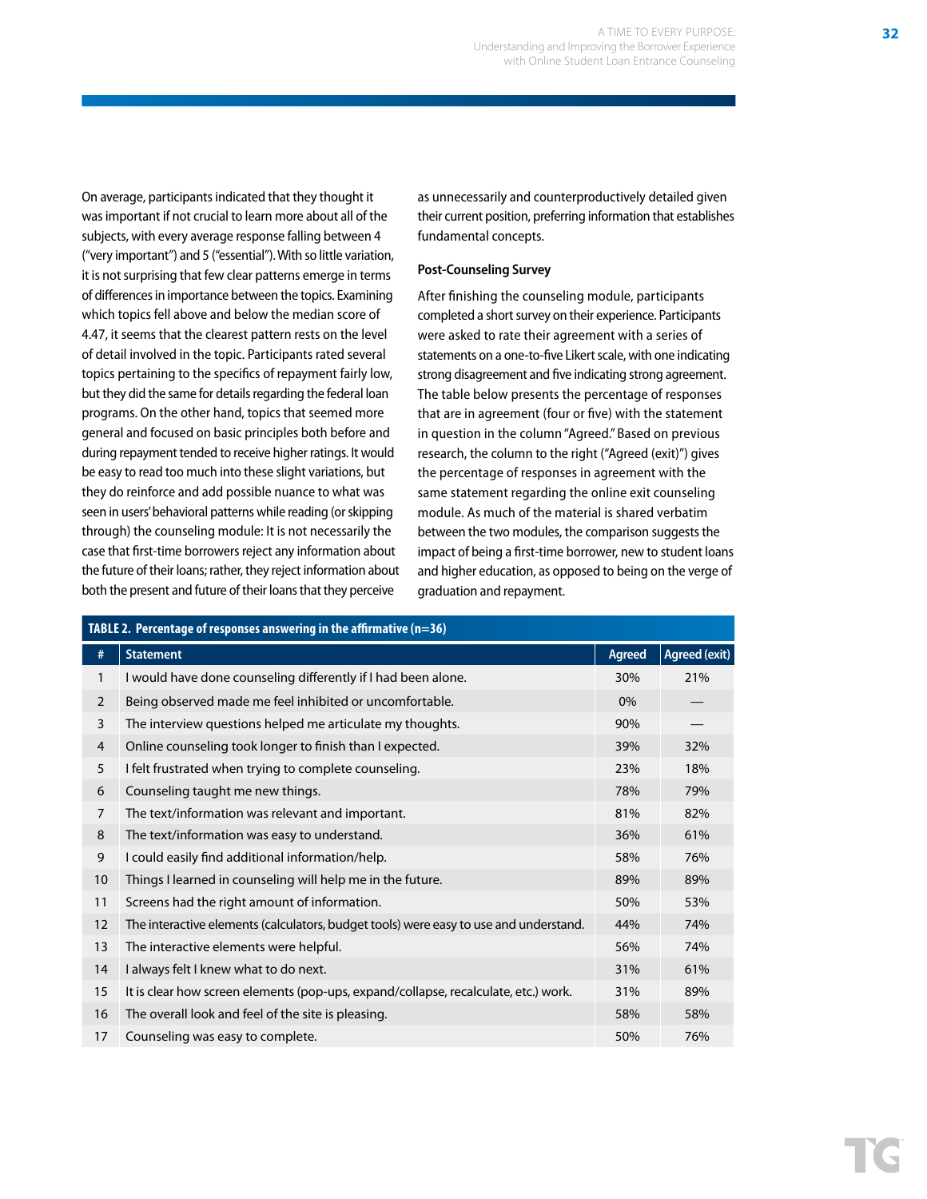On average, participants indicated that they thought it was important if not crucial to learn more about all of the subjects, with every average response falling between 4 ("very important") and 5 ("essential"). With so little variation, it is not surprising that few clear patterns emerge in terms of differences in importance between the topics. Examining which topics fell above and below the median score of 4.47, it seems that the clearest pattern rests on the level of detail involved in the topic. Participants rated several topics pertaining to the specifics of repayment fairly low, but they did the same for details regarding the federal loan programs. On the other hand, topics that seemed more general and focused on basic principles both before and during repayment tended to receive higher ratings. It would be easy to read too much into these slight variations, but they do reinforce and add possible nuance to what was seen in users' behavioral patterns while reading (or skipping through) the counseling module: It is not necessarily the case that first-time borrowers reject any information about the future of their loans; rather, they reject information about both the present and future of their loans that they perceive as unnecessarily and counterproductively detailed given their current position, preferring information that establishes fundamental concepts.

### Post-Counseling Survey

After finishing the counseling module, participants completed a short survey on their experience. Participants were asked to rate their agreement with a series of statements on a one-to-five Likert scale, with one indicating strong disagreement and five indicating strong agreement. The table below presents the percentage of responses that are in agreement (four or five) with the statement in question in the column "Agreed." Based on previous research, the column to the right ("Agreed (exit)") gives the percentage of responses in agreement with the same statement regarding the online exit counseling module. As much of the material is shared verbatim between the two modules, the comparison suggests the impact of being a first-time borrower, new to student loans and higher education, as opposed to being on the verge of graduation and repayment.

**TABLE 2. Percentage of responses answering in the affirmative (n=36)**

| # | Statement | Agreed | Agreed (exit) |
|---|---|---|---|
| 1 | I would have done counseling differently if I had been alone. | 30% | 21% |
| 2 | Being observed made me feel inhibited or uncomfortable. | 0% | — |
| 3 | The interview questions helped me articulate my thoughts. | 90% | — |
| 4 | Online counseling took longer to finish than I expected. | 39% | 32% |
| 5 | I felt frustrated when trying to complete counseling. | 23% | 18% |
| 6 | Counseling taught me new things. | 78% | 79% |
| 7 | The text/information was relevant and important. | 81% | 82% |
| 8 | The text/information was easy to understand. | 36% | 61% |
| 9 | I could easily find additional information/help. | 58% | 76% |
| 10 | Things I learned in counseling will help me in the future. | 89% | 89% |
| 11 | Screens had the right amount of information. | 50% | 53% |
| 12 | The interactive elements (calculators, budget tools) were easy to use and understand. | 44% | 74% |
| 13 | The interactive elements were helpful. | 56% | 74% |
| 14 | I always felt I knew what to do next. | 31% | 61% |
| 15 | It is clear how screen elements (pop-ups, expand/collapse, recalculate, etc.) work. | 31% | 89% |
| 16 | The overall look and feel of the site is pleasing. | 58% | 58% |
| 17 | Counseling was easy to complete. | 50% | 76% |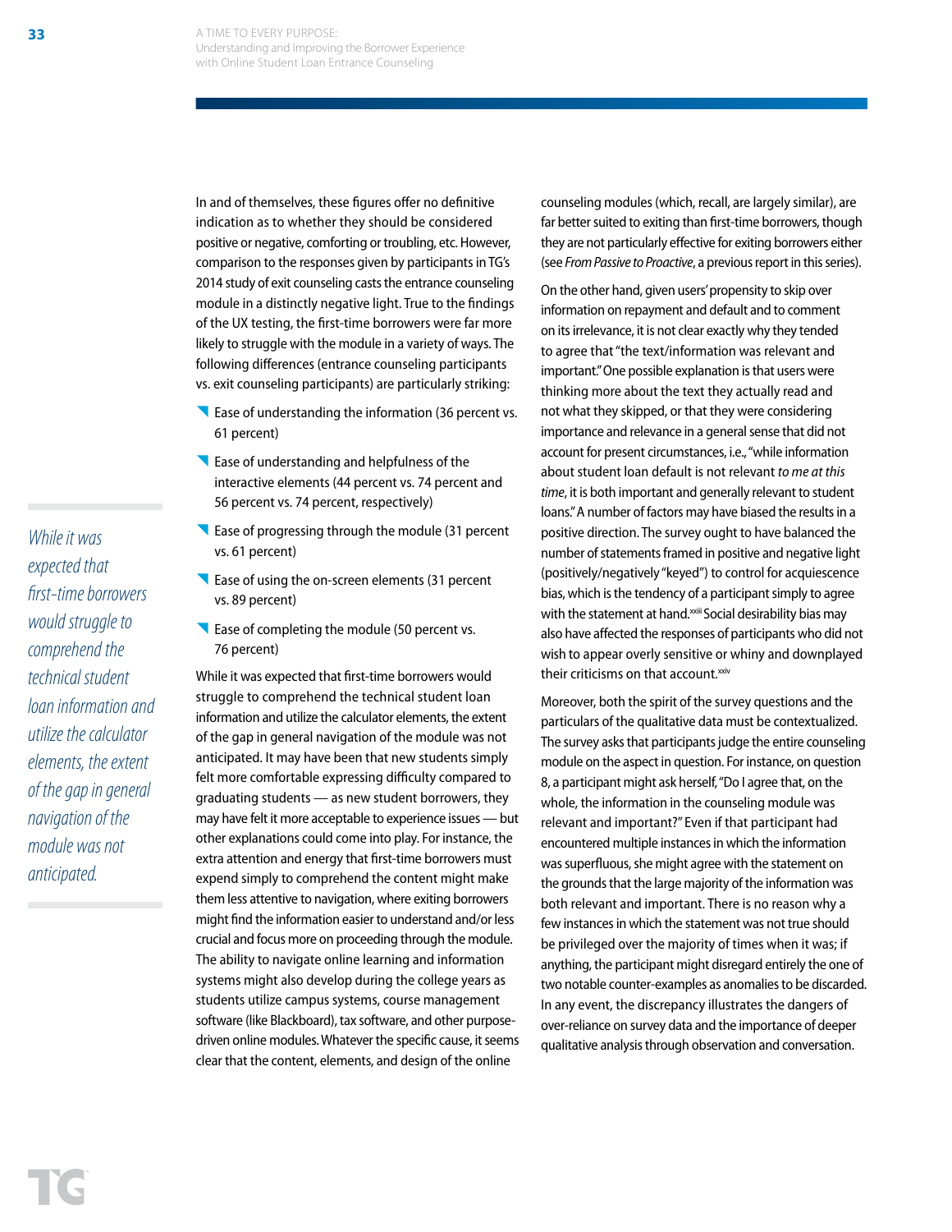In and of themselves, these figures offer no definitive indication as to whether they should be considered positive or negative, comforting or troubling, etc. However, comparison to the responses given by participants in TG's 2014 study of exit counseling casts the entrance counseling module in a distinctly negative light. True to the findings of the UX testing, the first-time borrowers were far more likely to struggle with the module in a variety of ways. The following differences (entrance counseling participants vs. exit counseling participants) are particularly striking:

- Ease of understanding the information (36 percent vs. 61 percent)
- Ease of understanding and helpfulness of the interactive elements (44 percent vs. 74 percent and 56 percent vs. 74 percent, respectively)
- Ease of progressing through the module (31 percent vs. 61 percent)
- Ease of using the on-screen elements (31 percent vs. 89 percent)
- Ease of completing the module (50 percent vs. 76 percent)

*While it was expected that first-time borrowers would struggle to comprehend the technical student loan information and utilize the calculator elements, the extent of the gap in general navigation of the module was not anticipated.*

While it was expected that first-time borrowers would struggle to comprehend the technical student loan information and utilize the calculator elements, the extent of the gap in general navigation of the module was not anticipated. It may have been that new students simply felt more comfortable expressing difficulty compared to graduating students — as new student borrowers, they may have felt it more acceptable to experience issues — but other explanations could come into play. For instance, the extra attention and energy that first-time borrowers must expend simply to comprehend the content might make them less attentive to navigation, where exiting borrowers might find the information easier to understand and/or less crucial and focus more on proceeding through the module. The ability to navigate online learning and information systems might also develop during the college years as students utilize campus systems, course management software (like Blackboard), tax software, and other purpose-driven online modules. Whatever the specific cause, it seems clear that the content, elements, and design of the online counseling modules (which, recall, are largely similar), are far better suited to exiting than first-time borrowers, though they are not particularly effective for exiting borrowers either (see *From Passive to Proactive*, a previous report in this series).

On the other hand, given users' propensity to skip over information on repayment and default and to comment on its irrelevance, it is not clear exactly why they tended to agree that "the text/information was relevant and important." One possible explanation is that users were thinking more about the text they actually read and not what they skipped, or that they were considering importance and relevance in a general sense that did not account for present circumstances, i.e., "while information about student loan default is not relevant *to me at this time*, it is both important and generally relevant to student loans." A number of factors may have biased the results in a positive direction. The survey ought to have balanced the number of statements framed in positive and negative light (positively/negatively "keyed") to control for acquiescence bias, which is the tendency of a participant simply to agree with the statement at hand.[xxiii] Social desirability bias may also have affected the responses of participants who did not wish to appear overly sensitive or whiny and downplayed their criticisms on that account.[xxiv]

Moreover, both the spirit of the survey questions and the particulars of the qualitative data must be contextualized. The survey asks that participants judge the entire counseling module on the aspect in question. For instance, on question 8, a participant might ask herself, "Do I agree that, on the whole, the information in the counseling module was relevant and important?" Even if that participant had encountered multiple instances in which the information was superfluous, she might agree with the statement on the grounds that the large majority of the information was both relevant and important. There is no reason why a few instances in which the statement was not true should be privileged over the majority of times when it was; if anything, the participant might disregard entirely the one of two notable counter-examples as anomalies to be discarded. In any event, the discrepancy illustrates the dangers of over-reliance on survey data and the importance of deeper qualitative analysis through observation and conversation.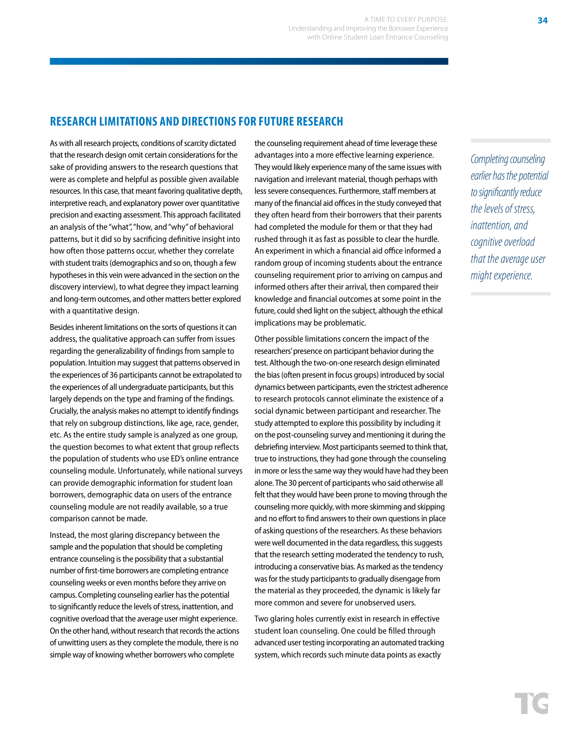## RESEARCH LIMITATIONS AND DIRECTIONS FOR FUTURE RESEARCH

As with all research projects, conditions of scarcity dictated that the research design omit certain considerations for the sake of providing answers to the research questions that were as complete and helpful as possible given available resources. In this case, that meant favoring qualitative depth, interpretive reach, and explanatory power over quantitative precision and exacting assessment. This approach facilitated an analysis of the "what", "how, and "why" of behavioral patterns, but it did so by sacrificing definitive insight into how often those patterns occur, whether they correlate with student traits (demographics and so on, though a few hypotheses in this vein were advanced in the section on the discovery interview), to what degree they impact learning and long-term outcomes, and other matters better explored with a quantitative design.

Besides inherent limitations on the sorts of questions it can address, the qualitative approach can suffer from issues regarding the generalizability of findings from sample to population. Intuition may suggest that patterns observed in the experiences of 36 participants cannot be extrapolated to the experiences of all undergraduate participants, but this largely depends on the type and framing of the findings. Crucially, the analysis makes no attempt to identify findings that rely on subgroup distinctions, like age, race, gender, etc. As the entire study sample is analyzed as one group, the question becomes to what extent that group reflects the population of students who use ED's online entrance counseling module. Unfortunately, while national surveys can provide demographic information for student loan borrowers, demographic data on users of the entrance counseling module are not readily available, so a true comparison cannot be made.

Instead, the most glaring discrepancy between the sample and the population that should be completing entrance counseling is the possibility that a substantial number of first-time borrowers are completing entrance counseling weeks or even months before they arrive on campus. Completing counseling earlier has the potential to significantly reduce the levels of stress, inattention, and cognitive overload that the average user might experience. On the other hand, without research that records the actions of unwitting users as they complete the module, there is no simple way of knowing whether borrowers who complete the counseling requirement ahead of time leverage these advantages into a more effective learning experience. They would likely experience many of the same issues with navigation and irrelevant material, though perhaps with less severe consequences. Furthermore, staff members at many of the financial aid offices in the study conveyed that they often heard from their borrowers that their parents had completed the module for them or that they had rushed through it as fast as possible to clear the hurdle. An experiment in which a financial aid office informed a random group of incoming students about the entrance counseling requirement prior to arriving on campus and informed others after their arrival, then compared their knowledge and financial outcomes at some point in the future, could shed light on the subject, although the ethical implications may be problematic.

Other possible limitations concern the impact of the researchers' presence on participant behavior during the test. Although the two-on-one research design eliminated the bias (often present in focus groups) introduced by social dynamics between participants, even the strictest adherence to research protocols cannot eliminate the existence of a social dynamic between participant and researcher. The study attempted to explore this possibility by including it on the post-counseling survey and mentioning it during the debriefing interview. Most participants seemed to think that, true to instructions, they had gone through the counseling in more or less the same way they would have had they been alone. The 30 percent of participants who said otherwise all felt that they would have been prone to moving through the counseling more quickly, with more skimming and skipping and no effort to find answers to their own questions in place of asking questions of the researchers. As these behaviors were well documented in the data regardless, this suggests that the research setting moderated the tendency to rush, introducing a conservative bias. As marked as the tendency was for the study participants to gradually disengage from the material as they proceeded, the dynamic is likely far more common and severe for unobserved users.

Two glaring holes currently exist in research in effective student loan counseling. One could be filled through advanced user testing incorporating an automated tracking system, which records such minute data points as exactly

*Completing counseling earlier has the potential to significantly reduce the levels of stress, inattention, and cognitive overload that the average user might experience.*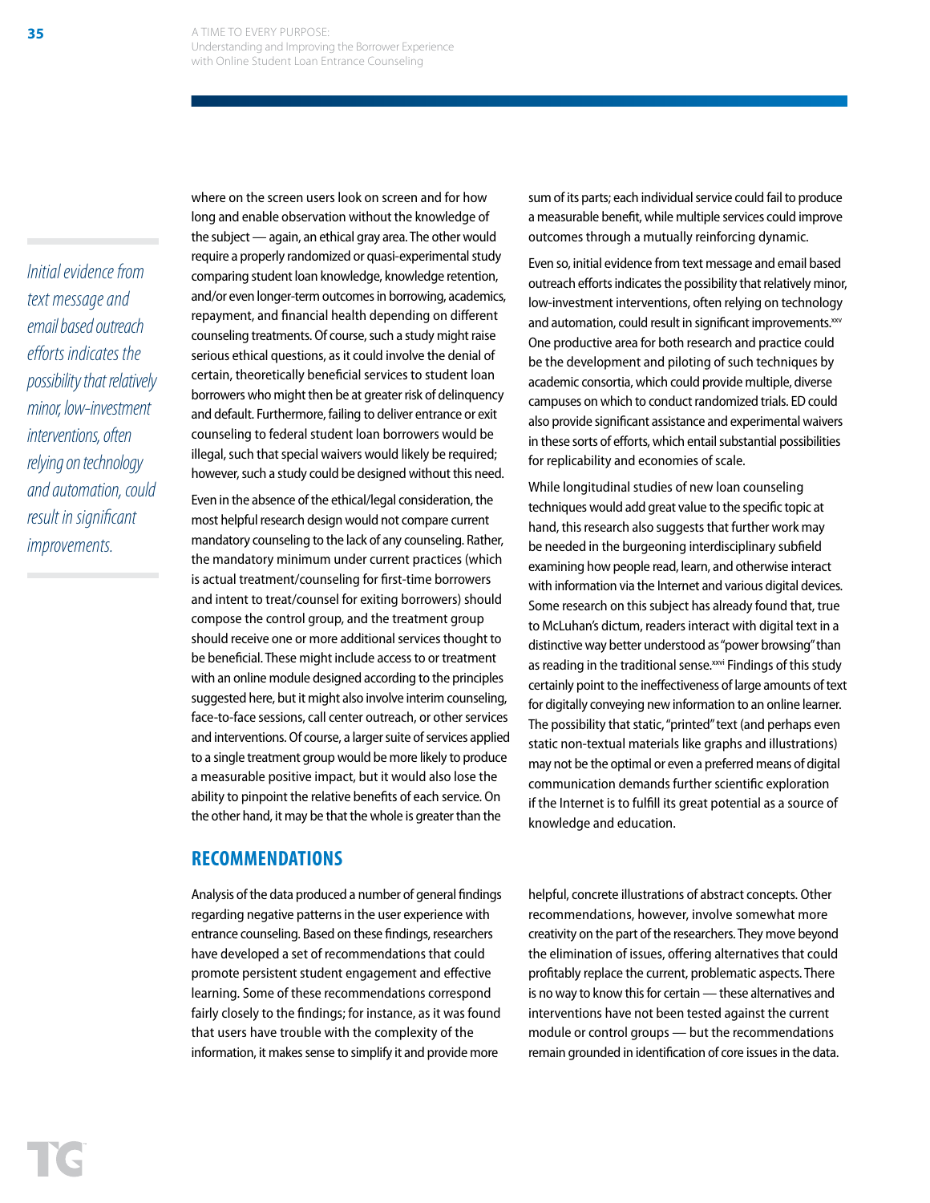*Initial evidence from text message and email based outreach efforts indicates the possibility that relatively minor, low-investment interventions, often relying on technology and automation, could result in significant improvements.*

where on the screen users look on screen and for how long and enable observation without the knowledge of the subject — again, an ethical gray area. The other would require a properly randomized or quasi-experimental study comparing student loan knowledge, knowledge retention, and/or even longer-term outcomes in borrowing, academics, repayment, and financial health depending on different counseling treatments. Of course, such a study might raise serious ethical questions, as it could involve the denial of certain, theoretically beneficial services to student loan borrowers who might then be at greater risk of delinquency and default. Furthermore, failing to deliver entrance or exit counseling to federal student loan borrowers would be illegal, such that special waivers would likely be required; however, such a study could be designed without this need.

Even in the absence of the ethical/legal consideration, the most helpful research design would not compare current mandatory counseling to the lack of any counseling. Rather, the mandatory minimum under current practices (which is actual treatment/counseling for first-time borrowers and intent to treat/counsel for exiting borrowers) should compose the control group, and the treatment group should receive one or more additional services thought to be beneficial. These might include access to or treatment with an online module designed according to the principles suggested here, but it might also involve interim counseling, face-to-face sessions, call center outreach, or other services and interventions. Of course, a larger suite of services applied to a single treatment group would be more likely to produce a measurable positive impact, but it would also lose the ability to pinpoint the relative benefits of each service. On the other hand, it may be that the whole is greater than the sum of its parts; each individual service could fail to produce a measurable benefit, while multiple services could improve outcomes through a mutually reinforcing dynamic.

Even so, initial evidence from text message and email based outreach efforts indicates the possibility that relatively minor, low-investment interventions, often relying on technology and automation, could result in significant improvements.[xxv] One productive area for both research and practice could be the development and piloting of such techniques by academic consortia, which could provide multiple, diverse campuses on which to conduct randomized trials. ED could also provide significant assistance and experimental waivers in these sorts of efforts, which entail substantial possibilities for replicability and economies of scale.

While longitudinal studies of new loan counseling techniques would add great value to the specific topic at hand, this research also suggests that further work may be needed in the burgeoning interdisciplinary subfield examining how people read, learn, and otherwise interact with information via the Internet and various digital devices. Some research on this subject has already found that, true to McLuhan's dictum, readers interact with digital text in a distinctive way better understood as "power browsing" than as reading in the traditional sense.[xxvi] Findings of this study certainly point to the ineffectiveness of large amounts of text for digitally conveying new information to an online learner. The possibility that static, "printed" text (and perhaps even static non-textual materials like graphs and illustrations) may not be the optimal or even a preferred means of digital communication demands further scientific exploration if the Internet is to fulfill its great potential as a source of knowledge and education.

## RECOMMENDATIONS

Analysis of the data produced a number of general findings regarding negative patterns in the user experience with entrance counseling. Based on these findings, researchers have developed a set of recommendations that could promote persistent student engagement and effective learning. Some of these recommendations correspond fairly closely to the findings; for instance, as it was found that users have trouble with the complexity of the information, it makes sense to simplify it and provide more helpful, concrete illustrations of abstract concepts. Other recommendations, however, involve somewhat more creativity on the part of the researchers. They move beyond the elimination of issues, offering alternatives that could profitably replace the current, problematic aspects. There is no way to know this for certain — these alternatives and interventions have not been tested against the current module or control groups — but the recommendations remain grounded in identification of core issues in the data.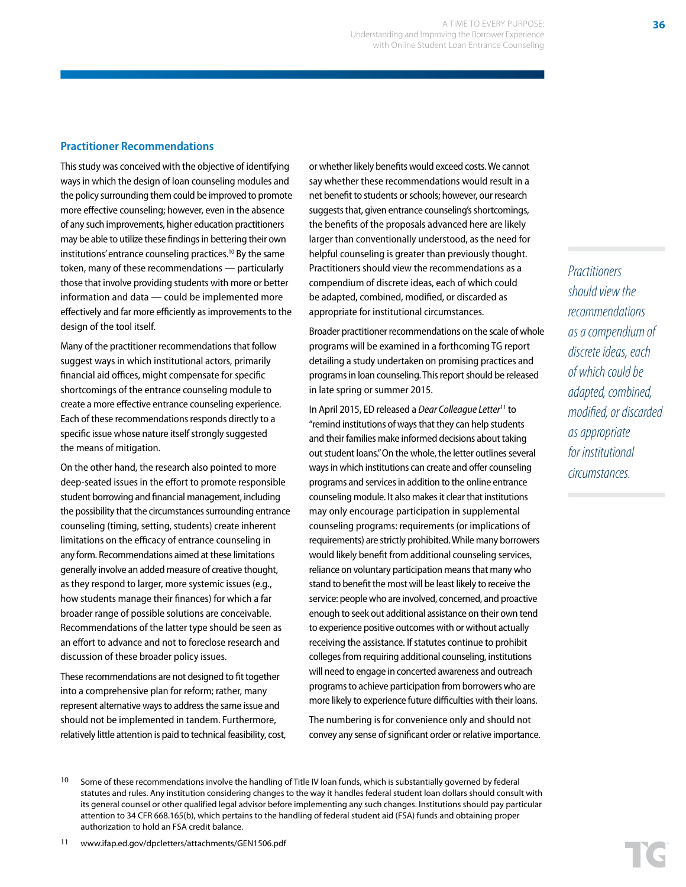## Practitioner Recommendations

This study was conceived with the objective of identifying ways in which the design of loan counseling modules and the policy surrounding them could be improved to promote more effective counseling; however, even in the absence of any such improvements, higher education practitioners may be able to utilize these findings in bettering their own institutions' entrance counseling practices.[10] By the same token, many of these recommendations — particularly those that involve providing students with more or better information and data — could be implemented more effectively and far more efficiently as improvements to the design of the tool itself.

Many of the practitioner recommendations that follow suggest ways in which institutional actors, primarily financial aid offices, might compensate for specific shortcomings of the entrance counseling module to create a more effective entrance counseling experience. Each of these recommendations responds directly to a specific issue whose nature itself strongly suggested the means of mitigation.

On the other hand, the research also pointed to more deep-seated issues in the effort to promote responsible student borrowing and financial management, including the possibility that the circumstances surrounding entrance counseling (timing, setting, students) create inherent limitations on the efficacy of entrance counseling in any form. Recommendations aimed at these limitations generally involve an added measure of creative thought, as they respond to larger, more systemic issues (e.g., how students manage their finances) for which a far broader range of possible solutions are conceivable. Recommendations of the latter type should be seen as an effort to advance and not to foreclose research and discussion of these broader policy issues.

These recommendations are not designed to fit together into a comprehensive plan for reform; rather, many represent alternative ways to address the same issue and should not be implemented in tandem. Furthermore, relatively little attention is paid to technical feasibility, cost, or whether likely benefits would exceed costs. We cannot say whether these recommendations would result in a net benefit to students or schools; however, our research suggests that, given entrance counseling's shortcomings, the benefits of the proposals advanced here are likely larger than conventionally understood, as the need for helpful counseling is greater than previously thought. Practitioners should view the recommendations as a compendium of discrete ideas, each of which could be adapted, combined, modified, or discarded as appropriate for institutional circumstances.

*Practitioners should view the recommendations as a compendium of discrete ideas, each of which could be adapted, combined, modified, or discarded as appropriate for institutional circumstances.*

Broader practitioner recommendations on the scale of whole programs will be examined in a forthcoming TG report detailing a study undertaken on promising practices and programs in loan counseling. This report should be released in late spring or summer 2015.

In April 2015, ED released a *Dear Colleague Letter*[11] to "remind institutions of ways that they can help students and their families make informed decisions about taking out student loans." On the whole, the letter outlines several ways in which institutions can create and offer counseling programs and services in addition to the online entrance counseling module. It also makes it clear that institutions may only encourage participation in supplemental counseling programs: requirements (or implications of requirements) are strictly prohibited. While many borrowers would likely benefit from additional counseling services, reliance on voluntary participation means that many who stand to benefit the most will be least likely to receive the service: people who are involved, concerned, and proactive enough to seek out additional assistance on their own tend to experience positive outcomes with or without actually receiving the assistance. If statutes continue to prohibit colleges from requiring additional counseling, institutions will need to engage in concerted awareness and outreach programs to achieve participation from borrowers who are more likely to experience future difficulties with their loans.

The numbering is for convenience only and should not convey any sense of significant order or relative importance.

[10] Some of these recommendations involve the handling of Title IV loan funds, which is substantially governed by federal statutes and rules. Any institution considering changes to the way it handles federal student loan dollars should consult with its general counsel or other qualified legal advisor before implementing any such changes. Institutions should pay particular attention to 34 CFR 668.165(b), which pertains to the handling of federal student aid (FSA) funds and obtaining proper authorization to hold an FSA credit balance.

[11] www.ifap.ed.gov/dpcletters/attachments/GEN1506.pdf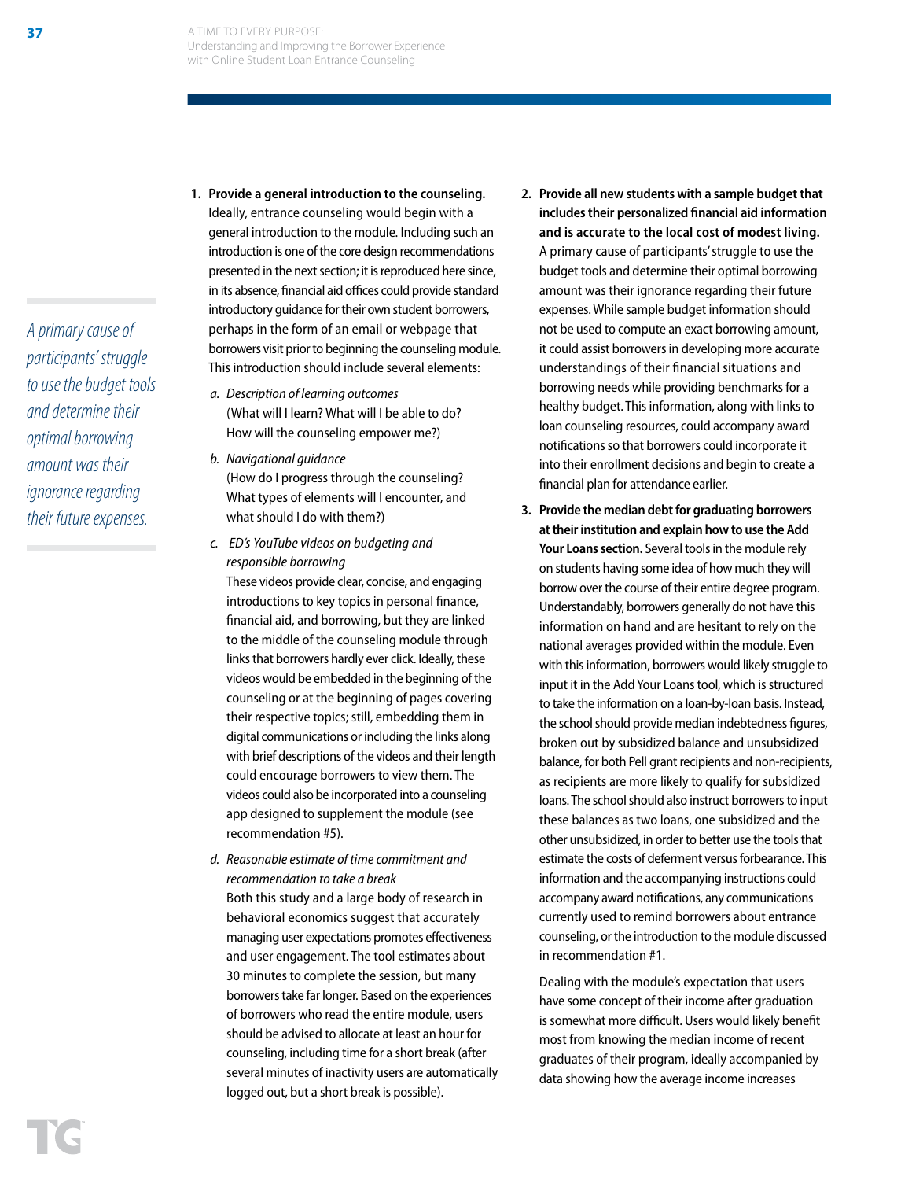1. **Provide a general introduction to the counseling.** Ideally, entrance counseling would begin with a general introduction to the module. Including such an introduction is one of the core design recommendations presented in the next section; it is reproduced here since, in its absence, financial aid offices could provide standard introductory guidance for their own student borrowers, perhaps in the form of an email or webpage that borrowers visit prior to beginning the counseling module. This introduction should include several elements:

   a. *Description of learning outcomes*
   (What will I learn? What will I be able to do? How will the counseling empower me?)

   b. *Navigational guidance*
   (How do I progress through the counseling? What types of elements will I encounter, and what should I do with them?)

   c. *ED's YouTube videos on budgeting and responsible borrowing*
   These videos provide clear, concise, and engaging introductions to key topics in personal finance, financial aid, and borrowing, but they are linked to the middle of the counseling module through links that borrowers hardly ever click. Ideally, these videos would be embedded in the beginning of the counseling or at the beginning of pages covering their respective topics; still, embedding them in digital communications or including the links along with brief descriptions of the videos and their length could encourage borrowers to view them. The videos could also be incorporated into a counseling app designed to supplement the module (see recommendation #5).

   d. *Reasonable estimate of time commitment and recommendation to take a break*
   Both this study and a large body of research in behavioral economics suggest that accurately managing user expectations promotes effectiveness and user engagement. The tool estimates about 30 minutes to complete the session, but many borrowers take far longer. Based on the experiences of borrowers who read the entire module, users should be advised to allocate at least an hour for counseling, including time for a short break (after several minutes of inactivity users are automatically logged out, but a short break is possible).

2. **Provide all new students with a sample budget that includes their personalized financial aid information and is accurate to the local cost of modest living.** A primary cause of participants' struggle to use the budget tools and determine their optimal borrowing amount was their ignorance regarding their future expenses. While sample budget information should not be used to compute an exact borrowing amount, it could assist borrowers in developing more accurate understandings of their financial situations and borrowing needs while providing benchmarks for a healthy budget. This information, along with links to loan counseling resources, could accompany award notifications so that borrowers could incorporate it into their enrollment decisions and begin to create a financial plan for attendance earlier.

3. **Provide the median debt for graduating borrowers at their institution and explain how to use the Add Your Loans section.** Several tools in the module rely on students having some idea of how much they will borrow over the course of their entire degree program. Understandably, borrowers generally do not have this information on hand and are hesitant to rely on the national averages provided within the module. Even with this information, borrowers would likely struggle to input it in the Add Your Loans tool, which is structured to take the information on a loan-by-loan basis. Instead, the school should provide median indebtedness figures, broken out by subsidized balance and unsubsidized balance, for both Pell grant recipients and non-recipients, as recipients are more likely to qualify for subsidized loans. The school should also instruct borrowers to input these balances as two loans, one subsidized and the other unsubsidized, in order to better use the tools that estimate the costs of deferment versus forbearance. This information and the accompanying instructions could accompany award notifications, any communications currently used to remind borrowers about entrance counseling, or the introduction to the module discussed in recommendation #1.

   Dealing with the module's expectation that users have some concept of their income after graduation is somewhat more difficult. Users would likely benefit most from knowing the median income of recent graduates of their program, ideally accompanied by data showing how the average income increases

*A primary cause of participants' struggle to use the budget tools and determine their optimal borrowing amount was their ignorance regarding their future expenses.*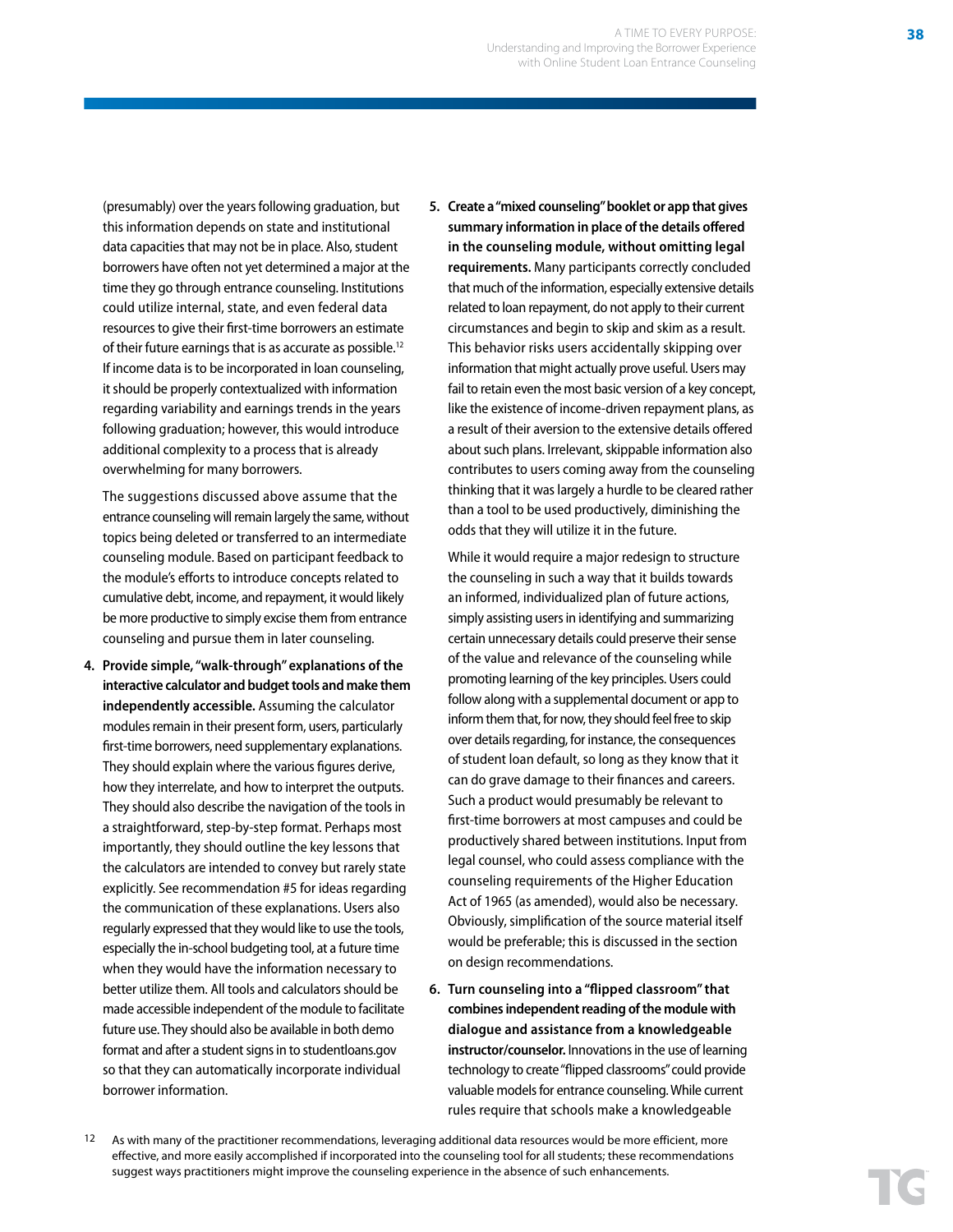(presumably) over the years following graduation, but this information depends on state and institutional data capacities that may not be in place. Also, student borrowers have often not yet determined a major at the time they go through entrance counseling. Institutions could utilize internal, state, and even federal data resources to give their first-time borrowers an estimate of their future earnings that is as accurate as possible.[12] If income data is to be incorporated in loan counseling, it should be properly contextualized with information regarding variability and earnings trends in the years following graduation; however, this would introduce additional complexity to a process that is already overwhelming for many borrowers.

The suggestions discussed above assume that the entrance counseling will remain largely the same, without topics being deleted or transferred to an intermediate counseling module. Based on participant feedback to the module's efforts to introduce concepts related to cumulative debt, income, and repayment, it would likely be more productive to simply excise them from entrance counseling and pursue them in later counseling.

4. **Provide simple, "walk-through" explanations of the interactive calculator and budget tools and make them independently accessible.** Assuming the calculator modules remain in their present form, users, particularly first-time borrowers, need supplementary explanations. They should explain where the various figures derive, how they interrelate, and how to interpret the outputs. They should also describe the navigation of the tools in a straightforward, step-by-step format. Perhaps most importantly, they should outline the key lessons that the calculators are intended to convey but rarely state explicitly. See recommendation #5 for ideas regarding the communication of these explanations. Users also regularly expressed that they would like to use the tools, especially the in-school budgeting tool, at a future time when they would have the information necessary to better utilize them. All tools and calculators should be made accessible independent of the module to facilitate future use. They should also be available in both demo format and after a student signs in to studentloans.gov so that they can automatically incorporate individual borrower information.

5. **Create a "mixed counseling" booklet or app that gives summary information in place of the details offered in the counseling module, without omitting legal requirements.** Many participants correctly concluded that much of the information, especially extensive details related to loan repayment, do not apply to their current circumstances and begin to skip and skim as a result. This behavior risks users accidentally skipping over information that might actually prove useful. Users may fail to retain even the most basic version of a key concept, like the existence of income-driven repayment plans, as a result of their aversion to the extensive details offered about such plans. Irrelevant, skippable information also contributes to users coming away from the counseling thinking that it was largely a hurdle to be cleared rather than a tool to be used productively, diminishing the odds that they will utilize it in the future.

   While it would require a major redesign to structure the counseling in such a way that it builds towards an informed, individualized plan of future actions, simply assisting users in identifying and summarizing certain unnecessary details could preserve their sense of the value and relevance of the counseling while promoting learning of the key principles. Users could follow along with a supplemental document or app to inform them that, for now, they should feel free to skip over details regarding, for instance, the consequences of student loan default, so long as they know that it can do grave damage to their finances and careers. Such a product would presumably be relevant to first-time borrowers at most campuses and could be productively shared between institutions. Input from legal counsel, who could assess compliance with the counseling requirements of the Higher Education Act of 1965 (as amended), would also be necessary. Obviously, simplification of the source material itself would be preferable; this is discussed in the section on design recommendations.

6. **Turn counseling into a "flipped classroom" that combines independent reading of the module with dialogue and assistance from a knowledgeable instructor/counselor.** Innovations in the use of learning technology to create "flipped classrooms" could provide valuable models for entrance counseling. While current rules require that schools make a knowledgeable

[12] As with many of the practitioner recommendations, leveraging additional data resources would be more efficient, more effective, and more easily accomplished if incorporated into the counseling tool for all students; these recommendations suggest ways practitioners might improve the counseling experience in the absence of such enhancements.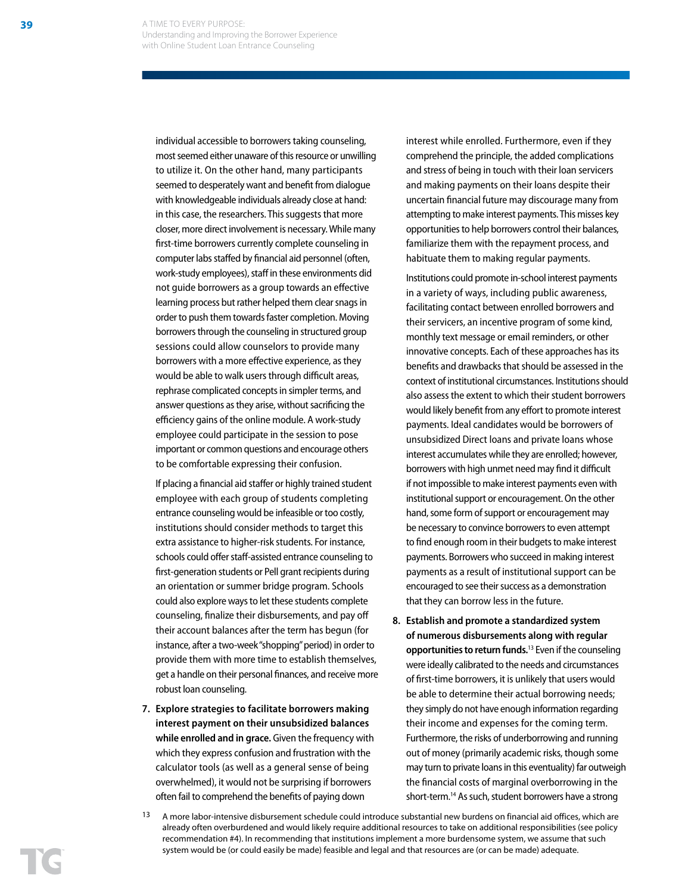individual accessible to borrowers taking counseling, most seemed either unaware of this resource or unwilling to utilize it. On the other hand, many participants seemed to desperately want and benefit from dialogue with knowledgeable individuals already close at hand: in this case, the researchers. This suggests that more closer, more direct involvement is necessary. While many first-time borrowers currently complete counseling in computer labs staffed by financial aid personnel (often, work-study employees), staff in these environments did not guide borrowers as a group towards an effective learning process but rather helped them clear snags in order to push them towards faster completion. Moving borrowers through the counseling in structured group sessions could allow counselors to provide many borrowers with a more effective experience, as they would be able to walk users through difficult areas, rephrase complicated concepts in simpler terms, and answer questions as they arise, without sacrificing the efficiency gains of the online module. A work-study employee could participate in the session to pose important or common questions and encourage others to be comfortable expressing their confusion.

If placing a financial aid staffer or highly trained student employee with each group of students completing entrance counseling would be infeasible or too costly, institutions should consider methods to target this extra assistance to higher-risk students. For instance, schools could offer staff-assisted entrance counseling to first-generation students or Pell grant recipients during an orientation or summer bridge program. Schools could also explore ways to let these students complete counseling, finalize their disbursements, and pay off their account balances after the term has begun (for instance, after a two-week "shopping" period) in order to provide them with more time to establish themselves, get a handle on their personal finances, and receive more robust loan counseling.

7. **Explore strategies to facilitate borrowers making interest payment on their unsubsidized balances while enrolled and in grace.** Given the frequency with which they express confusion and frustration with the calculator tools (as well as a general sense of being overwhelmed), it would not be surprising if borrowers often fail to comprehend the benefits of paying down interest while enrolled. Furthermore, even if they comprehend the principle, the added complications and stress of being in touch with their loan servicers and making payments on their loans despite their uncertain financial future may discourage many from attempting to make interest payments. This misses key opportunities to help borrowers control their balances, familiarize them with the repayment process, and habituate them to making regular payments.

   Institutions could promote in-school interest payments in a variety of ways, including public awareness, facilitating contact between enrolled borrowers and their servicers, an incentive program of some kind, monthly text message or email reminders, or other innovative concepts. Each of these approaches has its benefits and drawbacks that should be assessed in the context of institutional circumstances. Institutions should also assess the extent to which their student borrowers would likely benefit from any effort to promote interest payments. Ideal candidates would be borrowers of unsubsidized Direct loans and private loans whose interest accumulates while they are enrolled; however, borrowers with high unmet need may find it difficult if not impossible to make interest payments even with institutional support or encouragement. On the other hand, some form of support or encouragement may be necessary to convince borrowers to even attempt to find enough room in their budgets to make interest payments. Borrowers who succeed in making interest payments as a result of institutional support can be encouraged to see their success as a demonstration that they can borrow less in the future.

8. **Establish and promote a standardized system of numerous disbursements along with regular opportunities to return funds.**[13] Even if the counseling were ideally calibrated to the needs and circumstances of first-time borrowers, it is unlikely that users would be able to determine their actual borrowing needs; they simply do not have enough information regarding their income and expenses for the coming term. Furthermore, the risks of underborrowing and running out of money (primarily academic risks, though some may turn to private loans in this eventuality) far outweigh the financial costs of marginal overborrowing in the short-term.[14] As such, student borrowers have a strong

---

13 A more labor-intensive disbursement schedule could introduce substantial new burdens on financial aid offices, which are already often overburdened and would likely require additional resources to take on additional responsibilities (see policy recommendation #4). In recommending that institutions implement a more burdensome system, we assume that such system would be (or could easily be made) feasible and legal and that resources are (or can be made) adequate.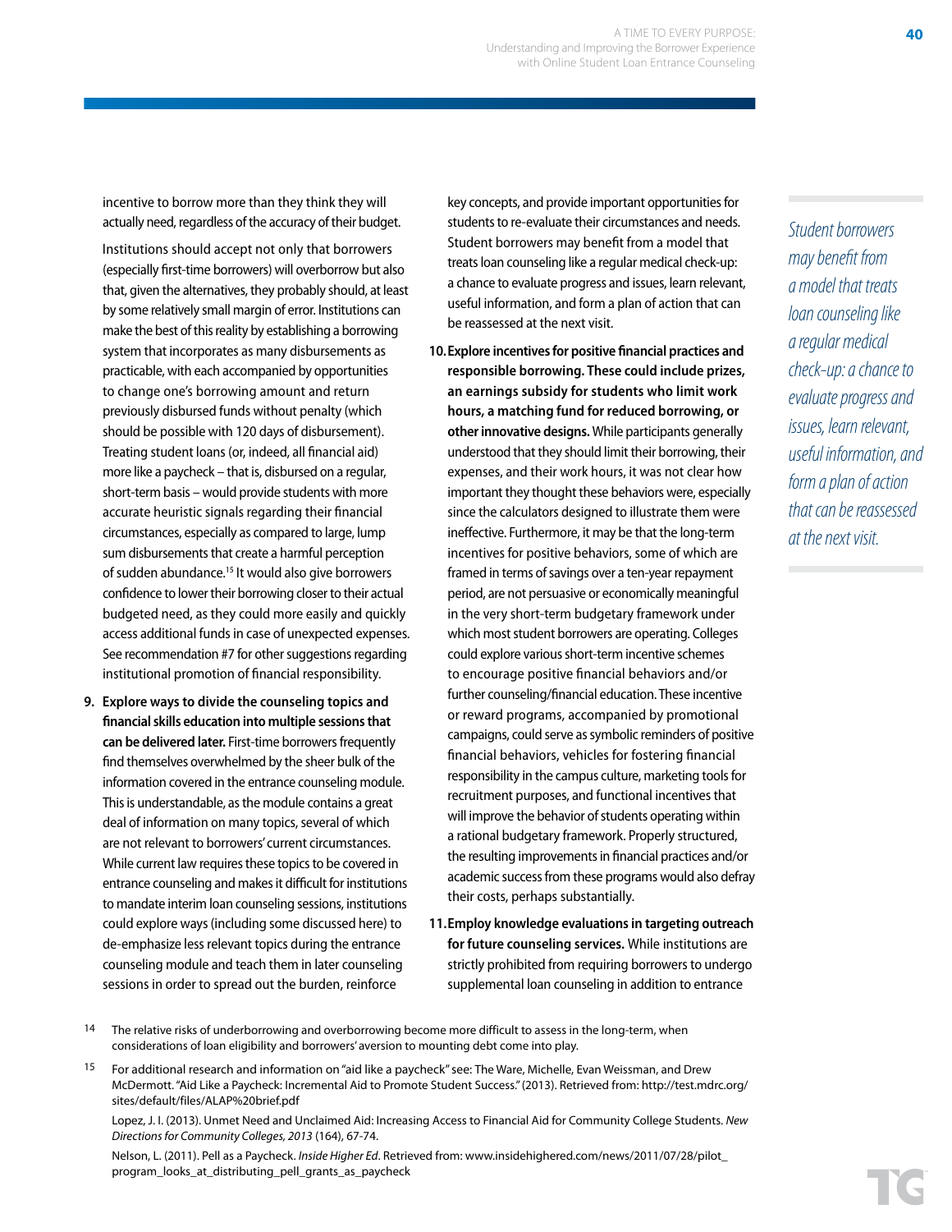incentive to borrow more than they think they will actually need, regardless of the accuracy of their budget.

Institutions should accept not only that borrowers (especially first-time borrowers) will overborrow but also that, given the alternatives, they probably should, at least by some relatively small margin of error. Institutions can make the best of this reality by establishing a borrowing system that incorporates as many disbursements as practicable, with each accompanied by opportunities to change one's borrowing amount and return previously disbursed funds without penalty (which should be possible with 120 days of disbursement). Treating student loans (or, indeed, all financial aid) more like a paycheck – that is, disbursed on a regular, short-term basis – would provide students with more accurate heuristic signals regarding their financial circumstances, especially as compared to large, lump sum disbursements that create a harmful perception of sudden abundance.[15] It would also give borrowers confidence to lower their borrowing closer to their actual budgeted need, as they could more easily and quickly access additional funds in case of unexpected expenses. See recommendation #7 for other suggestions regarding institutional promotion of financial responsibility.

9. **Explore ways to divide the counseling topics and financial skills education into multiple sessions that can be delivered later.** First-time borrowers frequently find themselves overwhelmed by the sheer bulk of the information covered in the entrance counseling module. This is understandable, as the module contains a great deal of information on many topics, several of which are not relevant to borrowers' current circumstances. While current law requires these topics to be covered in entrance counseling and makes it difficult for institutions to mandate interim loan counseling sessions, institutions could explore ways (including some discussed here) to de-emphasize less relevant topics during the entrance counseling module and teach them in later counseling sessions in order to spread out the burden, reinforce key concepts, and provide important opportunities for students to re-evaluate their circumstances and needs. Student borrowers may benefit from a model that treats loan counseling like a regular medical check-up: a chance to evaluate progress and issues, learn relevant, useful information, and form a plan of action that can be reassessed at the next visit.

10. **Explore incentives for positive financial practices and responsible borrowing. These could include prizes, an earnings subsidy for students who limit work hours, a matching fund for reduced borrowing, or other innovative designs.** While participants generally understood that they should limit their borrowing, their expenses, and their work hours, it was not clear how important they thought these behaviors were, especially since the calculators designed to illustrate them were ineffective. Furthermore, it may be that the long-term incentives for positive behaviors, some of which are framed in terms of savings over a ten-year repayment period, are not persuasive or economically meaningful in the very short-term budgetary framework under which most student borrowers are operating. Colleges could explore various short-term incentive schemes to encourage positive financial behaviors and/or further counseling/financial education. These incentive or reward programs, accompanied by promotional campaigns, could serve as symbolic reminders of positive financial behaviors, vehicles for fostering financial responsibility in the campus culture, marketing tools for recruitment purposes, and functional incentives that will improve the behavior of students operating within a rational budgetary framework. Properly structured, the resulting improvements in financial practices and/or academic success from these programs would also defray their costs, perhaps substantially.

11. **Employ knowledge evaluations in targeting outreach for future counseling services.** While institutions are strictly prohibited from requiring borrowers to undergo supplemental loan counseling in addition to entrance

*Student borrowers may benefit from a model that treats loan counseling like a regular medical check-up: a chance to evaluate progress and issues, learn relevant, useful information, and form a plan of action that can be reassessed at the next visit.*

---

14 The relative risks of underborrowing and overborrowing become more difficult to assess in the long-term, when considerations of loan eligibility and borrowers' aversion to mounting debt come into play.

15 For additional research and information on "aid like a paycheck" see: The Ware, Michelle, Evan Weissman, and Drew McDermott. "Aid Like a Paycheck: Incremental Aid to Promote Student Success." (2013). Retrieved from: http://test.mdrc.org/sites/default/files/ALAP%20brief.pdf

Lopez, J. I. (2013). Unmet Need and Unclaimed Aid: Increasing Access to Financial Aid for Community College Students. *New Directions for Community Colleges, 2013* (164), 67-74.

Nelson, L. (2011). Pell as a Paycheck. *Inside Higher Ed*. Retrieved from: www.insidehighered.com/news/2011/07/28/pilot_program_looks_at_distributing_pell_grants_as_paycheck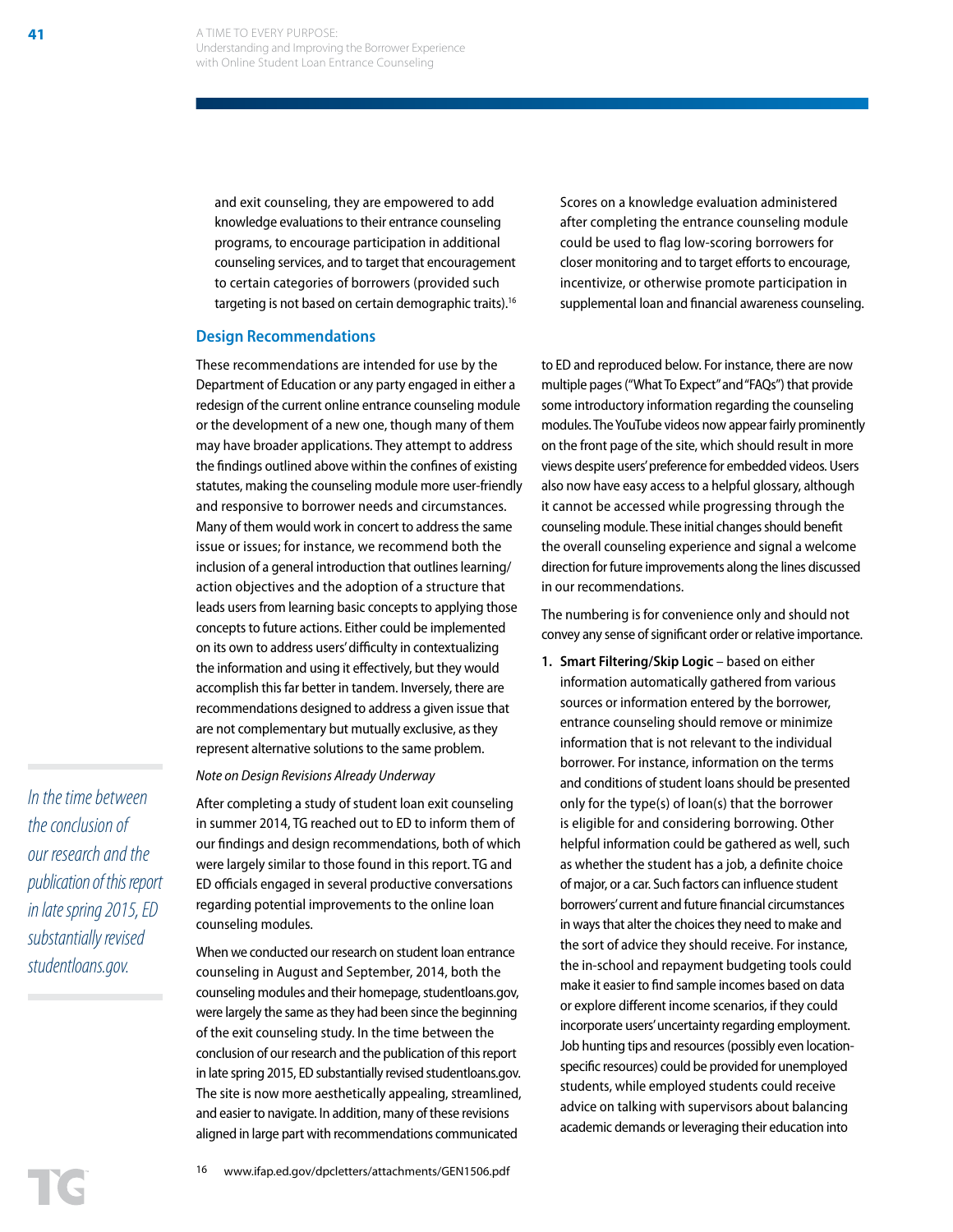and exit counseling, they are empowered to add knowledge evaluations to their entrance counseling programs, to encourage participation in additional counseling services, and to target that encouragement to certain categories of borrowers (provided such targeting is not based on certain demographic traits).[16]

Scores on a knowledge evaluation administered after completing the entrance counseling module could be used to flag low-scoring borrowers for closer monitoring and to target efforts to encourage, incentivize, or otherwise promote participation in supplemental loan and financial awareness counseling.

## Design Recommendations

These recommendations are intended for use by the Department of Education or any party engaged in either a redesign of the current online entrance counseling module or the development of a new one, though many of them may have broader applications. They attempt to address the findings outlined above within the confines of existing statutes, making the counseling module more user-friendly and responsive to borrower needs and circumstances. Many of them would work in concert to address the same issue or issues; for instance, we recommend both the inclusion of a general introduction that outlines learning/action objectives and the adoption of a structure that leads users from learning basic concepts to applying those concepts to future actions. Either could be implemented on its own to address users' difficulty in contextualizing the information and using it effectively, but they would accomplish this far better in tandem. Inversely, there are recommendations designed to address a given issue that are not complementary but mutually exclusive, as they represent alternative solutions to the same problem.

*Note on Design Revisions Already Underway*

After completing a study of student loan exit counseling in summer 2014, TG reached out to ED to inform them of our findings and design recommendations, both of which were largely similar to those found in this report. TG and ED officials engaged in several productive conversations regarding potential improvements to the online loan counseling modules.

When we conducted our research on student loan entrance counseling in August and September, 2014, both the counseling modules and their homepage, studentloans.gov, were largely the same as they had been since the beginning of the exit counseling study. In the time between the conclusion of our research and the publication of this report in late spring 2015, ED substantially revised studentloans.gov. The site is now more aesthetically appealing, streamlined, and easier to navigate. In addition, many of these revisions aligned in large part with recommendations communicated to ED and reproduced below. For instance, there are now multiple pages ("What To Expect" and "FAQs") that provide some introductory information regarding the counseling modules. The YouTube videos now appear fairly prominently on the front page of the site, which should result in more views despite users' preference for embedded videos. Users also now have easy access to a helpful glossary, although it cannot be accessed while progressing through the counseling module. These initial changes should benefit the overall counseling experience and signal a welcome direction for future improvements along the lines discussed in our recommendations.

*In the time between the conclusion of our research and the publication of this report in late spring 2015, ED substantially revised studentloans.gov.*

The numbering is for convenience only and should not convey any sense of significant order or relative importance.

1. **Smart Filtering/Skip Logic** – based on either information automatically gathered from various sources or information entered by the borrower, entrance counseling should remove or minimize information that is not relevant to the individual borrower. For instance, information on the terms and conditions of student loans should be presented only for the type(s) of loan(s) that the borrower is eligible for and considering borrowing. Other helpful information could be gathered as well, such as whether the student has a job, a definite choice of major, or a car. Such factors can influence student borrowers' current and future financial circumstances in ways that alter the choices they need to make and the sort of advice they should receive. For instance, the in-school and repayment budgeting tools could make it easier to find sample incomes based on data or explore different income scenarios, if they could incorporate users' uncertainty regarding employment. Job hunting tips and resources (possibly even location-specific resources) could be provided for unemployed students, while employed students could receive advice on talking with supervisors about balancing academic demands or leveraging their education into

[16] www.ifap.ed.gov/dpcletters/attachments/GEN1506.pdf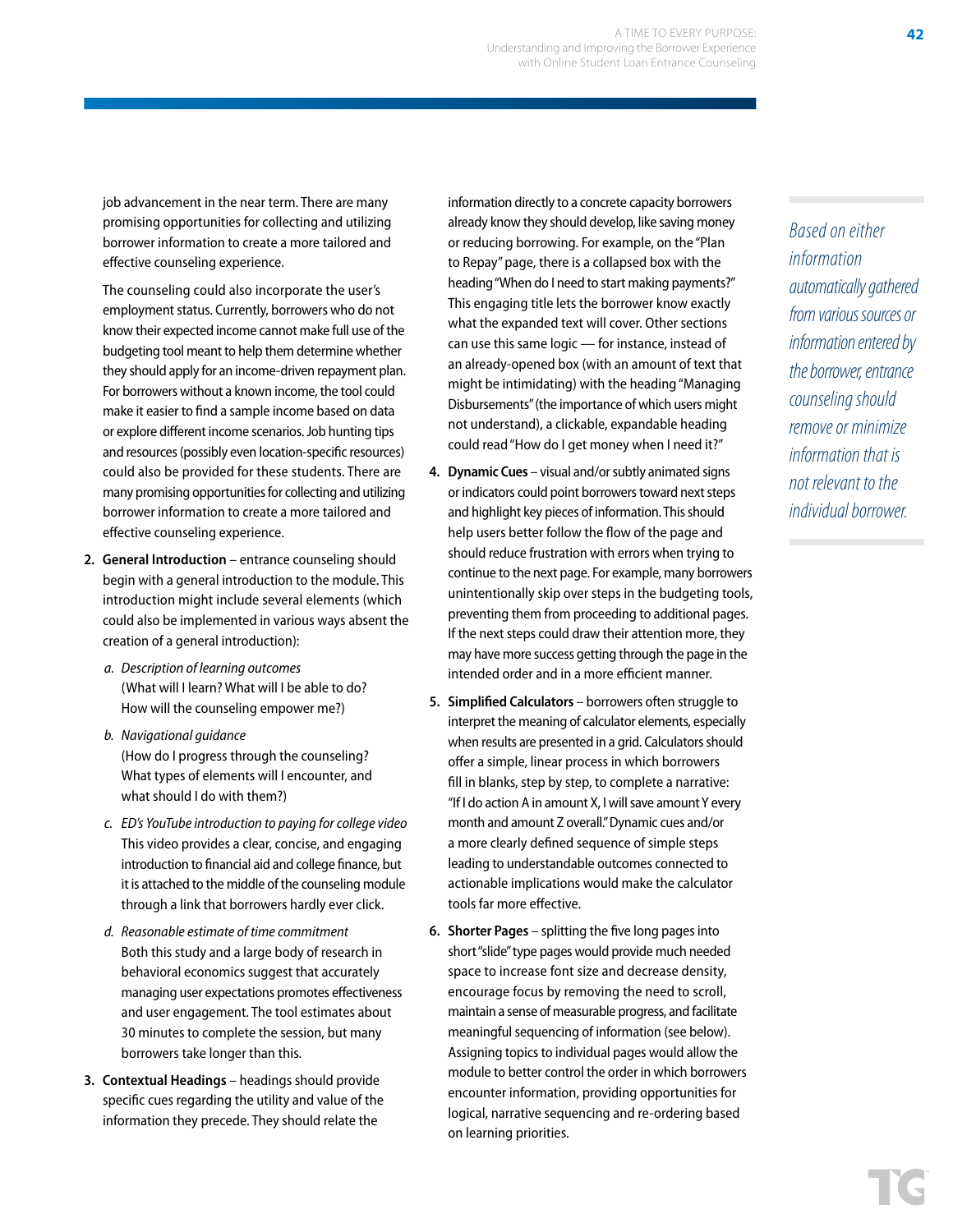job advancement in the near term. There are many promising opportunities for collecting and utilizing borrower information to create a more tailored and effective counseling experience.

The counseling could also incorporate the user's employment status. Currently, borrowers who do not know their expected income cannot make full use of the budgeting tool meant to help them determine whether they should apply for an income-driven repayment plan. For borrowers without a known income, the tool could make it easier to find a sample income based on data or explore different income scenarios. Job hunting tips and resources (possibly even location-specific resources) could also be provided for these students. There are many promising opportunities for collecting and utilizing borrower information to create a more tailored and effective counseling experience.

2. **General Introduction** – entrance counseling should begin with a general introduction to the module. This introduction might include several elements (which could also be implemented in various ways absent the creation of a general introduction):

   a. *Description of learning outcomes*
   (What will I learn? What will I be able to do? How will the counseling empower me?)

   b. *Navigational guidance*
   (How do I progress through the counseling? What types of elements will I encounter, and what should I do with them?)

   c. *ED's YouTube introduction to paying for college video*
   This video provides a clear, concise, and engaging introduction to financial aid and college finance, but it is attached to the middle of the counseling module through a link that borrowers hardly ever click.

   d. *Reasonable estimate of time commitment*
   Both this study and a large body of research in behavioral economics suggest that accurately managing user expectations promotes effectiveness and user engagement. The tool estimates about 30 minutes to complete the session, but many borrowers take longer than this.

3. **Contextual Headings** – headings should provide specific cues regarding the utility and value of the information they precede. They should relate the information directly to a concrete capacity borrowers already know they should develop, like saving money or reducing borrowing. For example, on the "Plan to Repay" page, there is a collapsed box with the heading "When do I need to start making payments?" This engaging title lets the borrower know exactly what the expanded text will cover. Other sections can use this same logic — for instance, instead of an already-opened box (with an amount of text that might be intimidating) with the heading "Managing Disbursements" (the importance of which users might not understand), a clickable, expandable heading could read "How do I get money when I need it?"

4. **Dynamic Cues** – visual and/or subtly animated signs or indicators could point borrowers toward next steps and highlight key pieces of information. This should help users better follow the flow of the page and should reduce frustration with errors when trying to continue to the next page. For example, many borrowers unintentionally skip over steps in the budgeting tools, preventing them from proceeding to additional pages. If the next steps could draw their attention more, they may have more success getting through the page in the intended order and in a more efficient manner.

5. **Simplified Calculators** – borrowers often struggle to interpret the meaning of calculator elements, especially when results are presented in a grid. Calculators should offer a simple, linear process in which borrowers fill in blanks, step by step, to complete a narrative: "If I do action A in amount X, I will save amount Y every month and amount Z overall." Dynamic cues and/or a more clearly defined sequence of simple steps leading to understandable outcomes connected to actionable implications would make the calculator tools far more effective.

6. **Shorter Pages** – splitting the five long pages into short "slide" type pages would provide much needed space to increase font size and decrease density, encourage focus by removing the need to scroll, maintain a sense of measurable progress, and facilitate meaningful sequencing of information (see below). Assigning topics to individual pages would allow the module to better control the order in which borrowers encounter information, providing opportunities for logical, narrative sequencing and re-ordering based on learning priorities.

*Based on either information automatically gathered from various sources or information entered by the borrower, entrance counseling should remove or minimize information that is not relevant to the individual borrower.*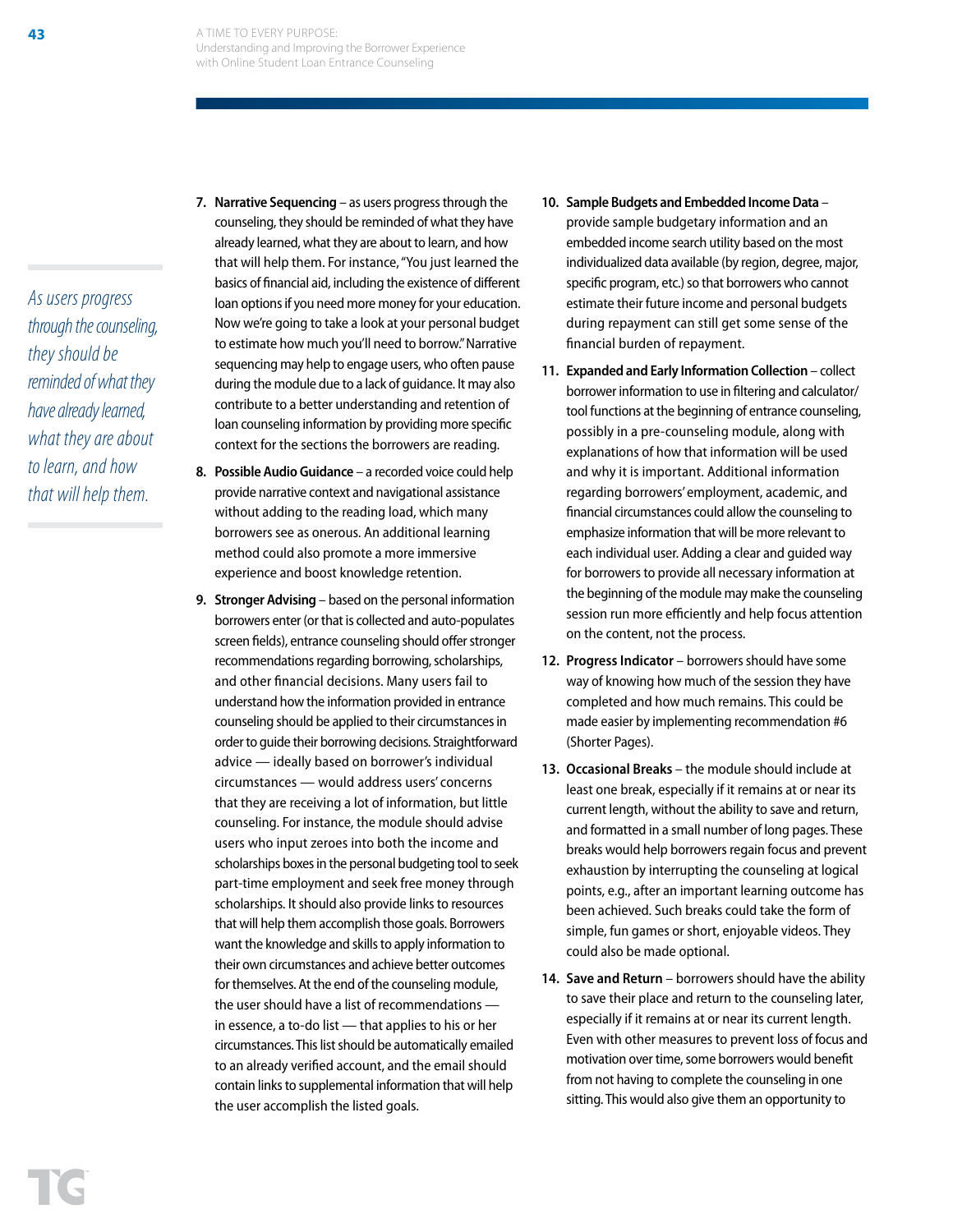*As users progress through the counseling, they should be reminded of what they have already learned, what they are about to learn, and how that will help them.*

7. **Narrative Sequencing** – as users progress through the counseling, they should be reminded of what they have already learned, what they are about to learn, and how that will help them. For instance, "You just learned the basics of financial aid, including the existence of different loan options if you need more money for your education. Now we're going to take a look at your personal budget to estimate how much you'll need to borrow." Narrative sequencing may help to engage users, who often pause during the module due to a lack of guidance. It may also contribute to a better understanding and retention of loan counseling information by providing more specific context for the sections the borrowers are reading.

8. **Possible Audio Guidance** – a recorded voice could help provide narrative context and navigational assistance without adding to the reading load, which many borrowers see as onerous. An additional learning method could also promote a more immersive experience and boost knowledge retention.

9. **Stronger Advising** – based on the personal information borrowers enter (or that is collected and auto-populates screen fields), entrance counseling should offer stronger recommendations regarding borrowing, scholarships, and other financial decisions. Many users fail to understand how the information provided in entrance counseling should be applied to their circumstances in order to guide their borrowing decisions. Straightforward advice — ideally based on borrower's individual circumstances — would address users' concerns that they are receiving a lot of information, but little counseling. For instance, the module should advise users who input zeroes into both the income and scholarships boxes in the personal budgeting tool to seek part-time employment and seek free money through scholarships. It should also provide links to resources that will help them accomplish those goals. Borrowers want the knowledge and skills to apply information to their own circumstances and achieve better outcomes for themselves. At the end of the counseling module, the user should have a list of recommendations — in essence, a to-do list — that applies to his or her circumstances. This list should be automatically emailed to an already verified account, and the email should contain links to supplemental information that will help the user accomplish the listed goals.

10. **Sample Budgets and Embedded Income Data** – provide sample budgetary information and an embedded income search utility based on the most individualized data available (by region, degree, major, specific program, etc.) so that borrowers who cannot estimate their future income and personal budgets during repayment can still get some sense of the financial burden of repayment.

11. **Expanded and Early Information Collection** – collect borrower information to use in filtering and calculator/tool functions at the beginning of entrance counseling, possibly in a pre-counseling module, along with explanations of how that information will be used and why it is important. Additional information regarding borrowers' employment, academic, and financial circumstances could allow the counseling to emphasize information that will be more relevant to each individual user. Adding a clear and guided way for borrowers to provide all necessary information at the beginning of the module may make the counseling session run more efficiently and help focus attention on the content, not the process.

12. **Progress Indicator** – borrowers should have some way of knowing how much of the session they have completed and how much remains. This could be made easier by implementing recommendation #6 (Shorter Pages).

13. **Occasional Breaks** – the module should include at least one break, especially if it remains at or near its current length, without the ability to save and return, and formatted in a small number of long pages. These breaks would help borrowers regain focus and prevent exhaustion by interrupting the counseling at logical points, e.g., after an important learning outcome has been achieved. Such breaks could take the form of simple, fun games or short, enjoyable videos. They could also be made optional.

14. **Save and Return** – borrowers should have the ability to save their place and return to the counseling later, especially if it remains at or near its current length. Even with other measures to prevent loss of focus and motivation over time, some borrowers would benefit from not having to complete the counseling in one sitting. This would also give them an opportunity to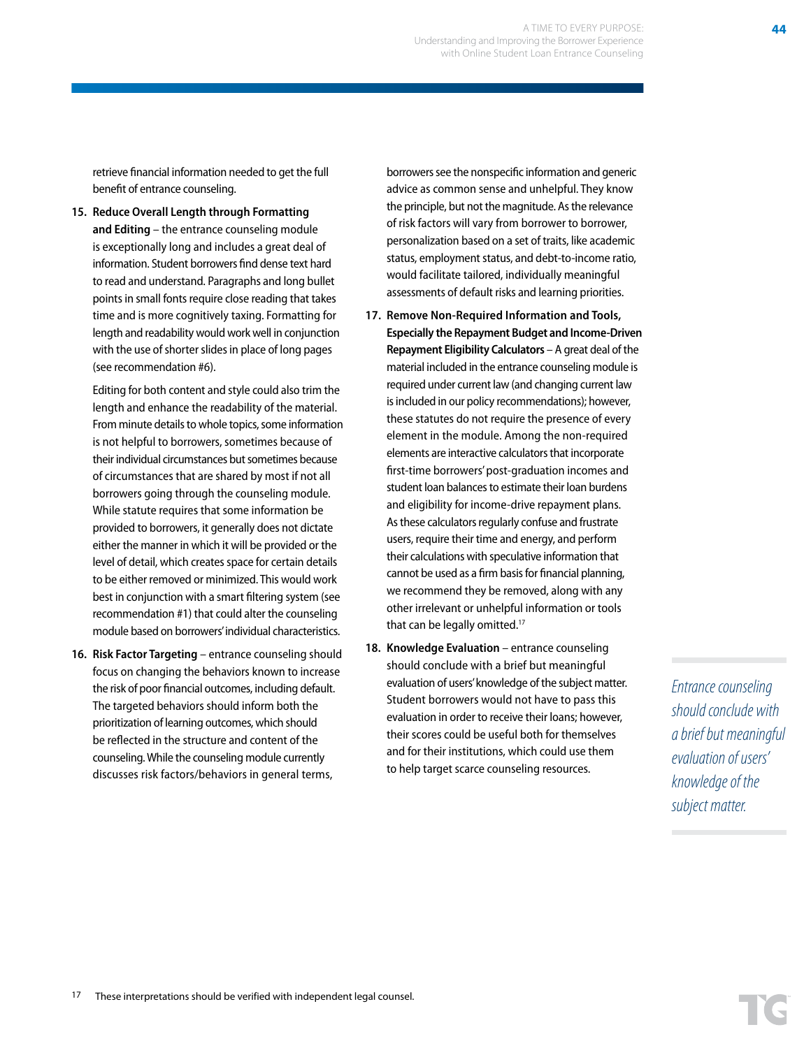retrieve financial information needed to get the full benefit of entrance counseling.

15. **Reduce Overall Length through Formatting and Editing** – the entrance counseling module is exceptionally long and includes a great deal of information. Student borrowers find dense text hard to read and understand. Paragraphs and long bullet points in small fonts require close reading that takes time and is more cognitively taxing. Formatting for length and readability would work well in conjunction with the use of shorter slides in place of long pages (see recommendation #6).

    Editing for both content and style could also trim the length and enhance the readability of the material. From minute details to whole topics, some information is not helpful to borrowers, sometimes because of their individual circumstances but sometimes because of circumstances that are shared by most if not all borrowers going through the counseling module. While statute requires that some information be provided to borrowers, it generally does not dictate either the manner in which it will be provided or the level of detail, which creates space for certain details to be either removed or minimized. This would work best in conjunction with a smart filtering system (see recommendation #1) that could alter the counseling module based on borrowers' individual characteristics.

16. **Risk Factor Targeting** – entrance counseling should focus on changing the behaviors known to increase the risk of poor financial outcomes, including default. The targeted behaviors should inform both the prioritization of learning outcomes, which should be reflected in the structure and content of the counseling. While the counseling module currently discusses risk factors/behaviors in general terms, borrowers see the nonspecific information and generic advice as common sense and unhelpful. They know the principle, but not the magnitude. As the relevance of risk factors will vary from borrower to borrower, personalization based on a set of traits, like academic status, employment status, and debt-to-income ratio, would facilitate tailored, individually meaningful assessments of default risks and learning priorities.

17. **Remove Non-Required Information and Tools, Especially the Repayment Budget and Income-Driven Repayment Eligibility Calculators** – A great deal of the material included in the entrance counseling module is required under current law (and changing current law is included in our policy recommendations); however, these statutes do not require the presence of every element in the module. Among the non-required elements are interactive calculators that incorporate first-time borrowers' post-graduation incomes and student loan balances to estimate their loan burdens and eligibility for income-drive repayment plans. As these calculators regularly confuse and frustrate users, require their time and energy, and perform their calculations with speculative information that cannot be used as a firm basis for financial planning, we recommend they be removed, along with any other irrelevant or unhelpful information or tools that can be legally omitted.[17]

18. **Knowledge Evaluation** – entrance counseling should conclude with a brief but meaningful evaluation of users' knowledge of the subject matter. Student borrowers would not have to pass this evaluation in order to receive their loans; however, their scores could be useful both for themselves and for their institutions, which could use them to help target scarce counseling resources.

*Entrance counseling should conclude with a brief but meaningful evaluation of users' knowledge of the subject matter.*

17 These interpretations should be verified with independent legal counsel.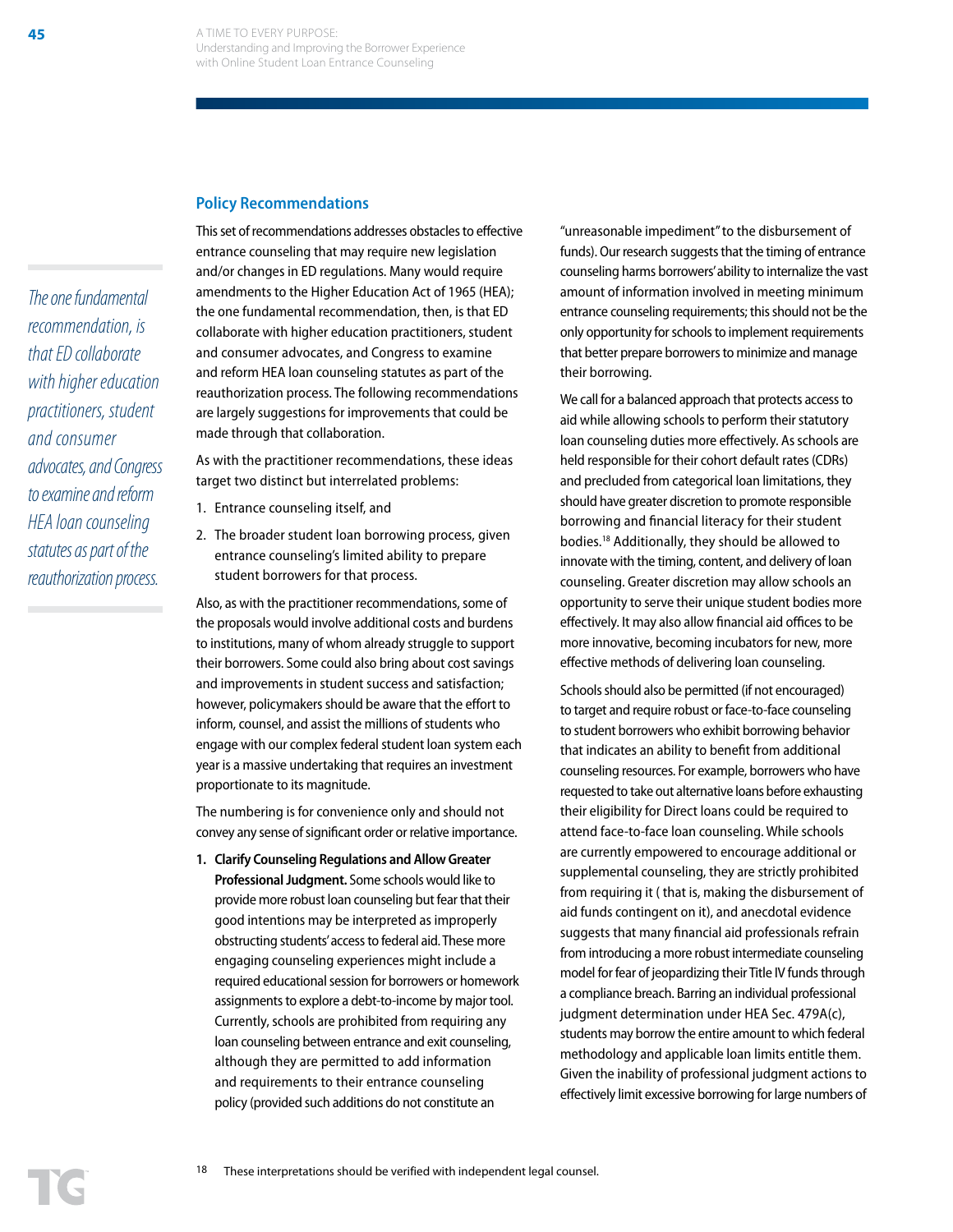## Policy Recommendations

*The one fundamental recommendation, is that ED collaborate with higher education practitioners, student and consumer advocates, and Congress to examine and reform HEA loan counseling statutes as part of the reauthorization process.*

This set of recommendations addresses obstacles to effective entrance counseling that may require new legislation and/or changes in ED regulations. Many would require amendments to the Higher Education Act of 1965 (HEA); the one fundamental recommendation, then, is that ED collaborate with higher education practitioners, student and consumer advocates, and Congress to examine and reform HEA loan counseling statutes as part of the reauthorization process. The following recommendations are largely suggestions for improvements that could be made through that collaboration.

As with the practitioner recommendations, these ideas target two distinct but interrelated problems:

1. Entrance counseling itself, and
2. The broader student loan borrowing process, given entrance counseling's limited ability to prepare student borrowers for that process.

Also, as with the practitioner recommendations, some of the proposals would involve additional costs and burdens to institutions, many of whom already struggle to support their borrowers. Some could also bring about cost savings and improvements in student success and satisfaction; however, policymakers should be aware that the effort to inform, counsel, and assist the millions of students who engage with our complex federal student loan system each year is a massive undertaking that requires an investment proportionate to its magnitude.

The numbering is for convenience only and should not convey any sense of significant order or relative importance.

1. **Clarify Counseling Regulations and Allow Greater Professional Judgment.** Some schools would like to provide more robust loan counseling but fear that their good intentions may be interpreted as improperly obstructing students' access to federal aid. These more engaging counseling experiences might include a required educational session for borrowers or homework assignments to explore a debt-to-income by major tool. Currently, schools are prohibited from requiring any loan counseling between entrance and exit counseling, although they are permitted to add information and requirements to their entrance counseling policy (provided such additions do not constitute an "unreasonable impediment" to the disbursement of funds). Our research suggests that the timing of entrance counseling harms borrowers' ability to internalize the vast amount of information involved in meeting minimum entrance counseling requirements; this should not be the only opportunity for schools to implement requirements that better prepare borrowers to minimize and manage their borrowing.

   We call for a balanced approach that protects access to aid while allowing schools to perform their statutory loan counseling duties more effectively. As schools are held responsible for their cohort default rates (CDRs) and precluded from categorical loan limitations, they should have greater discretion to promote responsible borrowing and financial literacy for their student bodies.[18] Additionally, they should be allowed to innovate with the timing, content, and delivery of loan counseling. Greater discretion may allow schools an opportunity to serve their unique student bodies more effectively. It may also allow financial aid offices to be more innovative, becoming incubators for new, more effective methods of delivering loan counseling.

   Schools should also be permitted (if not encouraged) to target and require robust or face-to-face counseling to student borrowers who exhibit borrowing behavior that indicates an ability to benefit from additional counseling resources. For example, borrowers who have requested to take out alternative loans before exhausting their eligibility for Direct loans could be required to attend face-to-face loan counseling. While schools are currently empowered to encourage additional or supplemental counseling, they are strictly prohibited from requiring it ( that is, making the disbursement of aid funds contingent on it), and anecdotal evidence suggests that many financial aid professionals refrain from introducing a more robust intermediate counseling model for fear of jeopardizing their Title IV funds through a compliance breach. Barring an individual professional judgment determination under HEA Sec. 479A(c), students may borrow the entire amount to which federal methodology and applicable loan limits entitle them. Given the inability of professional judgment actions to effectively limit excessive borrowing for large numbers of

[18] These interpretations should be verified with independent legal counsel.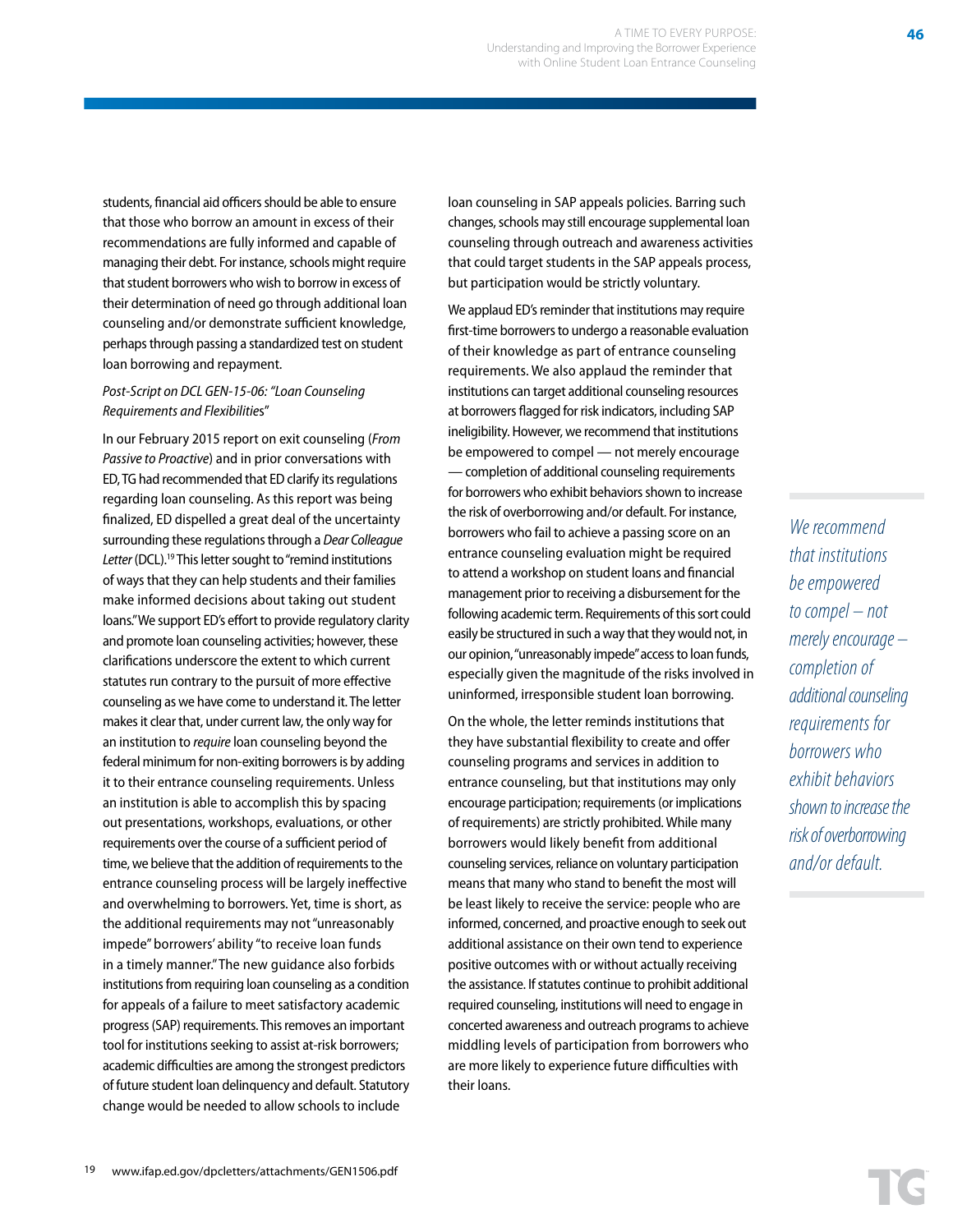students, financial aid officers should be able to ensure that those who borrow an amount in excess of their recommendations are fully informed and capable of managing their debt. For instance, schools might require that student borrowers who wish to borrow in excess of their determination of need go through additional loan counseling and/or demonstrate sufficient knowledge, perhaps through passing a standardized test on student loan borrowing and repayment.

*Post-Script on DCL GEN-15-06: "Loan Counseling Requirements and Flexibilities"*

In our February 2015 report on exit counseling (*From Passive to Proactive*) and in prior conversations with ED, TG had recommended that ED clarify its regulations regarding loan counseling. As this report was being finalized, ED dispelled a great deal of the uncertainty surrounding these regulations through a *Dear Colleague Letter* (DCL).[19] This letter sought to "remind institutions of ways that they can help students and their families make informed decisions about taking out student loans." We support ED's effort to provide regulatory clarity and promote loan counseling activities; however, these clarifications underscore the extent to which current statutes run contrary to the pursuit of more effective counseling as we have come to understand it. The letter makes it clear that, under current law, the only way for an institution to *require* loan counseling beyond the federal minimum for non-exiting borrowers is by adding it to their entrance counseling requirements. Unless an institution is able to accomplish this by spacing out presentations, workshops, evaluations, or other requirements over the course of a sufficient period of time, we believe that the addition of requirements to the entrance counseling process will be largely ineffective and overwhelming to borrowers. Yet, time is short, as the additional requirements may not "unreasonably impede" borrowers' ability "to receive loan funds in a timely manner." The new guidance also forbids institutions from requiring loan counseling as a condition for appeals of a failure to meet satisfactory academic progress (SAP) requirements. This removes an important tool for institutions seeking to assist at-risk borrowers; academic difficulties are among the strongest predictors of future student loan delinquency and default. Statutory change would be needed to allow schools to include loan counseling in SAP appeals policies. Barring such changes, schools may still encourage supplemental loan counseling through outreach and awareness activities that could target students in the SAP appeals process, but participation would be strictly voluntary.

We applaud ED's reminder that institutions may require first-time borrowers to undergo a reasonable evaluation of their knowledge as part of entrance counseling requirements. We also applaud the reminder that institutions can target additional counseling resources at borrowers flagged for risk indicators, including SAP ineligibility. However, we recommend that institutions be empowered to compel — not merely encourage — completion of additional counseling requirements for borrowers who exhibit behaviors shown to increase the risk of overborrowing and/or default. For instance, borrowers who fail to achieve a passing score on an entrance counseling evaluation might be required to attend a workshop on student loans and financial management prior to receiving a disbursement for the following academic term. Requirements of this sort could easily be structured in such a way that they would not, in our opinion, "unreasonably impede" access to loan funds, especially given the magnitude of the risks involved in uninformed, irresponsible student loan borrowing.

> *We recommend that institutions be empowered to compel – not merely encourage – completion of additional counseling requirements for borrowers who exhibit behaviors shown to increase the risk of overborrowing and/or default.*

On the whole, the letter reminds institutions that they have substantial flexibility to create and offer counseling programs and services in addition to entrance counseling, but that institutions may only encourage participation; requirements (or implications of requirements) are strictly prohibited. While many borrowers would likely benefit from additional counseling services, reliance on voluntary participation means that many who stand to benefit the most will be least likely to receive the assistance: people who are informed, concerned, and proactive enough to seek out additional assistance on their own tend to experience positive outcomes with or without actually receiving the assistance. If statutes continue to prohibit additional required counseling, institutions will need to engage in concerted awareness and outreach programs to achieve middling levels of participation from borrowers who are more likely to experience future difficulties with their loans.

[19] www.ifap.ed.gov/dpcletters/attachments/GEN1506.pdf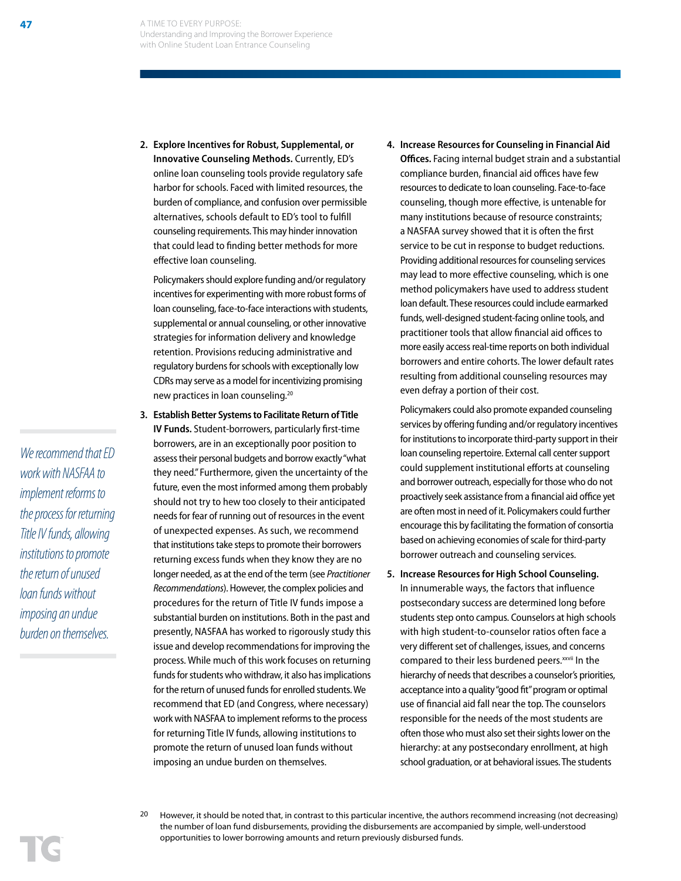2. **Explore Incentives for Robust, Supplemental, or Innovative Counseling Methods.** Currently, ED's online loan counseling tools provide regulatory safe harbor for schools. Faced with limited resources, the burden of compliance, and confusion over permissible alternatives, schools default to ED's tool to fulfill counseling requirements. This may hinder innovation that could lead to finding better methods for more effective loan counseling.

   Policymakers should explore funding and/or regulatory incentives for experimenting with more robust forms of loan counseling, face-to-face interactions with students, supplemental or annual counseling, or other innovative strategies for information delivery and knowledge retention. Provisions reducing administrative and regulatory burdens for schools with exceptionally low CDRs may serve as a model for incentivizing promising new practices in loan counseling.[20]

3. **Establish Better Systems to Facilitate Return of Title IV Funds.** Student-borrowers, particularly first-time borrowers, are in an exceptionally poor position to assess their personal budgets and borrow exactly "what they need." Furthermore, given the uncertainty of the future, even the most informed among them probably should not try to hew too closely to their anticipated needs for fear of running out of resources in the event of unexpected expenses. As such, we recommend that institutions take steps to promote their borrowers returning excess funds when they know they are no longer needed, as at the end of the term (see *Practitioner Recommendations*). However, the complex policies and procedures for the return of Title IV funds impose a substantial burden on institutions. Both in the past and presently, NASFAA has worked to rigorously study this issue and develop recommendations for improving the process. While much of this work focuses on returning funds for students who withdraw, it also has implications for the return of unused funds for enrolled students. We recommend that ED (and Congress, where necessary) work with NASFAA to implement reforms to the process for returning Title IV funds, allowing institutions to promote the return of unused loan funds without imposing an undue burden on themselves.

*We recommend that ED work with NASFAA to implement reforms to the process for returning Title IV funds, allowing institutions to promote the return of unused loan funds without imposing an undue burden on themselves.*

4. **Increase Resources for Counseling in Financial Aid Offices.** Facing internal budget strain and a substantial compliance burden, financial aid offices have few resources to dedicate to loan counseling. Face-to-face counseling, though more effective, is untenable for many institutions because of resource constraints; a NASFAA survey showed that it is often the first service to be cut in response to budget reductions. Providing additional resources for counseling services may lead to more effective counseling, which is one method policymakers have used to address student loan default. These resources could include earmarked funds, well-designed student-facing online tools, and practitioner tools that allow financial aid offices to more easily access real-time reports on both individual borrowers and entire cohorts. The lower default rates resulting from additional counseling resources may even defray a portion of their cost.

   Policymakers could also promote expanded counseling services by offering funding and/or regulatory incentives for institutions to incorporate third-party support in their loan counseling repertoire. External call center support could supplement institutional efforts at counseling and borrower outreach, especially for those who do not proactively seek assistance from a financial aid office yet are often most in need of it. Policymakers could further encourage this by facilitating the formation of consortia based on achieving economies of scale for third-party borrower outreach and counseling services.

5. **Increase Resources for High School Counseling.** In innumerable ways, the factors that influence postsecondary success are determined long before students step onto campus. Counselors at high schools with high student-to-counselor ratios often face a very different set of challenges, issues, and concerns compared to their less burdened peers.[xxvii] In the hierarchy of needs that describes a counselor's priorities, acceptance into a quality "good fit" program or optimal use of financial aid fall near the top. The counselors responsible for the needs of the most students are often those who must also set their sights lower on the hierarchy: at any postsecondary enrollment, at high school graduation, or at behavioral issues. The students

[20] However, it should be noted that, in contrast to this particular incentive, the authors recommend increasing (not decreasing) the number of loan fund disbursements, providing the disbursements are accompanied by simple, well-understood opportunities to lower borrowing amounts and return previously disbursed funds.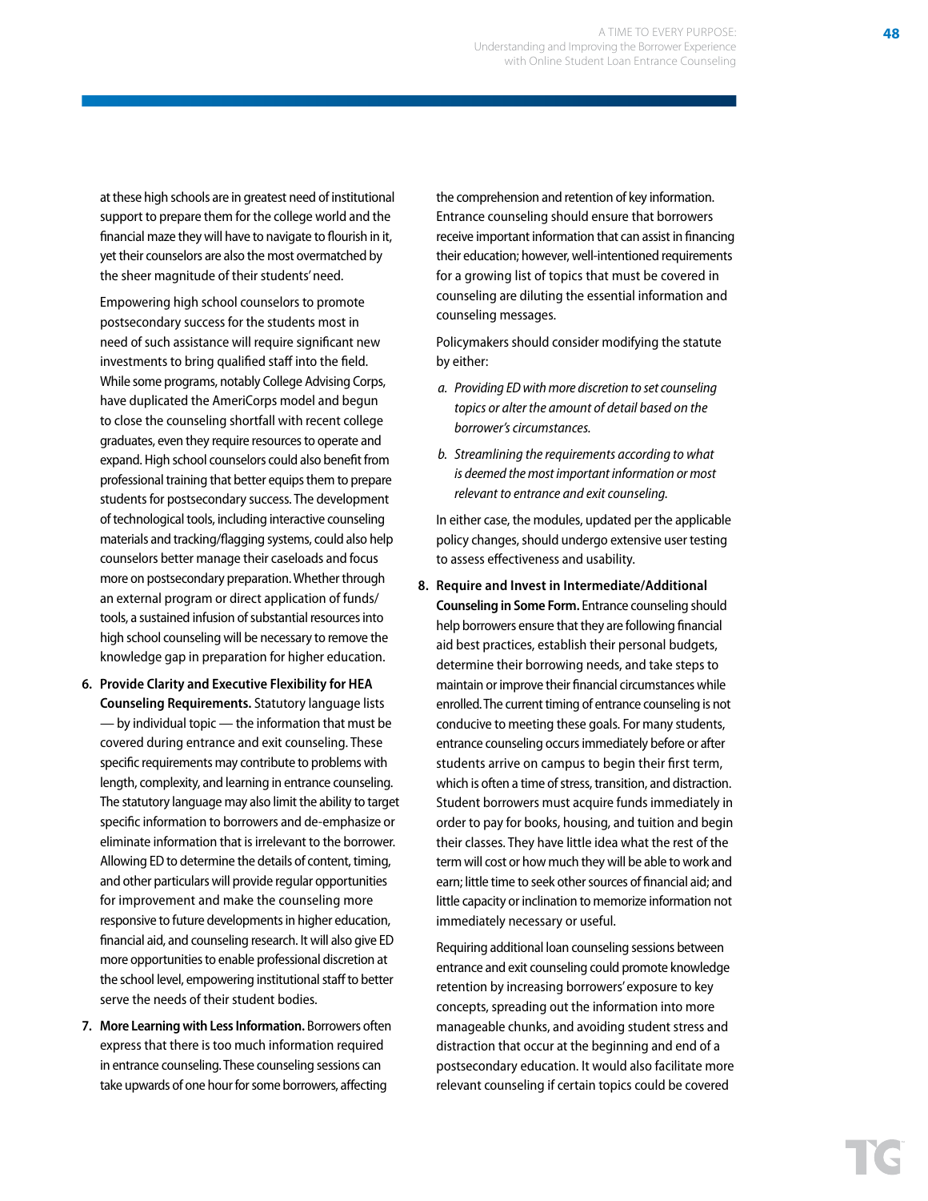at these high schools are in greatest need of institutional support to prepare them for the college world and the financial maze they will have to navigate to flourish in it, yet their counselors are also the most overmatched by the sheer magnitude of their students' need.

Empowering high school counselors to promote postsecondary success for the students most in need of such assistance will require significant new investments to bring qualified staff into the field. While some programs, notably College Advising Corps, have duplicated the AmeriCorps model and begun to close the counseling shortfall with recent college graduates, even they require resources to operate and expand. High school counselors could also benefit from professional training that better equips them to prepare students for postsecondary success. The development of technological tools, including interactive counseling materials and tracking/flagging systems, could also help counselors better manage their caseloads and focus more on postsecondary preparation. Whether through an external program or direct application of funds/tools, a sustained infusion of substantial resources into high school counseling will be necessary to remove the knowledge gap in preparation for higher education.

6. **Provide Clarity and Executive Flexibility for HEA Counseling Requirements.** Statutory language lists — by individual topic — the information that must be covered during entrance and exit counseling. These specific requirements may contribute to problems with length, complexity, and learning in entrance counseling. The statutory language may also limit the ability to target specific information to borrowers and de-emphasize or eliminate information that is irrelevant to the borrower. Allowing ED to determine the details of content, timing, and other particulars will provide regular opportunities for improvement and make the counseling more responsive to future developments in higher education, financial aid, and counseling research. It will also give ED more opportunities to enable professional discretion at the school level, empowering institutional staff to better serve the needs of their student bodies.

7. **More Learning with Less Information.** Borrowers often express that there is too much information required in entrance counseling. These counseling sessions can take upwards of one hour for some borrowers, affecting the comprehension and retention of key information. Entrance counseling should ensure that borrowers receive important information that can assist in financing their education; however, well-intentioned requirements for a growing list of topics that must be covered in counseling are diluting the essential information and counseling messages.

   Policymakers should consider modifying the statute by either:

   a. *Providing ED with more discretion to set counseling topics or alter the amount of detail based on the borrower's circumstances.*

   b. *Streamlining the requirements according to what is deemed the most important information or most relevant to entrance and exit counseling.*

   In either case, the modules, updated per the applicable policy changes, should undergo extensive user testing to assess effectiveness and usability.

8. **Require and Invest in Intermediate/Additional Counseling in Some Form.** Entrance counseling should help borrowers ensure that they are following financial aid best practices, establish their personal budgets, determine their borrowing needs, and take steps to maintain or improve their financial circumstances while enrolled. The current timing of entrance counseling is not conducive to meeting these goals. For many students, entrance counseling occurs immediately before or after students arrive on campus to begin their first term, which is often a time of stress, transition, and distraction. Student borrowers must acquire funds immediately in order to pay for books, housing, and tuition and begin their classes. They have little idea what the rest of the term will cost or how much they will be able to work and earn; little time to seek other sources of financial aid; and little capacity or inclination to memorize information not immediately necessary or useful.

   Requiring additional loan counseling sessions between entrance and exit counseling could promote knowledge retention by increasing borrowers' exposure to key concepts, spreading out the information into more manageable chunks, and avoiding student stress and distraction that occur at the beginning and end of a postsecondary education. It would also facilitate more relevant counseling if certain topics could be covered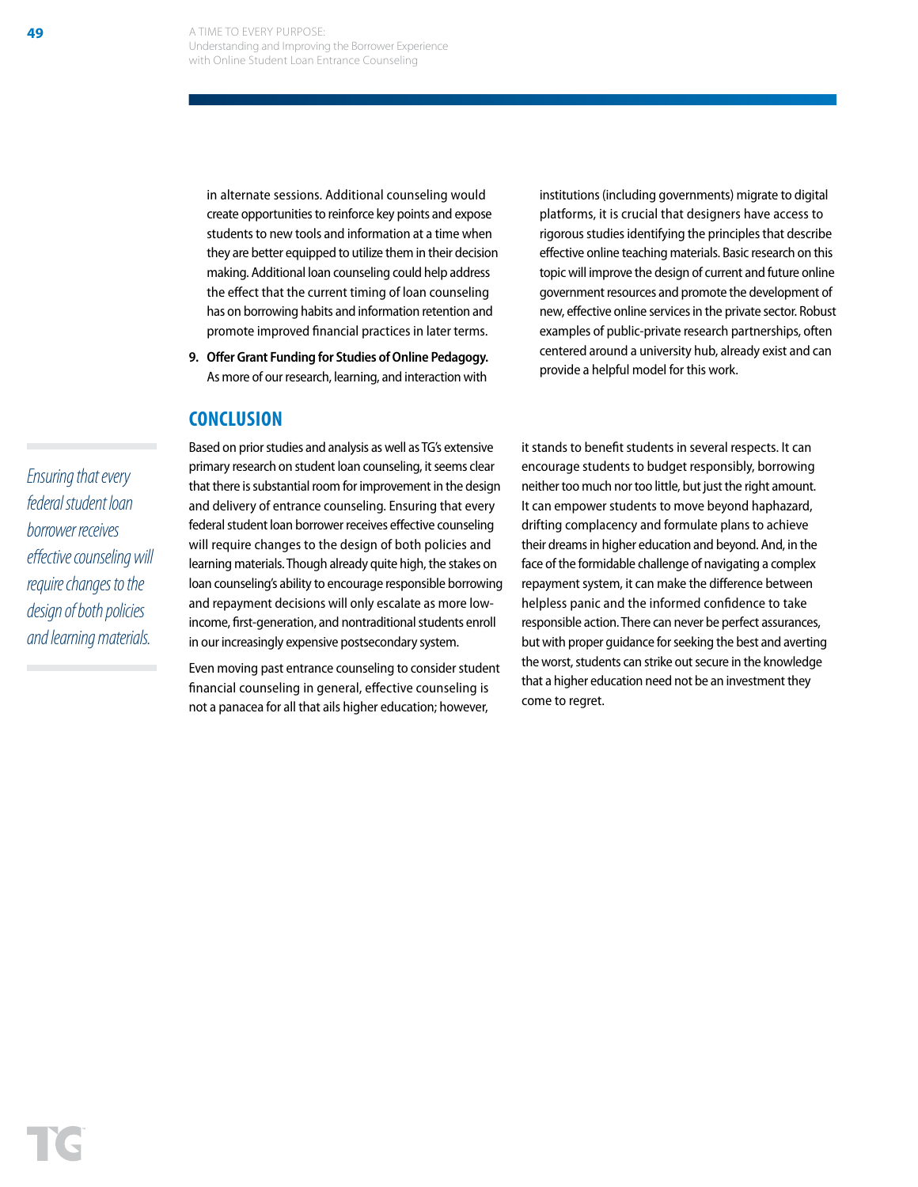in alternate sessions. Additional counseling would create opportunities to reinforce key points and expose students to new tools and information at a time when they are better equipped to utilize them in their decision making. Additional loan counseling could help address the effect that the current timing of loan counseling has on borrowing habits and information retention and promote improved financial practices in later terms.

9. **Offer Grant Funding for Studies of Online Pedagogy.** As more of our research, learning, and interaction with institutions (including governments) migrate to digital platforms, it is crucial that designers have access to rigorous studies identifying the principles that describe effective online teaching materials. Basic research on this topic will improve the design of current and future online government resources and promote the development of new, effective online services in the private sector. Robust examples of public-private research partnerships, often centered around a university hub, already exist and can provide a helpful model for this work.

## CONCLUSION

*Ensuring that every federal student loan borrower receives effective counseling will require changes to the design of both policies and learning materials.*

Based on prior studies and analysis as well as TG's extensive primary research on student loan counseling, it seems clear that there is substantial room for improvement in the design and delivery of entrance counseling. Ensuring that every federal student loan borrower receives effective counseling will require changes to the design of both policies and learning materials. Though already quite high, the stakes on loan counseling's ability to encourage responsible borrowing and repayment decisions will only escalate as more low-income, first-generation, and nontraditional students enroll in our increasingly expensive postsecondary system.

Even moving past entrance counseling to consider student financial counseling in general, effective counseling is not a panacea for all that ails higher education; however, it stands to benefit students in several respects. It can encourage students to budget responsibly, borrowing neither too much nor too little, but just the right amount. It can empower students to move beyond haphazard, drifting complacency and formulate plans to achieve their dreams in higher education and beyond. And, in the face of the formidable challenge of navigating a complex repayment system, it can make the difference between helpless panic and the informed confidence to take responsible action. There can never be perfect assurances, but with proper guidance for seeking the best and averting the worst, students can strike out secure in the knowledge that a higher education need not be an investment they come to regret.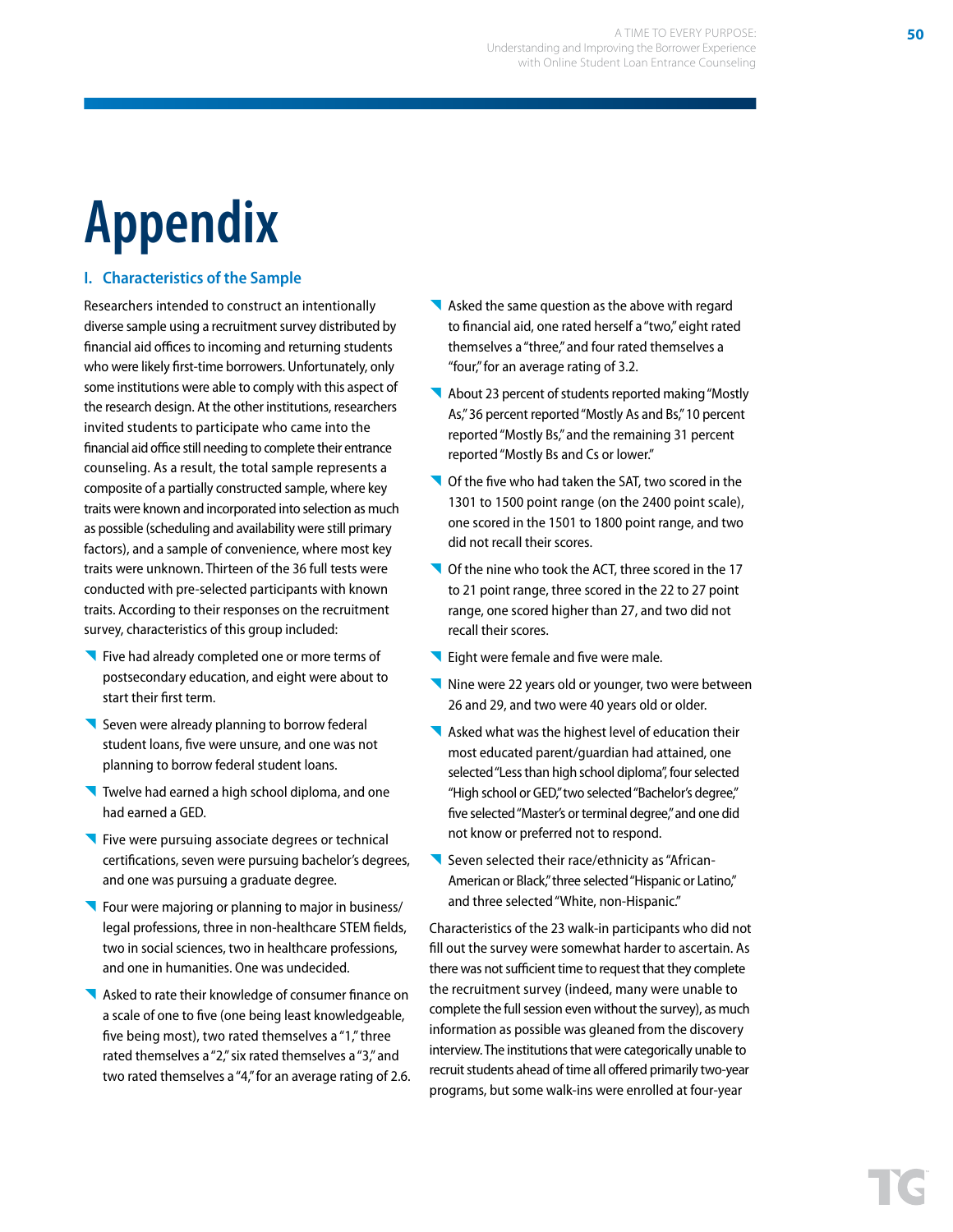# Appendix

## I. Characteristics of the Sample

Researchers intended to construct an intentionally diverse sample using a recruitment survey distributed by financial aid offices to incoming and returning students who were likely first-time borrowers. Unfortunately, only some institutions were able to comply with this aspect of the research design. At the other institutions, researchers invited students to participate who came into the financial aid office still needing to complete their entrance counseling. As a result, the total sample represents a composite of a partially constructed sample, where key traits were known and incorporated into selection as much as possible (scheduling and availability were still primary factors), and a sample of convenience, where most key traits were unknown. Thirteen of the 36 full tests were conducted with pre-selected participants with known traits. According to their responses on the recruitment survey, characteristics of this group included:

- Five had already completed one or more terms of postsecondary education, and eight were about to start their first term.
- Seven were already planning to borrow federal student loans, five were unsure, and one was not planning to borrow federal student loans.
- Twelve had earned a high school diploma, and one had earned a GED.
- Five were pursuing associate degrees or technical certifications, seven were pursuing bachelor's degrees, and one was pursuing a graduate degree.
- Four were majoring or planning to major in business/legal professions, three in non-healthcare STEM fields, two in social sciences, two in healthcare professions, and one in humanities. One was undecided.
- Asked to rate their knowledge of consumer finance on a scale of one to five (one being least knowledgeable, five being most), two rated themselves a "1," three rated themselves a "2," six rated themselves a "3," and two rated themselves a "4," for an average rating of 2.6.
- Asked the same question as the above with regard to financial aid, one rated herself a "two," eight rated themselves a "three," and four rated themselves a "four," for an average rating of 3.2.
- About 23 percent of students reported making "Mostly As," 36 percent reported "Mostly As and Bs," 10 percent reported "Mostly Bs," and the remaining 31 percent reported "Mostly Bs and Cs or lower."
- Of the five who had taken the SAT, two scored in the 1301 to 1500 point range (on the 2400 point scale), one scored in the 1501 to 1800 point range, and two did not recall their scores.
- Of the nine who took the ACT, three scored in the 17 to 21 point range, three scored in the 22 to 27 point range, one scored higher than 27, and two did not recall their scores.
- Eight were female and five were male.
- Nine were 22 years old or younger, two were between 26 and 29, and two were 40 years old or older.
- Asked what was the highest level of education their most educated parent/guardian had attained, one selected "Less than high school diploma", four selected "High school or GED," two selected "Bachelor's degree," five selected "Master's or terminal degree," and one did not know or preferred not to respond.
- Seven selected their race/ethnicity as "African-American or Black," three selected "Hispanic or Latino," and three selected "White, non-Hispanic."

Characteristics of the 23 walk-in participants who did not fill out the survey were somewhat harder to ascertain. As there was not sufficient time to request that they complete the recruitment survey (indeed, many were unable to complete the full session even without the survey), as much information as possible was gleaned from the discovery interview. The institutions that were categorically unable to recruit students ahead of time all offered primarily two-year programs, but some walk-ins were enrolled at four-year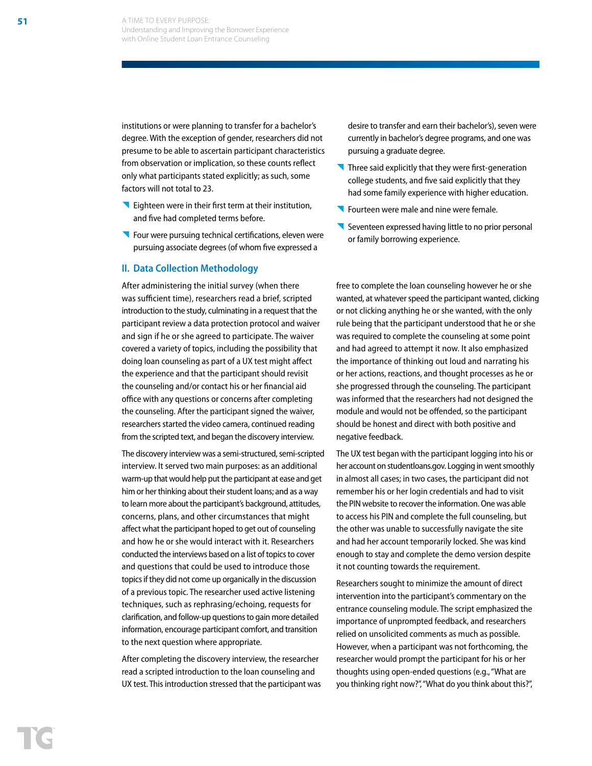institutions or were planning to transfer for a bachelor's degree. With the exception of gender, researchers did not presume to be able to ascertain participant characteristics from observation or implication, so these counts reflect only what participants stated explicitly; as such, some factors will not total to 23.

- Eighteen were in their first term at their institution, and five had completed terms before.
- Four were pursuing technical certifications, eleven were pursuing associate degrees (of whom five expressed a desire to transfer and earn their bachelor's), seven were currently in bachelor's degree programs, and one was pursuing a graduate degree.
- Three said explicitly that they were first-generation college students, and five said explicitly that they had some family experience with higher education.
- Fourteen were male and nine were female.
- Seventeen expressed having little to no prior personal or family borrowing experience.

## II. Data Collection Methodology

After administering the initial survey (when there was sufficient time), researchers read a brief, scripted introduction to the study, culminating in a request that the participant review a data protection protocol and waiver and sign if he or she agreed to participate. The waiver covered a variety of topics, including the possibility that doing loan counseling as part of a UX test might affect the experience and that the participant should revisit the counseling and/or contact his or her financial aid office with any questions or concerns after completing the counseling. After the participant signed the waiver, researchers started the video camera, continued reading from the scripted text, and began the discovery interview.

The discovery interview was a semi-structured, semi-scripted interview. It served two main purposes: as an additional warm-up that would help put the participant at ease and get him or her thinking about their student loans; and as a way to learn more about the participant's background, attitudes, concerns, plans, and other circumstances that might affect what the participant hoped to get out of counseling and how he or she would interact with it. Researchers conducted the interviews based on a list of topics to cover and questions that could be used to introduce those topics if they did not come up organically in the discussion of a previous topic. The researcher used active listening techniques, such as rephrasing/echoing, requests for clarification, and follow-up questions to gain more detailed information, encourage participant comfort, and transition to the next question where appropriate.

After completing the discovery interview, the researcher read a scripted introduction to the loan counseling and UX test. This introduction stressed that the participant was free to complete the loan counseling however he or she wanted, at whatever speed the participant wanted, clicking or not clicking anything he or she wanted, with the only rule being that the participant understood that he or she was required to complete the counseling at some point and had agreed to attempt it now. It also emphasized the importance of thinking out loud and narrating his or her actions, reactions, and thought processes as he or she progressed through the counseling. The participant was informed that the researchers had not designed the module and would not be offended, so the participant should be honest and direct with both positive and negative feedback.

The UX test began with the participant logging into his or her account on studentloans.gov. Logging in went smoothly in almost all cases; in two cases, the participant did not remember his or her login credentials and had to visit the PIN website to recover the information. One was able to access his PIN and complete the full counseling, but the other was unable to successfully navigate the site and had her account temporarily locked. She was kind enough to stay and complete the demo version despite it not counting towards the requirement.

Researchers sought to minimize the amount of direct intervention into the participant's commentary on the entrance counseling module. The script emphasized the importance of unprompted feedback, and researchers relied on unsolicited comments as much as possible. However, when a participant was not forthcoming, the researcher would prompt the participant for his or her thoughts using open-ended questions (e.g., "What are you thinking right now?", "What do you think about this?",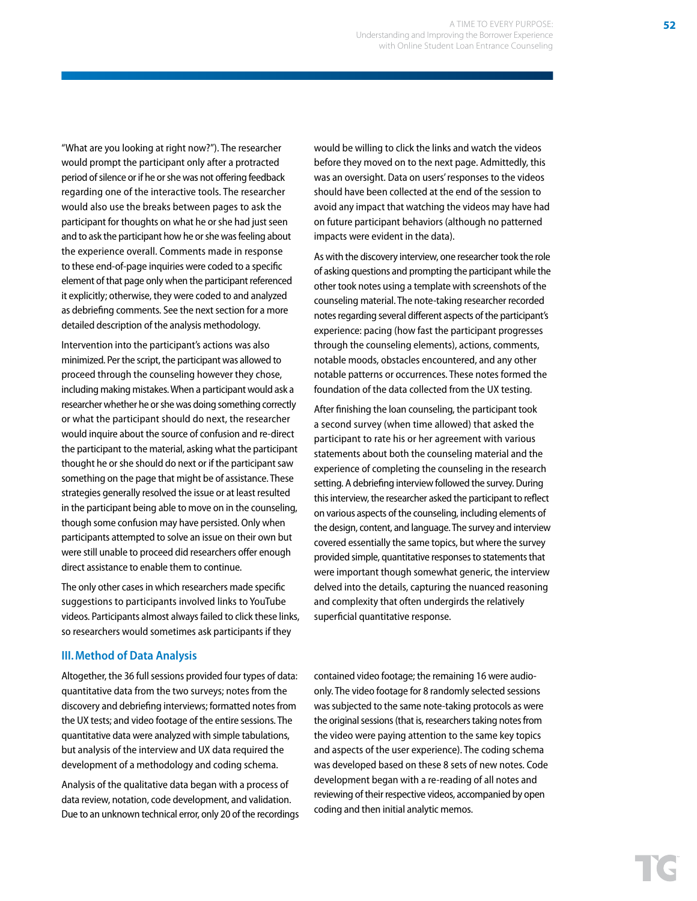“What are you looking at right now?”). The researcher would prompt the participant only after a protracted period of silence or if he or she was not offering feedback regarding one of the interactive tools. The researcher would also use the breaks between pages to ask the participant for thoughts on what he or she had just seen and to ask the participant how he or she was feeling about the experience overall. Comments made in response to these end-of-page inquiries were coded to a specific element of that page only when the participant referenced it explicitly; otherwise, they were coded to and analyzed as debriefing comments. See the next section for a more detailed description of the analysis methodology.

Intervention into the participant’s actions was also minimized. Per the script, the participant was allowed to proceed through the counseling however they chose, including making mistakes. When a participant would ask a researcher whether he or she was doing something correctly or what the participant should do next, the researcher would inquire about the source of confusion and re-direct the participant to the material, asking what the participant thought he or she should do next or if the participant saw something on the page that might be of assistance. These strategies generally resolved the issue or at least resulted in the participant being able to move on in the counseling, though some confusion may have persisted. Only when participants attempted to solve an issue on their own but were still unable to proceed did researchers offer enough direct assistance to enable them to continue.

The only other cases in which researchers made specific suggestions to participants involved links to YouTube videos. Participants almost always failed to click these links, so researchers would sometimes ask participants if they would be willing to click the links and watch the videos before they moved on to the next page. Admittedly, this was an oversight. Data on users’ responses to the videos should have been collected at the end of the session to avoid any impact that watching the videos may have had on future participant behaviors (although no patterned impacts were evident in the data).

As with the discovery interview, one researcher took the role of asking questions and prompting the participant while the other took notes using a template with screenshots of the counseling material. The note-taking researcher recorded notes regarding several different aspects of the participant’s experience: pacing (how fast the participant progresses through the counseling elements), actions, comments, notable moods, obstacles encountered, and any other notable patterns or occurrences. These notes formed the foundation of the data collected from the UX testing.

After finishing the loan counseling, the participant took a second survey (when time allowed) that asked the participant to rate his or her agreement with various statements about both the counseling material and the experience of completing the counseling in the research setting. A debriefing interview followed the survey. During this interview, the researcher asked the participant to reflect on various aspects of the counseling, including elements of the design, content, and language. The survey and interview covered essentially the same topics, but where the survey provided simple, quantitative responses to statements that were important though somewhat generic, the interview delved into the details, capturing the nuanced reasoning and complexity that often undergirds the relatively superficial quantitative response.

### III. Method of Data Analysis

Altogether, the 36 full sessions provided four types of data: quantitative data from the two surveys; notes from the discovery and debriefing interviews; formatted notes from the UX tests; and video footage of the entire sessions. The quantitative data were analyzed with simple tabulations, but analysis of the interview and UX data required the development of a methodology and coding schema.

Analysis of the qualitative data began with a process of data review, notation, code development, and validation. Due to an unknown technical error, only 20 of the recordings contained video footage; the remaining 16 were audio-only. The video footage for 8 randomly selected sessions was subjected to the same note-taking protocols as were the original sessions (that is, researchers taking notes from the video were paying attention to the same key topics and aspects of the user experience). The coding schema was developed based on these 8 sets of new notes. Code development began with a re-reading of all notes and reviewing of their respective videos, accompanied by open coding and then initial analytic memos.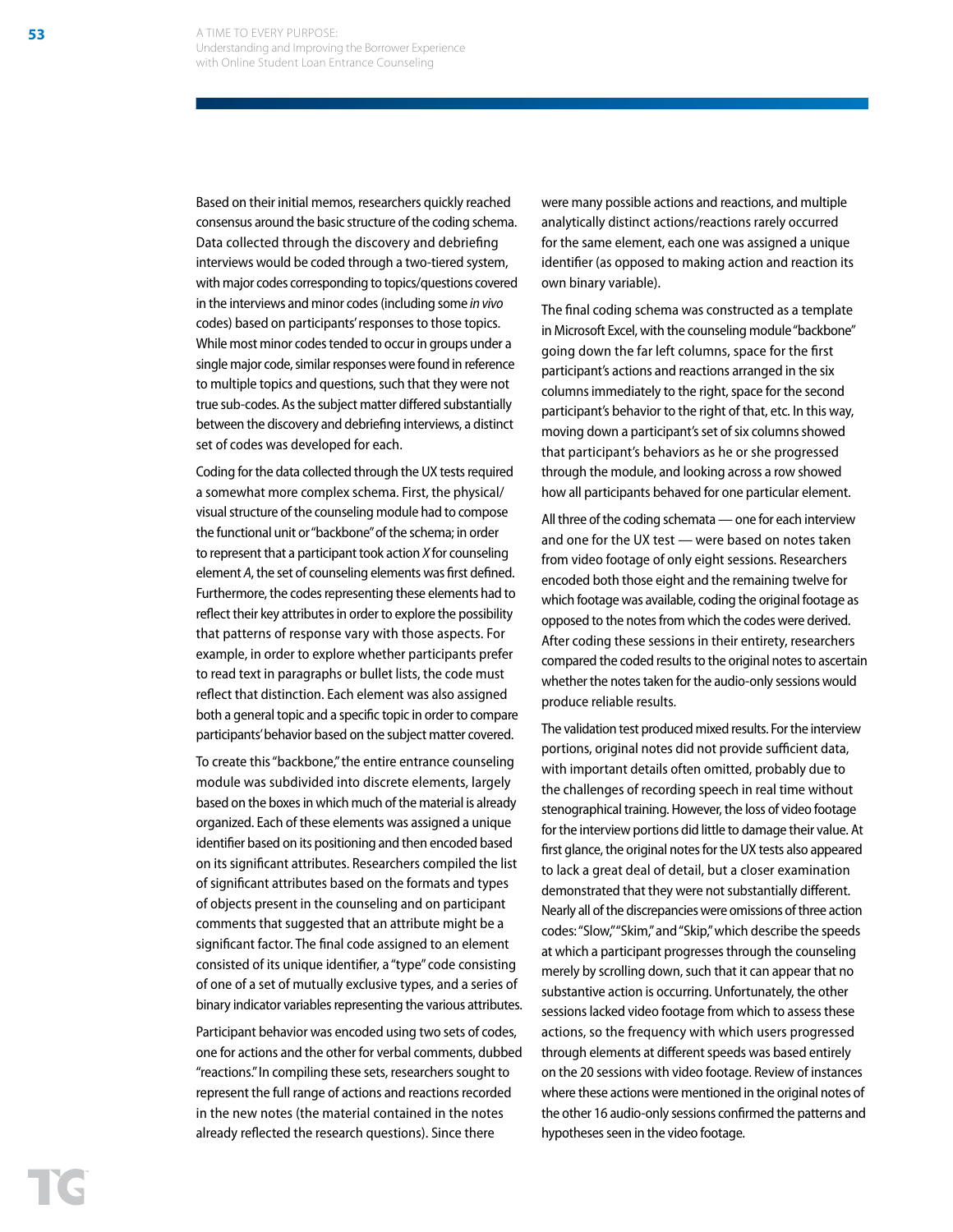Based on their initial memos, researchers quickly reached consensus around the basic structure of the coding schema. Data collected through the discovery and debriefing interviews would be coded through a two-tiered system, with major codes corresponding to topics/questions covered in the interviews and minor codes (including some *in vivo* codes) based on participants' responses to those topics. While most minor codes tended to occur in groups under a single major code, similar responses were found in reference to multiple topics and questions, such that they were not true sub-codes. As the subject matter differed substantially between the discovery and debriefing interviews, a distinct set of codes was developed for each.

Coding for the data collected through the UX tests required a somewhat more complex schema. First, the physical/visual structure of the counseling module had to compose the functional unit or "backbone" of the schema; in order to represent that a participant took action *X* for counseling element *A*, the set of counseling elements was first defined. Furthermore, the codes representing these elements had to reflect their key attributes in order to explore the possibility that patterns of response vary with those aspects. For example, in order to explore whether participants prefer to read text in paragraphs or bullet lists, the code must reflect that distinction. Each element was also assigned both a general topic and a specific topic in order to compare participants' behavior based on the subject matter covered.

To create this "backbone," the entire entrance counseling module was subdivided into discrete elements, largely based on the boxes in which much of the material is already organized. Each of these elements was assigned a unique identifier based on its positioning and then encoded based on its significant attributes. Researchers compiled the list of significant attributes based on the formats and types of objects present in the counseling and on participant comments that suggested that an attribute might be a significant factor. The final code assigned to an element consisted of its unique identifier, a "type" code consisting of one of a set of mutually exclusive types, and a series of binary indicator variables representing the various attributes.

Participant behavior was encoded using two sets of codes, one for actions and the other for verbal comments, dubbed "reactions." In compiling these sets, researchers sought to represent the full range of actions and reactions recorded in the new notes (the material contained in the notes already reflected the research questions). Since there were many possible actions and reactions, and multiple analytically distinct actions/reactions rarely occurred for the same element, each one was assigned a unique identifier (as opposed to making action and reaction its own binary variable).

The final coding schema was constructed as a template in Microsoft Excel, with the counseling module "backbone" going down the far left columns, space for the first participant's actions and reactions arranged in the six columns immediately to the right, space for the second participant's behavior to the right of that, etc. In this way, moving down a participant's set of six columns showed that participant's behaviors as he or she progressed through the module, and looking across a row showed how all participants behaved for one particular element.

All three of the coding schemata — one for each interview and one for the UX test — were based on notes taken from video footage of only eight sessions. Researchers encoded both those eight and the remaining twelve for which footage was available, coding the original footage as opposed to the notes from which the codes were derived. After coding these sessions in their entirety, researchers compared the coded results to the original notes to ascertain whether the notes taken for the audio-only sessions would produce reliable results.

The validation test produced mixed results. For the interview portions, original notes did not provide sufficient data, with important details often omitted, probably due to the challenges of recording speech in real time without stenographical training. However, the loss of video footage for the interview portions did little to damage their value. At first glance, the original notes for the UX tests also appeared to lack a great deal of detail, but a closer examination demonstrated that they were not substantially different. Nearly all of the discrepancies were omissions of three action codes: "Slow," "Skim," and "Skip," which describe the speeds at which a participant progresses through the counseling merely by scrolling down, such that it can appear that no substantive action is occurring. Unfortunately, the other sessions lacked video footage from which to assess these actions, so the frequency with which users progressed through elements at different speeds was based entirely on the 20 sessions with video footage. Review of instances where these actions were mentioned in the original notes of the other 16 audio-only sessions confirmed the patterns and hypotheses seen in the video footage.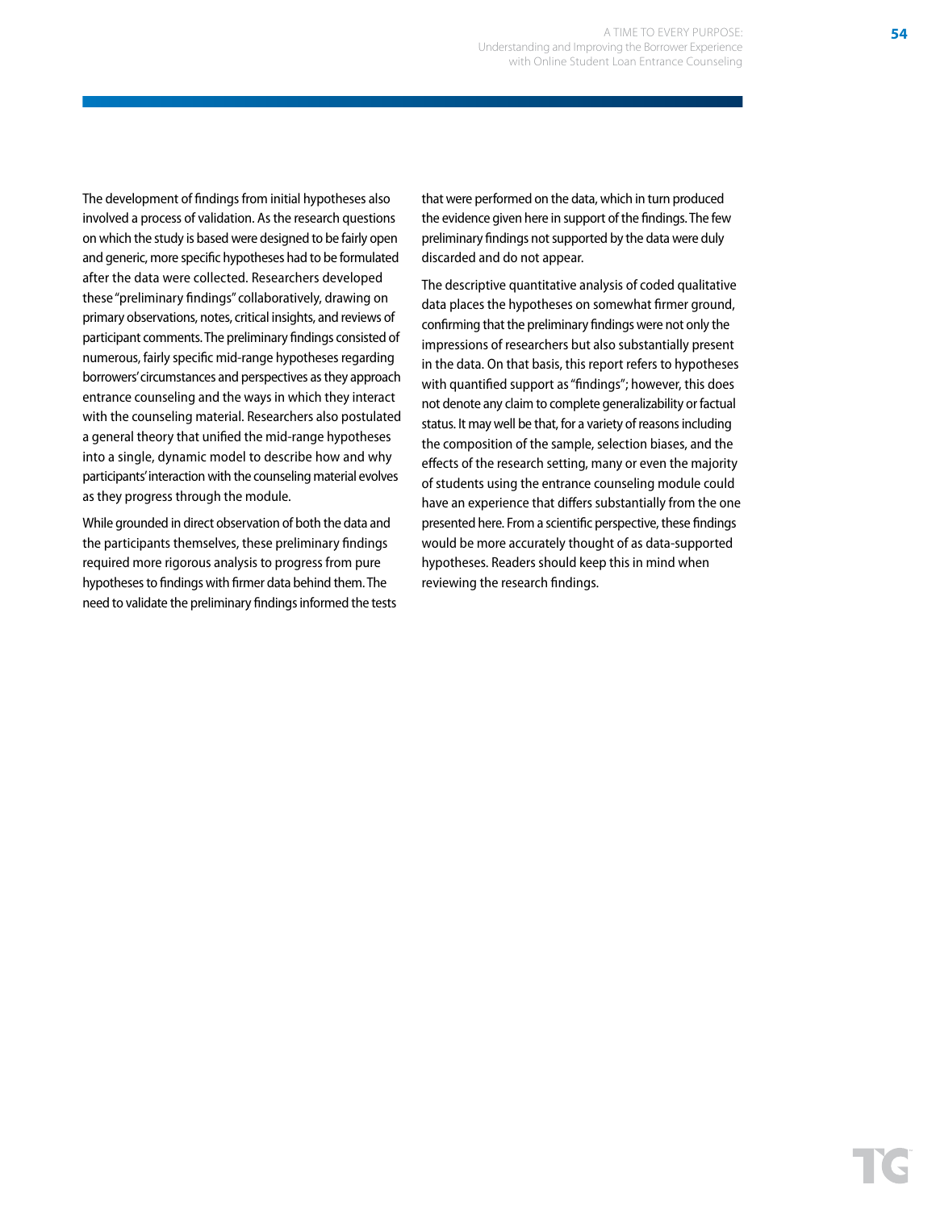The development of findings from initial hypotheses also involved a process of validation. As the research questions on which the study is based were designed to be fairly open and generic, more specific hypotheses had to be formulated after the data were collected. Researchers developed these "preliminary findings" collaboratively, drawing on primary observations, notes, critical insights, and reviews of participant comments. The preliminary findings consisted of numerous, fairly specific mid-range hypotheses regarding borrowers' circumstances and perspectives as they approach entrance counseling and the ways in which they interact with the counseling material. Researchers also postulated a general theory that unified the mid-range hypotheses into a single, dynamic model to describe how and why participants' interaction with the counseling material evolves as they progress through the module.

While grounded in direct observation of both the data and the participants themselves, these preliminary findings required more rigorous analysis to progress from pure hypotheses to findings with firmer data behind them. The need to validate the preliminary findings informed the tests that were performed on the data, which in turn produced the evidence given here in support of the findings. The few preliminary findings not supported by the data were duly discarded and do not appear.

The descriptive quantitative analysis of coded qualitative data places the hypotheses on somewhat firmer ground, confirming that the preliminary findings were not only the impressions of researchers but also substantially present in the data. On that basis, this report refers to hypotheses with quantified support as "findings"; however, this does not denote any claim to complete generalizability or factual status. It may well be that, for a variety of reasons including the composition of the sample, selection biases, and the effects of the research setting, many or even the majority of students using the entrance counseling module could have an experience that differs substantially from the one presented here. From a scientific perspective, these findings would be more accurately thought of as data-supported hypotheses. Readers should keep this in mind when reviewing the research findings.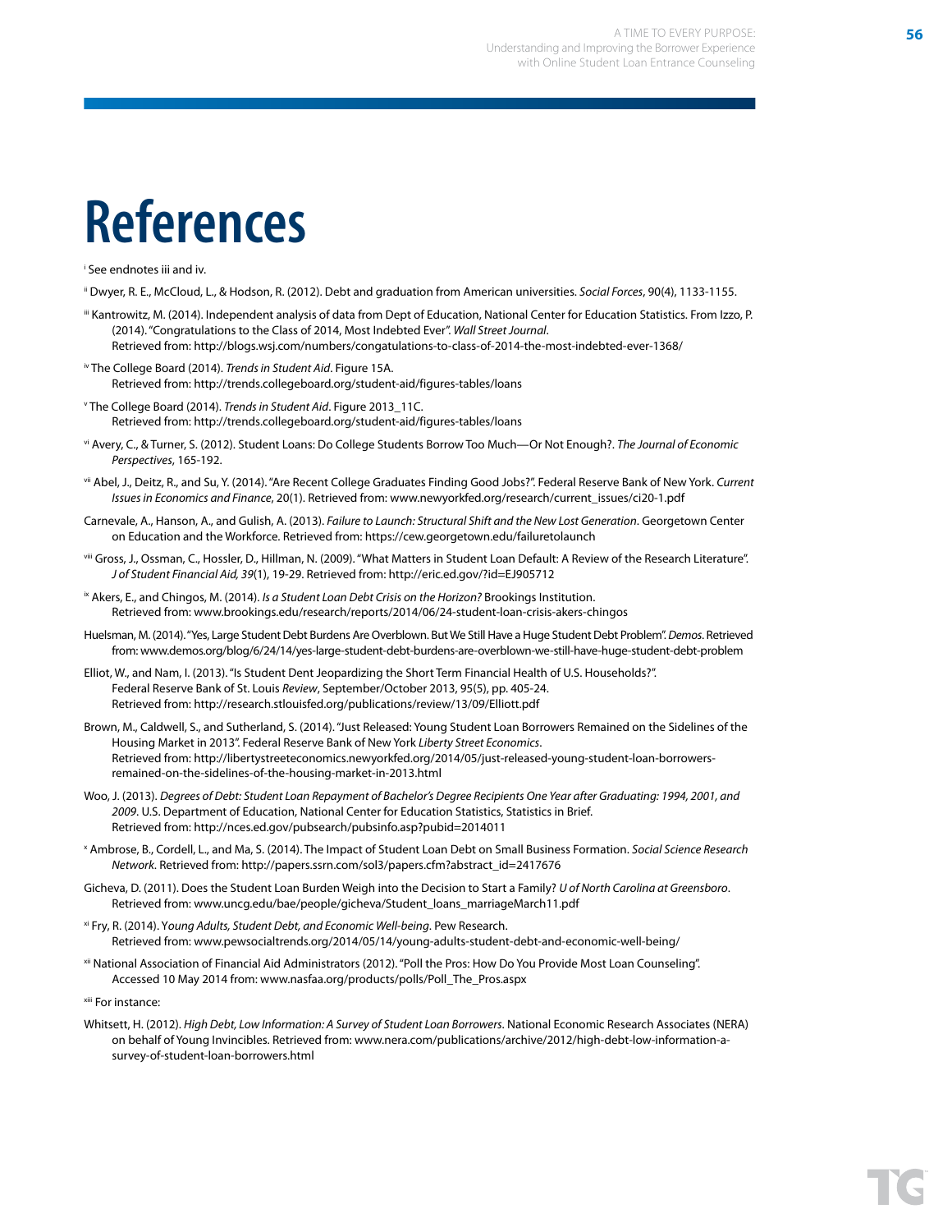# References

[i] See endnotes iii and iv.

[ii] Dwyer, R. E., McCloud, L., & Hodson, R. (2012). Debt and graduation from American universities. *Social Forces*, 90(4), 1133-1155.

[iii] Kantrowitz, M. (2014). Independent analysis of data from Dept of Education, National Center for Education Statistics. From Izzo, P. (2014). "Congratulations to the Class of 2014, Most Indebted Ever". *Wall Street Journal*.
Retrieved from: http://blogs.wsj.com/numbers/congatulations-to-class-of-2014-the-most-indebted-ever-1368/

[iv] The College Board (2014). *Trends in Student Aid*. Figure 15A.
Retrieved from: http://trends.collegeboard.org/student-aid/figures-tables/loans

[v] The College Board (2014). *Trends in Student Aid*. Figure 2013_11C.
Retrieved from: http://trends.collegeboard.org/student-aid/figures-tables/loans

[vi] Avery, C., & Turner, S. (2012). Student Loans: Do College Students Borrow Too Much—Or Not Enough?. *The Journal of Economic Perspectives*, 165-192.

[vii] Abel, J., Deitz, R., and Su, Y. (2014). "Are Recent College Graduates Finding Good Jobs?". Federal Reserve Bank of New York. *Current Issues in Economics and Finance*, 20(1). Retrieved from: www.newyorkfed.org/research/current_issues/ci20-1.pdf

Carnevale, A., Hanson, A., and Gulish, A. (2013). *Failure to Launch: Structural Shift and the New Lost Generation*. Georgetown Center on Education and the Workforce. Retrieved from: https://cew.georgetown.edu/failuretolaunch

[viii] Gross, J., Ossman, C., Hossler, D., Hillman, N. (2009). "What Matters in Student Loan Default: A Review of the Research Literature". *J of Student Financial Aid, 39*(1), 19-29. Retrieved from: http://eric.ed.gov/?id=EJ905712

[ix] Akers, E., and Chingos, M. (2014). *Is a Student Loan Debt Crisis on the Horizon?* Brookings Institution.
Retrieved from: www.brookings.edu/research/reports/2014/06/24-student-loan-crisis-akers-chingos

Huelsman, M. (2014). "Yes, Large Student Debt Burdens Are Overblown. But We Still Have a Huge Student Debt Problem". *Demos*. Retrieved from: www.demos.org/blog/6/24/14/yes-large-student-debt-burdens-are-overblown-we-still-have-huge-student-debt-problem

Elliot, W., and Nam, I. (2013). "Is Student Dent Jeopardizing the Short Term Financial Health of U.S. Households?".
Federal Reserve Bank of St. Louis *Review*, September/October 2013, 95(5), pp. 405-24.
Retrieved from: http://research.stlouisfed.org/publications/review/13/09/Elliott.pdf

Brown, M., Caldwell, S., and Sutherland, S. (2014). "Just Released: Young Student Loan Borrowers Remained on the Sidelines of the Housing Market in 2013". Federal Reserve Bank of New York *Liberty Street Economics*.
Retrieved from: http://libertystreeteconomics.newyorkfed.org/2014/05/just-released-young-student-loan-borrowers-remained-on-the-sidelines-of-the-housing-market-in-2013.html

Woo, J. (2013). *Degrees of Debt: Student Loan Repayment of Bachelor's Degree Recipients One Year after Graduating: 1994, 2001, and 2009*. U.S. Department of Education, National Center for Education Statistics, Statistics in Brief.
Retrieved from: http://nces.ed.gov/pubsearch/pubsinfo.asp?pubid=2014011

[x] Ambrose, B., Cordell, L., and Ma, S. (2014). The Impact of Student Loan Debt on Small Business Formation. *Social Science Research Network*. Retrieved from: http://papers.ssrn.com/sol3/papers.cfm?abstract_id=2417676

Gicheva, D. (2011). Does the Student Loan Burden Weigh into the Decision to Start a Family? *U of North Carolina at Greensboro*.
Retrieved from: www.uncg.edu/bae/people/gicheva/Student_loans_marriageMarch11.pdf

[xi] Fry, R. (2014). *Young Adults, Student Debt, and Economic Well-being*. Pew Research.
Retrieved from: www.pewsocialtrends.org/2014/05/14/young-adults-student-debt-and-economic-well-being/

[xii] National Association of Financial Aid Administrators (2012). "Poll the Pros: How Do You Provide Most Loan Counseling".
Accessed 10 May 2014 from: www.nasfaa.org/products/polls/Poll_The_Pros.aspx

[xiii] For instance:

Whitsett, H. (2012). *High Debt, Low Information: A Survey of Student Loan Borrowers*. National Economic Research Associates (NERA) on behalf of Young Invincibles. Retrieved from: www.nera.com/publications/archive/2012/high-debt-low-information-a-survey-of-student-loan-borrowers.html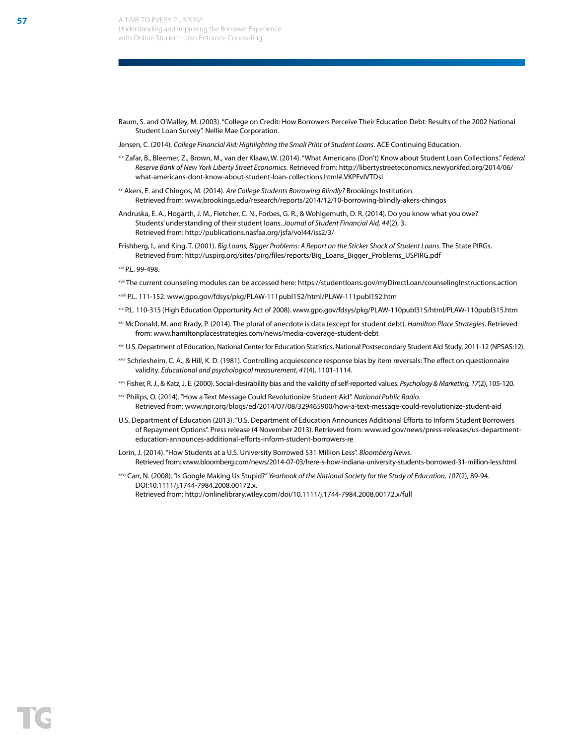Baum, S. and O'Malley, M. (2003). "College on Credit: How Borrowers Perceive Their Education Debt: Results of the 2002 National Student Loan Survey". Nellie Mae Corporation.

Jensen, C. (2014). *College Financial Aid: Highlighting the Small Print of Student Loans*. ACE Continuing Education.

[xiv] Zafar, B., Bleemer, Z., Brown, M., van der Klaaw, W. (2014). "What Americans (Don't) Know about Student Loan Collections." *Federal Reserve Bank of New York Liberty Street Economics*. Retrieved from: http://libertystreeteconomics.newyorkfed.org/2014/06/what-americans-dont-know-about-student-loan-collections.html#.VKPFvIVTDsI

[xv] Akers, E. and Chingos, M. (2014). *Are College Students Borrowing Blindly?* Brookings Institution. Retrieved from: www.brookings.edu/research/reports/2014/12/10-borrowing-blindly-akers-chingos

Andruska, E. A., Hogarth, J. M., Fletcher, C. N., Forbes, G. R., & Wohlgemuth, D. R. (2014). Do you know what you owe? Students' understanding of their student loans. *Journal of Student Financial Aid, 44*(2), 3. Retrieved from: http://publications.nasfaa.org/jsfa/vol44/iss2/3/

Frishberg, I., and King, T. (2001). *Big Loans, Bigger Problems: A Report on the Sticker Shock of Student Loans*. The State PIRGs. Retrieved from: http://uspirg.org/sites/pirg/files/reports/Big_Loans_Bigger_Problems_USPIRG.pdf

[xvi] P.L. 99-498.

[xvii] The current counseling modules can be accessed here: https://studentloans.gov/myDirectLoan/counselingInstructions.action

[xviii] P.L. 111-152. www.gpo.gov/fdsys/pkg/PLAW-111publ152/html/PLAW-111publ152.htm

[xix] P.L. 110-315 (High Education Opportunity Act of 2008). www.gpo.gov/fdsys/pkg/PLAW-110publ315/html/PLAW-110publ315.htm

[xxi] McDonald, M. and Brady, P. (2014). The plural of anecdote is data (except for student debt). *Hamilton Place Strategies*. Retrieved from: www.hamiltonplacestrategies.com/news/media-coverage-student-debt

[xxii] U.S. Department of Education, National Center for Education Statistics, National Postsecondary Student Aid Study, 2011-12 (NPSAS:12).

[xxiii] Schriesheim, C. A., & Hill, K. D. (1981). Controlling acquiescence response bias by item reversals: The effect on questionnaire validity. *Educational and psychological measurement, 41*(4), 1101-1114.

[xxiv] Fisher, R. J., & Katz, J. E. (2000). Social-desirability bias and the validity of self-reported values. *Psychology & Marketing, 17*(2), 105-120.

[xxv] Philips, O. (2014). "How a Text Message Could Revolutionize Student Aid". *National Public Radio*. Retrieved from: www.npr.org/blogs/ed/2014/07/08/329465900/how-a-text-message-could-revolutionize-student-aid

U.S. Department of Education (2013). "U.S. Department of Education Announces Additional Efforts to Inform Student Borrowers of Repayment Options". Press release (4 November 2013). Retrieved from: www.ed.gov/news/press-releases/us-department-education-announces-additional-efforts-inform-student-borrowers-re

Lorin, J. (2014). "How Students at a U.S. University Borrowed $31 Million Less". *Bloomberg News*. Retrieved from: www.bloomberg.com/news/2014-07-03/here-s-how-indiana-university-students-borrowed-31-million-less.html

[xxvi] Carr, N. (2008). "Is Google Making Us Stupid?" *Yearbook of the National Society for the Study of Education, 107*(2), 89-94. DOI:10.1111/j.1744-7984.2008.00172.x. Retrieved from: http://onlinelibrary.wiley.com/doi/10.1111/j.1744-7984.2008.00172.x/full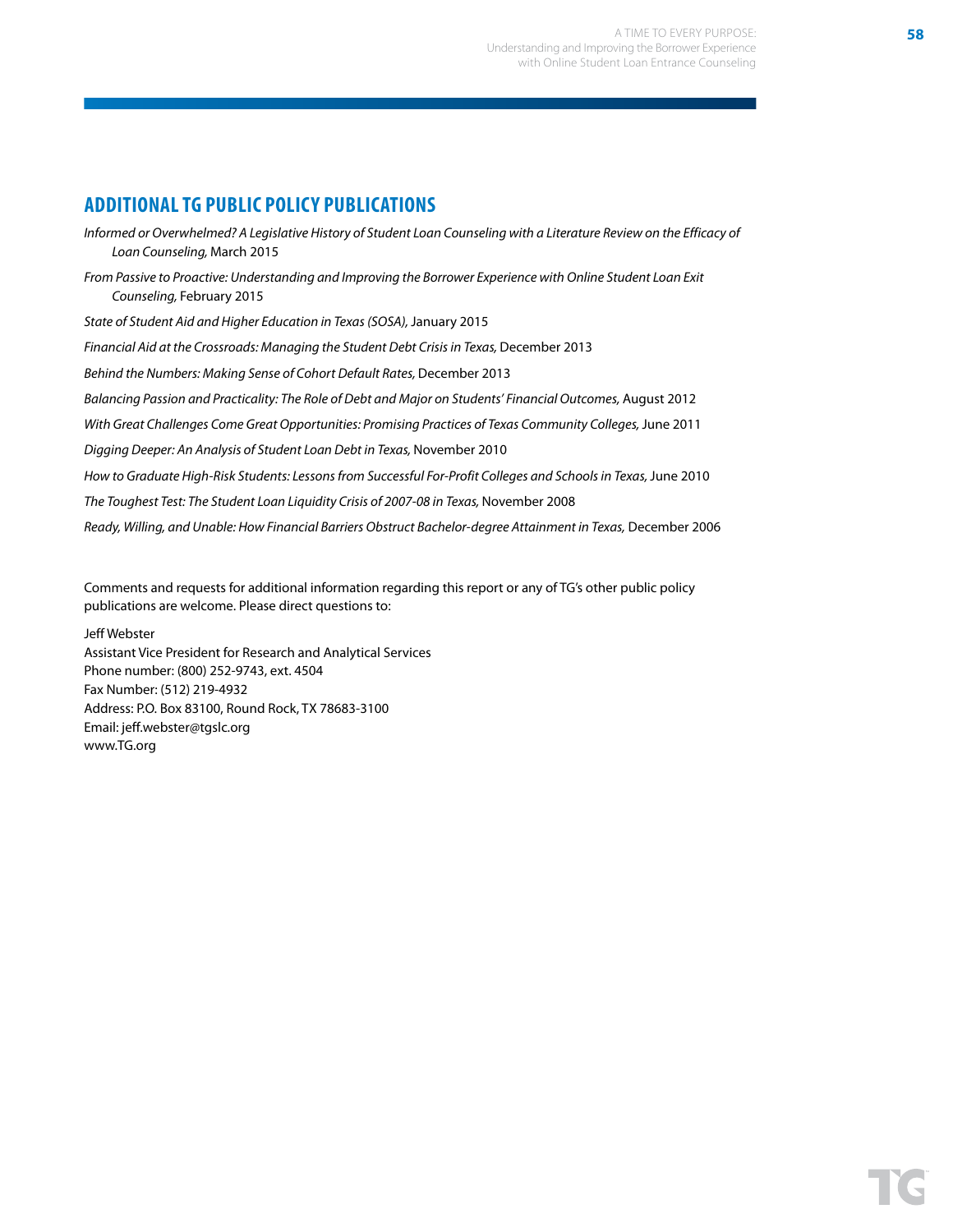## ADDITIONAL TG PUBLIC POLICY PUBLICATIONS

*Informed or Overwhelmed? A Legislative History of Student Loan Counseling with a Literature Review on the Efficacy of Loan Counseling,* March 2015

*From Passive to Proactive: Understanding and Improving the Borrower Experience with Online Student Loan Exit Counseling,* February 2015

*State of Student Aid and Higher Education in Texas (SOSA),* January 2015

*Financial Aid at the Crossroads: Managing the Student Debt Crisis in Texas,* December 2013

*Behind the Numbers: Making Sense of Cohort Default Rates,* December 2013

*Balancing Passion and Practicality: The Role of Debt and Major on Students' Financial Outcomes,* August 2012

*With Great Challenges Come Great Opportunities: Promising Practices of Texas Community Colleges,* June 2011

*Digging Deeper: An Analysis of Student Loan Debt in Texas,* November 2010

*How to Graduate High-Risk Students: Lessons from Successful For-Profit Colleges and Schools in Texas,* June 2010

*The Toughest Test: The Student Loan Liquidity Crisis of 2007-08 in Texas,* November 2008

*Ready, Willing, and Unable: How Financial Barriers Obstruct Bachelor-degree Attainment in Texas,* December 2006

Comments and requests for additional information regarding this report or any of TG's other public policy publications are welcome. Please direct questions to:

Jeff Webster
Assistant Vice President for Research and Analytical Services
Phone number: (800) 252-9743, ext. 4504
Fax Number: (512) 219-4932
Address: P.O. Box 83100, Round Rock, TX 78683-3100
Email: jeff.webster@tgslc.org
www.TG.org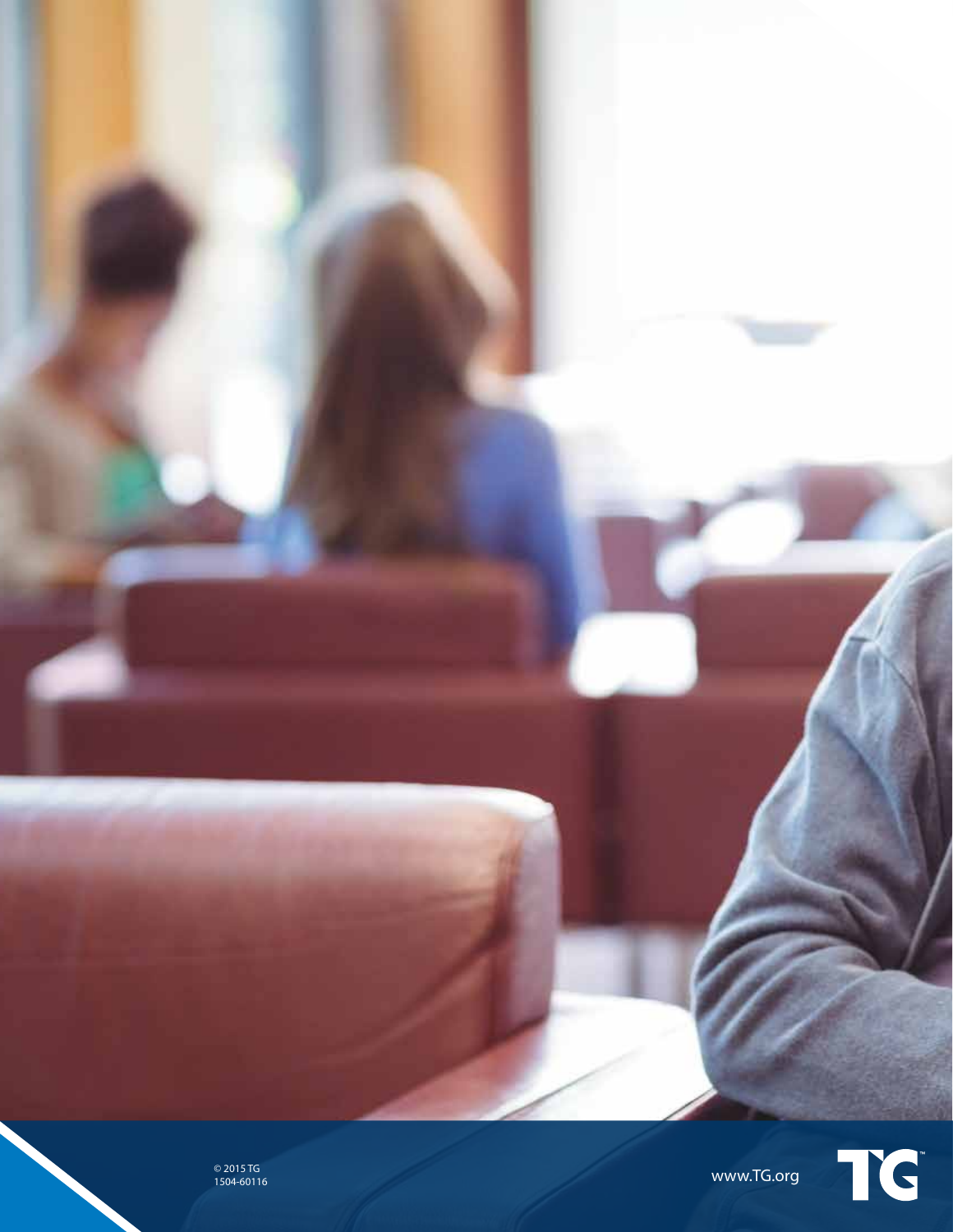© 2015 TG
1504-60116

www.TG.org